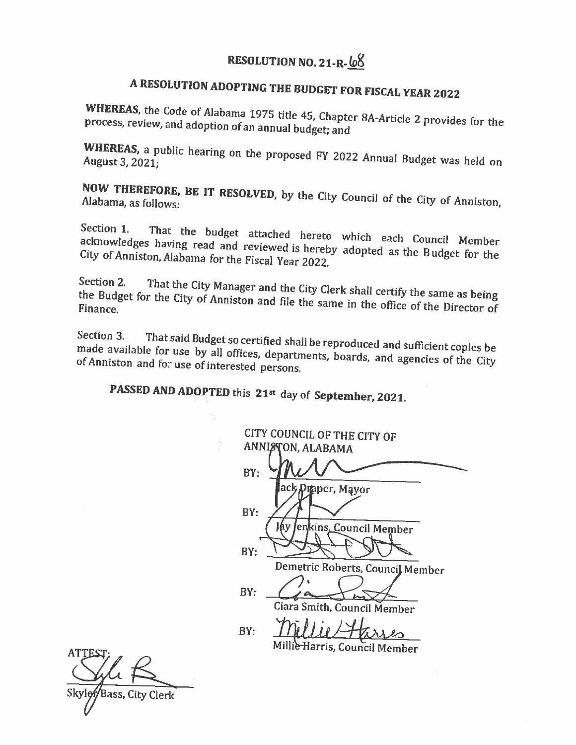# RESOLUTION NO. 21-R-68

## A RESOLUTION ADOPTING THE BUDGET FOR FISCAL YEAR 2022

**WHEREAS**, the Code of Alabama 1975 title 45, Chapter 8A-Article 2 provides for the process, review, and adoption of an annual budget; and

**WHEREAS**, a public hearing on the proposed FY 2022 Annual Budget was held on August 3, 2021;

**NOW THEREFORE, BE IT RESOLVED**, by the City Council of the City of Anniston, Alabama, as follows:

Section 1. That the budget attached hereto which each Council Member acknowledges having read and reviewed is hereby adopted as the Budget for the City of Anniston, Alabama for the Fiscal Year 2022.

Section 2. That the City Manager and the City Clerk shall certify the same as being the Budget for the City of Anniston and file the same in the office of the Director of Finance.

Section 3. That said Budget so certified shall be reproduced and sufficient copies be made available for use by all offices, departments, boards, and agencies of the City of Anniston and for use of interested persons.

**PASSED AND ADOPTED** this **21st** day of **September, 2021.**

CITY COUNCIL OF THE CITY OF ANNISTON, ALABAMA

BY: ______________________
Jack Draper, Mayor

BY: ______________________
Jay Jenkins, Council Member

BY: ______________________
Demetric Roberts, Council Member

BY: ______________________
Ciara Smith, Council Member

BY: ______________________
Millie Harris, Council Member

ATTEST:

______________________
Skyler Bass, City Clerk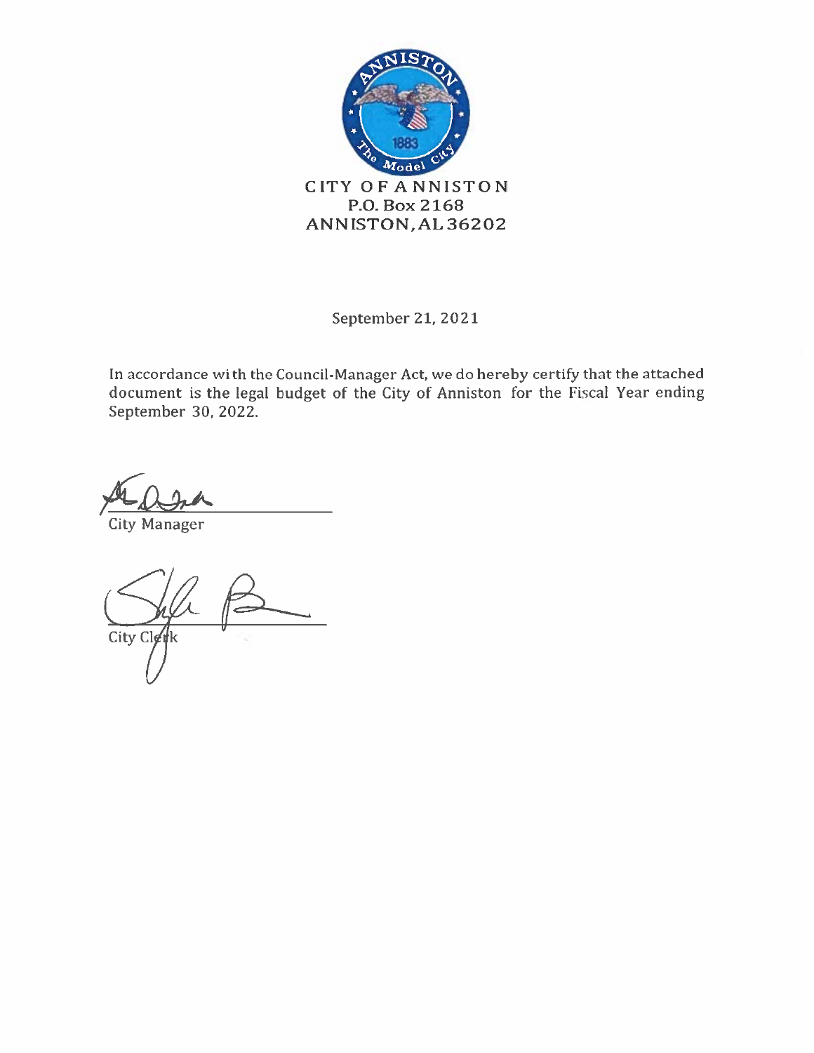**CITY OF ANNISTON**
**P.O. Box 2168**
**ANNISTON, AL 36202**

September 21, 2021

In accordance with the Council-Manager Act, we do hereby certify that the attached document is the legal budget of the City of Anniston for the Fiscal Year ending September 30, 2022.

City Manager

City Clerk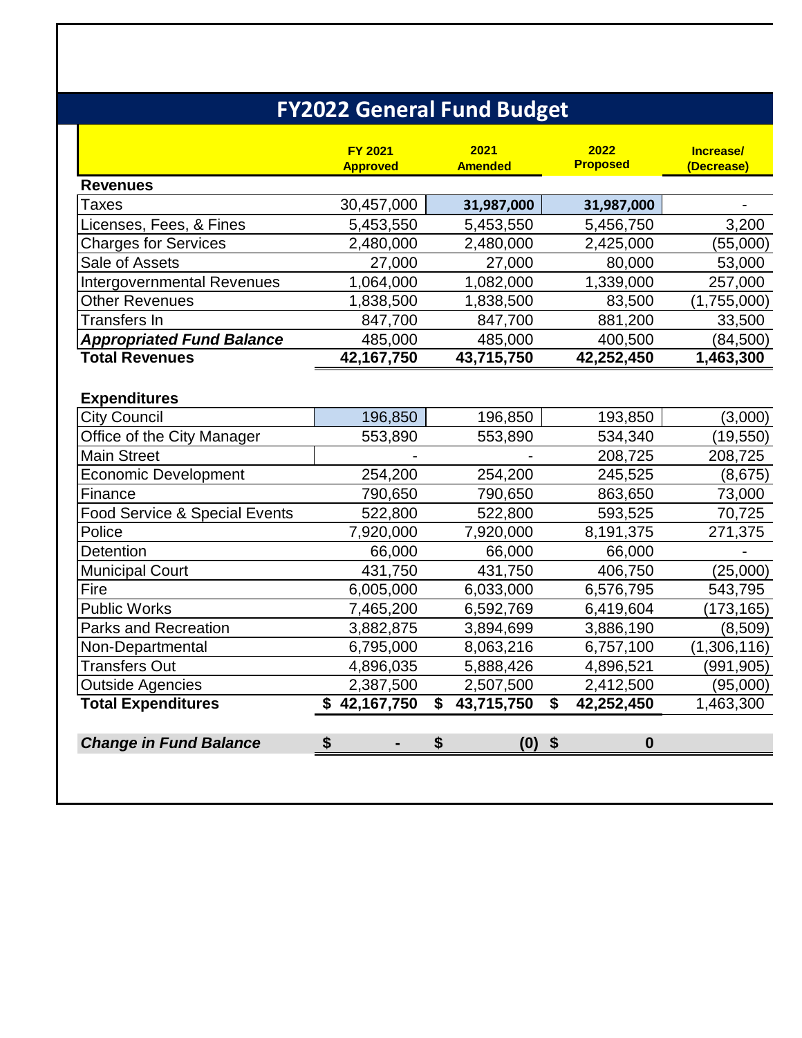# FY2022 General Fund Budget

| | FY 2021 Approved | 2021 Amended | 2022 Proposed | Increase/ (Decrease) |
|---|---|---|---|---|
| **Revenues** | | | | |
| Taxes | 30,457,000 | **31,987,000** | **31,987,000** | - |
| Licenses, Fees, & Fines | 5,453,550 | 5,453,550 | 5,456,750 | 3,200 |
| Charges for Services | 2,480,000 | 2,480,000 | 2,425,000 | (55,000) |
| Sale of Assets | 27,000 | 27,000 | 80,000 | 53,000 |
| Intergovernmental Revenues | 1,064,000 | 1,082,000 | 1,339,000 | 257,000 |
| Other Revenues | 1,838,500 | 1,838,500 | 83,500 | (1,755,000) |
| Transfers In | 847,700 | 847,700 | 881,200 | 33,500 |
| ***Appropriated Fund Balance*** | 485,000 | 485,000 | 400,500 | (84,500) |
| **Total Revenues** | **42,167,750** | **43,715,750** | **42,252,450** | **1,463,300** |
| | | | | |
| **Expenditures** | | | | |
| City Council | 196,850 | 196,850 | 193,850 | (3,000) |
| Office of the City Manager | 553,890 | 553,890 | 534,340 | (19,550) |
| Main Street | - | - | 208,725 | 208,725 |
| Economic Development | 254,200 | 254,200 | 245,525 | (8,675) |
| Finance | 790,650 | 790,650 | 863,650 | 73,000 |
| Food Service & Special Events | 522,800 | 522,800 | 593,525 | 70,725 |
| Police | 7,920,000 | 7,920,000 | 8,191,375 | 271,375 |
| Detention | 66,000 | 66,000 | 66,000 | - |
| Municipal Court | 431,750 | 431,750 | 406,750 | (25,000) |
| Fire | 6,005,000 | 6,033,000 | 6,576,795 | 543,795 |
| Public Works | 7,465,200 | 6,592,769 | 6,419,604 | (173,165) |
| Parks and Recreation | 3,882,875 | 3,894,699 | 3,886,190 | (8,509) |
| Non-Departmental | 6,795,000 | 8,063,216 | 6,757,100 | (1,306,116) |
| Transfers Out | 4,896,035 | 5,888,426 | 4,896,521 | (991,905) |
| Outside Agencies | 2,387,500 | 2,507,500 | 2,412,500 | (95,000) |
| **Total Expenditures** | **$ 42,167,750** | **$ 43,715,750** | **$ 42,252,450** | 1,463,300 |
| | | | | |
| ***Change in Fund Balance*** | **$ -** | **$ (0)** | **$ 0** | |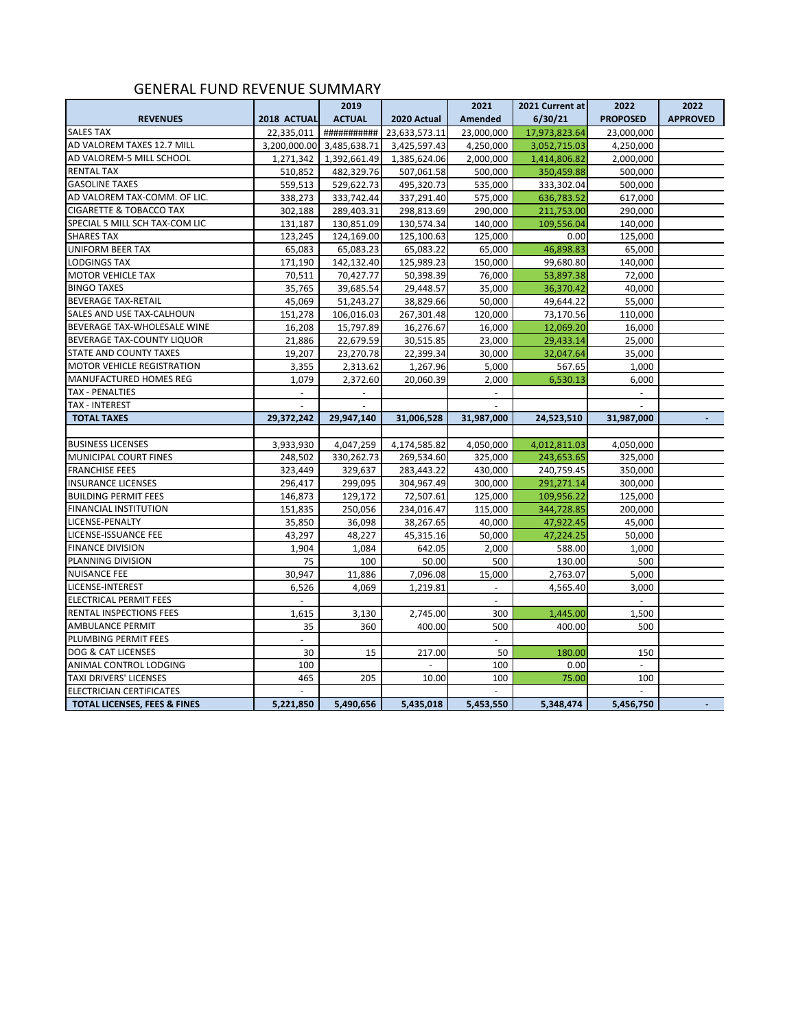## GENERAL FUND REVENUE SUMMARY

| REVENUES | 2018 ACTUAL | 2019 ACTUAL | 2020 Actual | 2021 Amended | 2021 Current at 6/30/21 | 2022 PROPOSED | 2022 APPROVED |
|---|---|---|---|---|---|---|---|
| SALES TAX | 22,335,011 | ########### | 23,633,573.11 | 23,000,000 | 17,973,823.64 | 23,000,000 | |
| AD VALOREM TAXES 12.7 MILL | 3,200,000.00 | 3,485,638.71 | 3,425,597.43 | 4,250,000 | 3,052,715.03 | 4,250,000 | |
| AD VALOREM-5 MILL SCHOOL | 1,271,342 | 1,392,661.49 | 1,385,624.06 | 2,000,000 | 1,414,806.82 | 2,000,000 | |
| RENTAL TAX | 510,852 | 482,329.76 | 507,061.58 | 500,000 | 350,459.88 | 500,000 | |
| GASOLINE TAXES | 559,513 | 529,622.73 | 495,320.73 | 535,000 | 333,302.04 | 500,000 | |
| AD VALOREM TAX-COMM. OF LIC. | 338,273 | 333,742.44 | 337,291.40 | 575,000 | 636,783.52 | 617,000 | |
| CIGARETTE & TOBACCO TAX | 302,188 | 289,403.31 | 298,813.69 | 290,000 | 211,753.00 | 290,000 | |
| SPECIAL 5 MILL SCH TAX-COM LIC | 131,187 | 130,851.09 | 130,574.34 | 140,000 | 109,556.04 | 140,000 | |
| SHARES TAX | 123,245 | 124,169.00 | 125,100.63 | 125,000 | 0.00 | 125,000 | |
| UNIFORM BEER TAX | 65,083 | 65,083.23 | 65,083.22 | 65,000 | 46,898.83 | 65,000 | |
| LODGINGS TAX | 171,190 | 142,132.40 | 125,989.23 | 150,000 | 99,680.80 | 140,000 | |
| MOTOR VEHICLE TAX | 70,511 | 70,427.77 | 50,398.39 | 76,000 | 53,897.38 | 72,000 | |
| BINGO TAXES | 35,765 | 39,685.54 | 29,448.57 | 35,000 | 36,370.42 | 40,000 | |
| BEVERAGE TAX-RETAIL | 45,069 | 51,243.27 | 38,829.66 | 50,000 | 49,644.22 | 55,000 | |
| SALES AND USE TAX-CALHOUN | 151,278 | 106,016.03 | 267,301.48 | 120,000 | 73,170.56 | 110,000 | |
| BEVERAGE TAX-WHOLESALE WINE | 16,208 | 15,797.89 | 16,276.67 | 16,000 | 12,069.20 | 16,000 | |
| BEVERAGE TAX-COUNTY LIQUOR | 21,886 | 22,679.59 | 30,515.85 | 23,000 | 29,433.14 | 25,000 | |
| STATE AND COUNTY TAXES | 19,207 | 23,270.78 | 22,399.34 | 30,000 | 32,047.64 | 35,000 | |
| MOTOR VEHICLE REGISTRATION | 3,355 | 2,313.62 | 1,267.96 | 5,000 | 567.65 | 1,000 | |
| MANUFACTURED HOMES REG | 1,079 | 2,372.60 | 20,060.39 | 2,000 | 6,530.13 | 6,000 | |
| TAX - PENALTIES | - | - | | - | | - | |
| TAX - INTEREST | - | - | | - | | - | |
| **TOTAL TAXES** | **29,372,242** | **29,947,140** | **31,006,528** | **31,987,000** | **24,523,510** | **31,987,000** | **-** |
| | | | | | | | |
| BUSINESS LICENSES | 3,933,930 | 4,047,259 | 4,174,585.82 | 4,050,000 | 4,012,811.03 | 4,050,000 | |
| MUNICIPAL COURT FINES | 248,502 | 330,262.73 | 269,534.60 | 325,000 | 243,653.65 | 325,000 | |
| FRANCHISE FEES | 323,449 | 329,637 | 283,443.22 | 430,000 | 240,759.45 | 350,000 | |
| INSURANCE LICENSES | 296,417 | 299,095 | 304,967.49 | 300,000 | 291,271.14 | 300,000 | |
| BUILDING PERMIT FEES | 146,873 | 129,172 | 72,507.61 | 125,000 | 109,956.22 | 125,000 | |
| FINANCIAL INSTITUTION | 151,835 | 250,056 | 234,016.47 | 115,000 | 344,728.85 | 200,000 | |
| LICENSE-PENALTY | 35,850 | 36,098 | 38,267.65 | 40,000 | 47,922.45 | 45,000 | |
| LICENSE-ISSUANCE FEE | 43,297 | 48,227 | 45,315.16 | 50,000 | 47,224.25 | 50,000 | |
| FINANCE DIVISION | 1,904 | 1,084 | 642.05 | 2,000 | 588.00 | 1,000 | |
| PLANNING DIVISION | 75 | 100 | 50.00 | 500 | 130.00 | 500 | |
| NUISANCE FEE | 30,947 | 11,886 | 7,096.08 | 15,000 | 2,763.07 | 5,000 | |
| LICENSE-INTEREST | 6,526 | 4,069 | 1,219.81 | - | 4,565.40 | 3,000 | |
| ELECTRICAL PERMIT FEES | - | | | - | | - | |
| RENTAL INSPECTIONS FEES | 1,615 | 3,130 | 2,745.00 | 300 | 1,445.00 | 1,500 | |
| AMBULANCE PERMIT | 35 | 360 | 400.00 | 500 | 400.00 | 500 | |
| PLUMBING PERMIT FEES | - | | | - | | | |
| DOG & CAT LICENSES | 30 | 15 | 217.00 | 50 | 180.00 | 150 | |
| ANIMAL CONTROL LODGING | 100 | | - | 100 | 0.00 | - | |
| TAXI DRIVERS' LICENSES | 465 | 205 | 10.00 | 100 | 75.00 | 100 | |
| ELECTRICIAN CERTIFICATES | - | | | - | | - | |
| **TOTAL LICENSES, FEES & FINES** | **5,221,850** | **5,490,656** | **5,435,018** | **5,453,550** | **5,348,474** | **5,456,750** | **-** |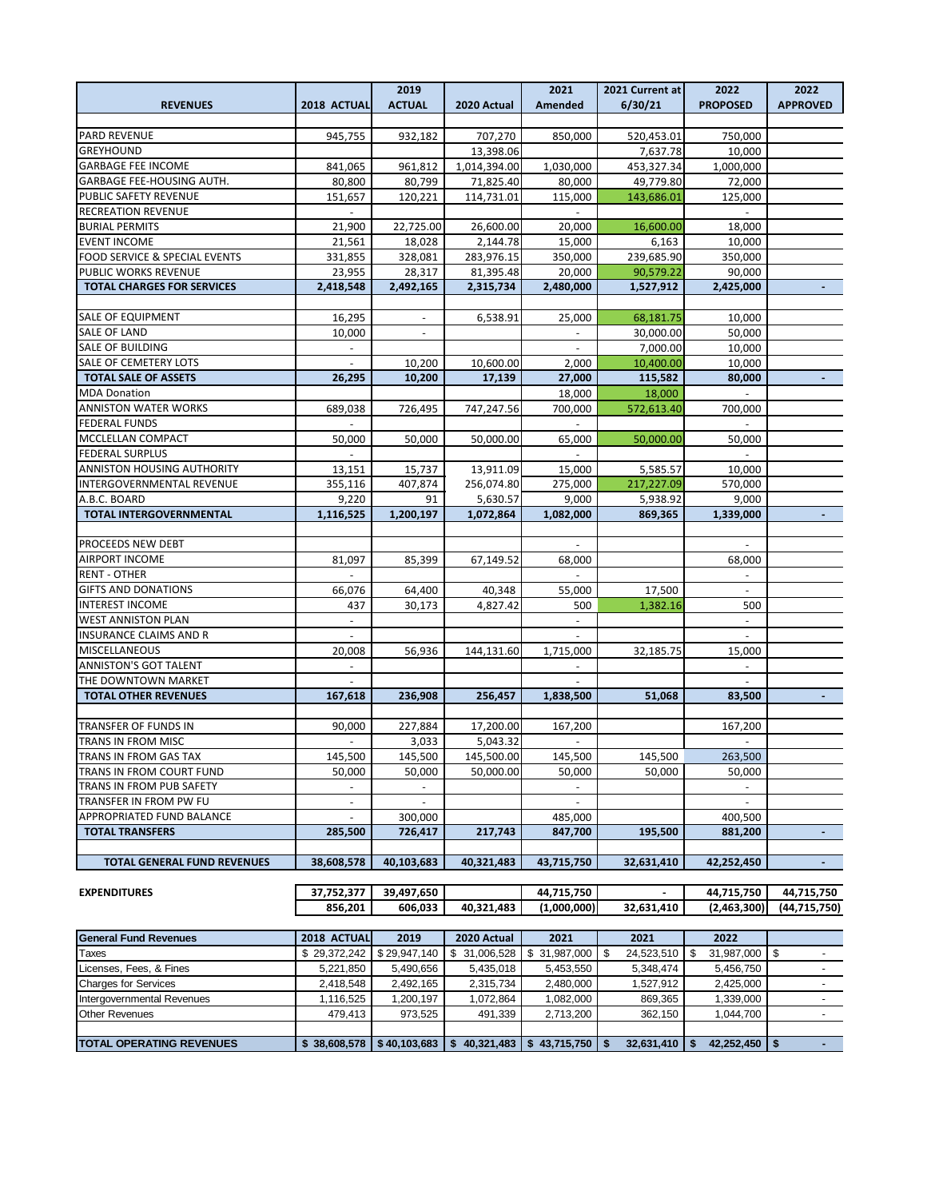| REVENUES | 2018 ACTUAL | 2019 ACTUAL | 2020 Actual | 2021 Amended | 2021 Current at 6/30/21 | 2022 PROPOSED | 2022 APPROVED |
|---|---|---|---|---|---|---|---|
| | | | | | | | |
| PARD REVENUE | 945,755 | 932,182 | 707,270 | 850,000 | 520,453.01 | 750,000 | |
| GREYHOUND | | | 13,398.06 | | 7,637.78 | 10,000 | |
| GARBAGE FEE INCOME | 841,065 | 961,812 | 1,014,394.00 | 1,030,000 | 453,327.34 | 1,000,000 | |
| GARBAGE FEE-HOUSING AUTH. | 80,800 | 80,799 | 71,825.40 | 80,000 | 49,779.80 | 72,000 | |
| PUBLIC SAFETY REVENUE | 151,657 | 120,221 | 114,731.01 | 115,000 | 143,686.01 | 125,000 | |
| RECREATION REVENUE | - | | | - | | - | |
| BURIAL PERMITS | 21,900 | 22,725.00 | 26,600.00 | 20,000 | 16,600.00 | 18,000 | |
| EVENT INCOME | 21,561 | 18,028 | 2,144.78 | 15,000 | 6,163 | 10,000 | |
| FOOD SERVICE & SPECIAL EVENTS | 331,855 | 328,081 | 283,976.15 | 350,000 | 239,685.90 | 350,000 | |
| PUBLIC WORKS REVENUE | 23,955 | 28,317 | 81,395.48 | 20,000 | 90,579.22 | 90,000 | |
| **TOTAL CHARGES FOR SERVICES** | **2,418,548** | **2,492,165** | **2,315,734** | **2,480,000** | **1,527,912** | **2,425,000** | **-** |
| | | | | | | | |
| SALE OF EQUIPMENT | 16,295 | - | 6,538.91 | 25,000 | 68,181.75 | 10,000 | |
| SALE OF LAND | 10,000 | - | | - | 30,000.00 | 50,000 | |
| SALE OF BUILDING | - | | | - | 7,000.00 | 10,000 | |
| SALE OF CEMETERY LOTS | - | 10,200 | 10,600.00 | 2,000 | 10,400.00 | 10,000 | |
| **TOTAL SALE OF ASSETS** | **26,295** | **10,200** | **17,139** | **27,000** | **115,582** | **80,000** | **-** |
| MDA Donation | | | | 18,000 | 18,000 | - | |
| ANNISTON WATER WORKS | 689,038 | 726,495 | 747,247.56 | 700,000 | 572,613.40 | 700,000 | |
| FEDERAL FUNDS | - | | | - | | - | |
| MCCLELLAN COMPACT | 50,000 | 50,000 | 50,000.00 | 65,000 | 50,000.00 | 50,000 | |
| FEDERAL SURPLUS | - | | | - | | - | |
| ANNISTON HOUSING AUTHORITY | 13,151 | 15,737 | 13,911.09 | 15,000 | 5,585.57 | 10,000 | |
| INTERGOVERNMENTAL REVENUE | 355,116 | 407,874 | 256,074.80 | 275,000 | 217,227.09 | 570,000 | |
| A.B.C. BOARD | 9,220 | 91 | 5,630.57 | 9,000 | 5,938.92 | 9,000 | |
| **TOTAL INTERGOVERNMENTAL** | **1,116,525** | **1,200,197** | **1,072,864** | **1,082,000** | **869,365** | **1,339,000** | **-** |
| | | | | | | | |
| PROCEEDS NEW DEBT | | | | - | | - | |
| AIRPORT INCOME | 81,097 | 85,399 | 67,149.52 | 68,000 | | 68,000 | |
| RENT - OTHER | - | | | - | | - | |
| GIFTS AND DONATIONS | 66,076 | 64,400 | 40,348 | 55,000 | 17,500 | - | |
| INTEREST INCOME | 437 | 30,173 | 4,827.42 | 500 | 1,382.16 | 500 | |
| WEST ANNISTON PLAN | - | | | - | | - | |
| INSURANCE CLAIMS AND R | - | | | - | | - | |
| MISCELLANEOUS | 20,008 | 56,936 | 144,131.60 | 1,715,000 | 32,185.75 | 15,000 | |
| ANNISTON'S GOT TALENT | - | | | - | | - | |
| THE DOWNTOWN MARKET | - | | | - | | - | |
| **TOTAL OTHER REVENUES** | **167,618** | **236,908** | **256,457** | **1,838,500** | **51,068** | **83,500** | **-** |
| | | | | | | | |
| TRANSFER OF FUNDS IN | 90,000 | 227,884 | 17,200.00 | 167,200 | | 167,200 | |
| TRANS IN FROM MISC | - | 3,033 | 5,043.32 | - | | - | |
| TRANS IN FROM GAS TAX | 145,500 | 145,500 | 145,500.00 | 145,500 | 145,500 | 263,500 | |
| TRANS IN FROM COURT FUND | 50,000 | 50,000 | 50,000.00 | 50,000 | 50,000 | 50,000 | |
| TRANS IN FROM PUB SAFETY | - | - | | - | | - | |
| TRANSFER IN FROM PW FU | - | - | | - | | - | |
| APPROPRIATED FUND BALANCE | - | 300,000 | | 485,000 | | 400,500 | |
| **TOTAL TRANSFERS** | **285,500** | **726,417** | **217,743** | **847,700** | **195,500** | **881,200** | **-** |
| | | | | | | | |
| **TOTAL GENERAL FUND REVENUES** | **38,608,578** | **40,103,683** | **40,321,483** | **43,715,750** | **32,631,410** | **42,252,450** | **-** |

| | | | | | | | |
|---|---|---|---|---|---|---|---|
| **EXPENDITURES** | **37,752,377** | **39,497,650** | | **44,715,750** | **-** | **44,715,750** | **44,715,750** |
| | **856,201** | **606,033** | **40,321,483** | **(1,000,000)** | **32,631,410** | **(2,463,300)** | **(44,715,750)** |

| General Fund Revenues | 2018 ACTUAL | 2019 | 2020 Actual | 2021 | 2021 | 2022 | |
|---|---|---|---|---|---|---|---|
| Taxes | $ 29,372,242 | $ 29,947,140 | $ 31,006,528 | $ 31,987,000 | $ 24,523,510 | $ 31,987,000 | $ - |
| Licenses, Fees, & Fines | 5,221,850 | 5,490,656 | 5,435,018 | 5,453,550 | 5,348,474 | 5,456,750 | - |
| Charges for Services | 2,418,548 | 2,492,165 | 2,315,734 | 2,480,000 | 1,527,912 | 2,425,000 | - |
| Intergovernmental Revenues | 1,116,525 | 1,200,197 | 1,072,864 | 1,082,000 | 869,365 | 1,339,000 | - |
| Other Revenues | 479,413 | 973,525 | 491,339 | 2,713,200 | 362,150 | 1,044,700 | - |
| | | | | | | | |
| **TOTAL OPERATING REVENUES** | **$ 38,608,578** | **$ 40,103,683** | **$ 40,321,483** | **$ 43,715,750** | **$ 32,631,410** | **$ 42,252,450** | **$ -** |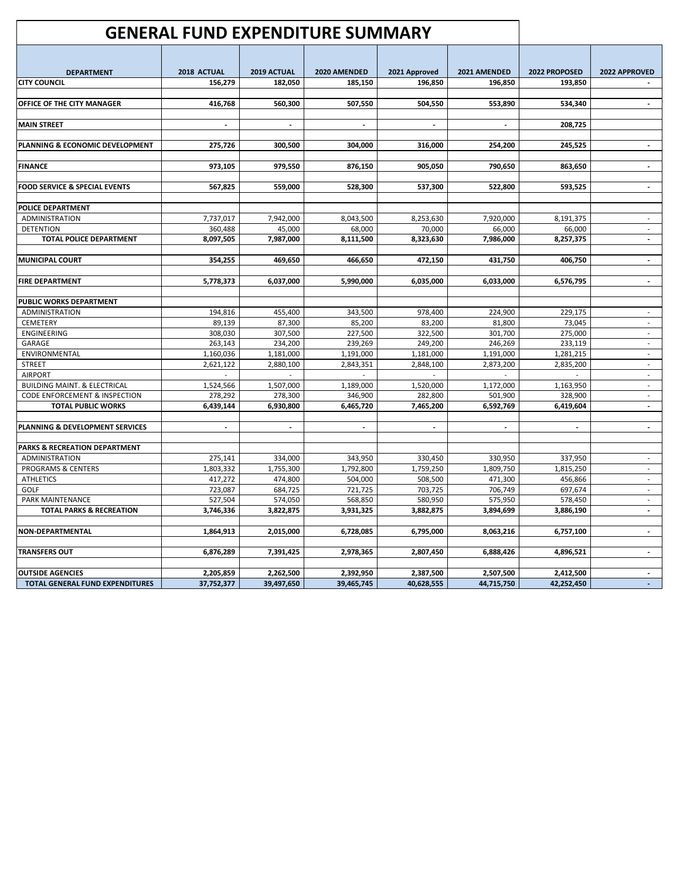# GENERAL FUND EXPENDITURE SUMMARY

| DEPARTMENT | 2018 ACTUAL | 2019 ACTUAL | 2020 AMENDED | 2021 Approved | 2021 AMENDED | 2022 PROPOSED | 2022 APPROVED |
|---|---|---|---|---|---|---|---|
| **CITY COUNCIL** | **156,279** | **182,050** | **185,150** | **196,850** | **196,850** | **193,850** | **-** |
| | | | | | | | |
| **OFFICE OF THE CITY MANAGER** | **416,768** | **560,300** | **507,550** | **504,550** | **553,890** | **534,340** | **-** |
| | | | | | | | |
| **MAIN STREET** | **-** | **-** | **-** | **-** | **-** | **208,725** | |
| | | | | | | | |
| **PLANNING & ECONOMIC DEVELOPMENT** | **275,726** | **300,500** | **304,000** | **316,000** | **254,200** | **245,525** | **-** |
| | | | | | | | |
| **FINANCE** | **973,105** | **979,550** | **876,150** | **905,050** | **790,650** | **863,650** | **-** |
| | | | | | | | |
| **FOOD SERVICE & SPECIAL EVENTS** | **567,825** | **559,000** | **528,300** | **537,300** | **522,800** | **593,525** | **-** |
| | | | | | | | |
| **POLICE DEPARTMENT** | | | | | | | |
| ADMINISTRATION | 7,737,017 | 7,942,000 | 8,043,500 | 8,253,630 | 7,920,000 | 8,191,375 | - |
| DETENTION | 360,488 | 45,000 | 68,000 | 70,000 | 66,000 | 66,000 | - |
| **TOTAL POLICE DEPARTMENT** | **8,097,505** | **7,987,000** | **8,111,500** | **8,323,630** | **7,986,000** | **8,257,375** | **-** |
| | | | | | | | |
| **MUNICIPAL COURT** | **354,255** | **469,650** | **466,650** | **472,150** | **431,750** | **406,750** | **-** |
| | | | | | | | |
| **FIRE DEPARTMENT** | **5,778,373** | **6,037,000** | **5,990,000** | **6,035,000** | **6,033,000** | **6,576,795** | **-** |
| | | | | | | | |
| **PUBLIC WORKS DEPARTMENT** | | | | | | | |
| ADMINISTRATION | 194,816 | 455,400 | 343,500 | 978,400 | 224,900 | 229,175 | - |
| CEMETERY | 89,139 | 87,300 | 85,200 | 83,200 | 81,800 | 73,045 | - |
| ENGINEERING | 308,030 | 307,500 | 227,500 | 322,500 | 301,700 | 275,000 | - |
| GARAGE | 263,143 | 234,200 | 239,269 | 249,200 | 246,269 | 233,119 | - |
| ENVIRONMENTAL | 1,160,036 | 1,181,000 | 1,191,000 | 1,181,000 | 1,191,000 | 1,281,215 | - |
| STREET | 2,621,122 | 2,880,100 | 2,843,351 | 2,848,100 | 2,873,200 | 2,835,200 | - |
| AIRPORT | - | - | - | - | - | - | - |
| BUILDING MAINT. & ELECTRICAL | 1,524,566 | 1,507,000 | 1,189,000 | 1,520,000 | 1,172,000 | 1,163,950 | - |
| CODE ENFORCEMENT & INSPECTION | 278,292 | 278,300 | 346,900 | 282,800 | 501,900 | 328,900 | - |
| **TOTAL PUBLIC WORKS** | **6,439,144** | **6,930,800** | **6,465,720** | **7,465,200** | **6,592,769** | **6,419,604** | **-** |
| | | | | | | | |
| **PLANNING & DEVELOPMENT SERVICES** | **-** | **-** | **-** | **-** | **-** | **-** | **-** |
| | | | | | | | |
| **PARKS & RECREATION DEPARTMENT** | | | | | | | |
| ADMINISTRATION | 275,141 | 334,000 | 343,950 | 330,450 | 330,950 | 337,950 | - |
| PROGRAMS & CENTERS | 1,803,332 | 1,755,300 | 1,792,800 | 1,759,250 | 1,809,750 | 1,815,250 | - |
| ATHLETICS | 417,272 | 474,800 | 504,000 | 508,500 | 471,300 | 456,866 | - |
| GOLF | 723,087 | 684,725 | 721,725 | 703,725 | 706,749 | 697,674 | - |
| PARK MAINTENANCE | 527,504 | 574,050 | 568,850 | 580,950 | 575,950 | 578,450 | - |
| **TOTAL PARKS & RECREATION** | **3,746,336** | **3,822,875** | **3,931,325** | **3,882,875** | **3,894,699** | **3,886,190** | **-** |
| | | | | | | | |
| **NON-DEPARTMENTAL** | **1,864,913** | **2,015,000** | **6,728,085** | **6,795,000** | **8,063,216** | **6,757,100** | **-** |
| | | | | | | | |
| **TRANSFERS OUT** | **6,876,289** | **7,391,425** | **2,978,365** | **2,807,450** | **6,888,426** | **4,896,521** | **-** |
| | | | | | | | |
| **OUTSIDE AGENCIES** | **2,205,859** | **2,262,500** | **2,392,950** | **2,387,500** | **2,507,500** | **2,412,500** | **-** |
| **TOTAL GENERAL FUND EXPENDITURES** | **37,752,377** | **39,497,650** | **39,465,745** | **40,628,555** | **44,715,750** | **42,252,450** | **-** |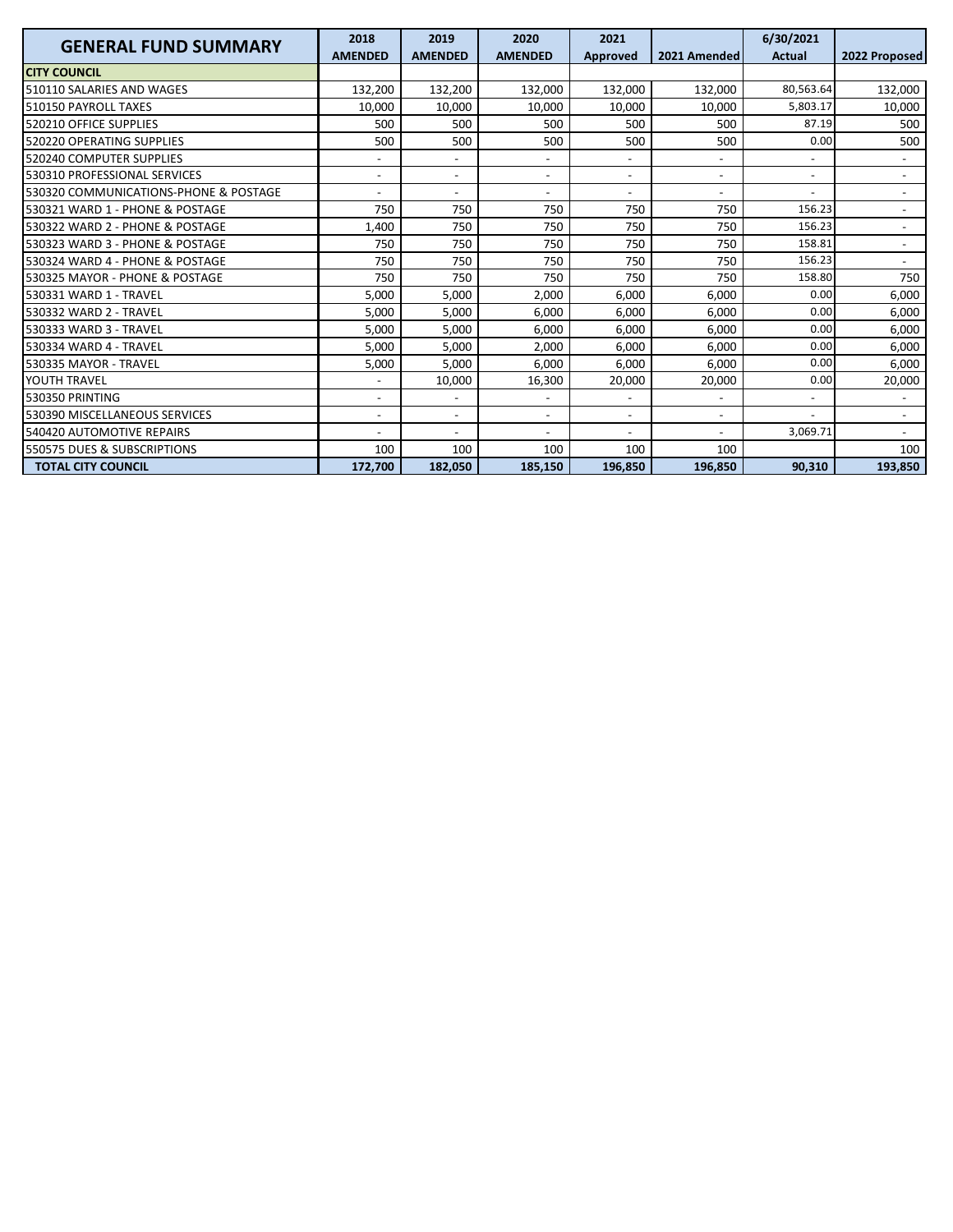| GENERAL FUND SUMMARY | 2018 AMENDED | 2019 AMENDED | 2020 AMENDED | 2021 Approved | 2021 Amended | 6/30/2021 Actual | 2022 Proposed |
|---|---|---|---|---|---|---|---|
| **CITY COUNCIL** | | | | | | | |
| 510110 SALARIES AND WAGES | 132,200 | 132,200 | 132,000 | 132,000 | 132,000 | 80,563.64 | 132,000 |
| 510150 PAYROLL TAXES | 10,000 | 10,000 | 10,000 | 10,000 | 10,000 | 5,803.17 | 10,000 |
| 520210 OFFICE SUPPLIES | 500 | 500 | 500 | 500 | 500 | 87.19 | 500 |
| 520220 OPERATING SUPPLIES | 500 | 500 | 500 | 500 | 500 | 0.00 | 500 |
| 520240 COMPUTER SUPPLIES | - | - | - | - | - | - | - |
| 530310 PROFESSIONAL SERVICES | - | - | - | - | - | - | - |
| 530320 COMMUNICATIONS-PHONE & POSTAGE | - | - | - | - | - | - | - |
| 530321 WARD 1 - PHONE & POSTAGE | 750 | 750 | 750 | 750 | 750 | 156.23 | - |
| 530322 WARD 2 - PHONE & POSTAGE | 1,400 | 750 | 750 | 750 | 750 | 156.23 | - |
| 530323 WARD 3 - PHONE & POSTAGE | 750 | 750 | 750 | 750 | 750 | 158.81 | - |
| 530324 WARD 4 - PHONE & POSTAGE | 750 | 750 | 750 | 750 | 750 | 156.23 | - |
| 530325 MAYOR - PHONE & POSTAGE | 750 | 750 | 750 | 750 | 750 | 158.80 | 750 |
| 530331 WARD 1 - TRAVEL | 5,000 | 5,000 | 2,000 | 6,000 | 6,000 | 0.00 | 6,000 |
| 530332 WARD 2 - TRAVEL | 5,000 | 5,000 | 6,000 | 6,000 | 6,000 | 0.00 | 6,000 |
| 530333 WARD 3 - TRAVEL | 5,000 | 5,000 | 6,000 | 6,000 | 6,000 | 0.00 | 6,000 |
| 530334 WARD 4 - TRAVEL | 5,000 | 5,000 | 2,000 | 6,000 | 6,000 | 0.00 | 6,000 |
| 530335 MAYOR - TRAVEL | 5,000 | 5,000 | 6,000 | 6,000 | 6,000 | 0.00 | 6,000 |
| YOUTH TRAVEL | - | 10,000 | 16,300 | 20,000 | 20,000 | 0.00 | 20,000 |
| 530350 PRINTING | - | - | - | - | - | - | - |
| 530390 MISCELLANEOUS SERVICES | - | - | - | - | - | - | - |
| 540420 AUTOMOTIVE REPAIRS | - | - | - | - | - | 3,069.71 | - |
| 550575 DUES & SUBSCRIPTIONS | 100 | 100 | 100 | 100 | 100 | | 100 |
| **TOTAL CITY COUNCIL** | **172,700** | **182,050** | **185,150** | **196,850** | **196,850** | **90,310** | **193,850** |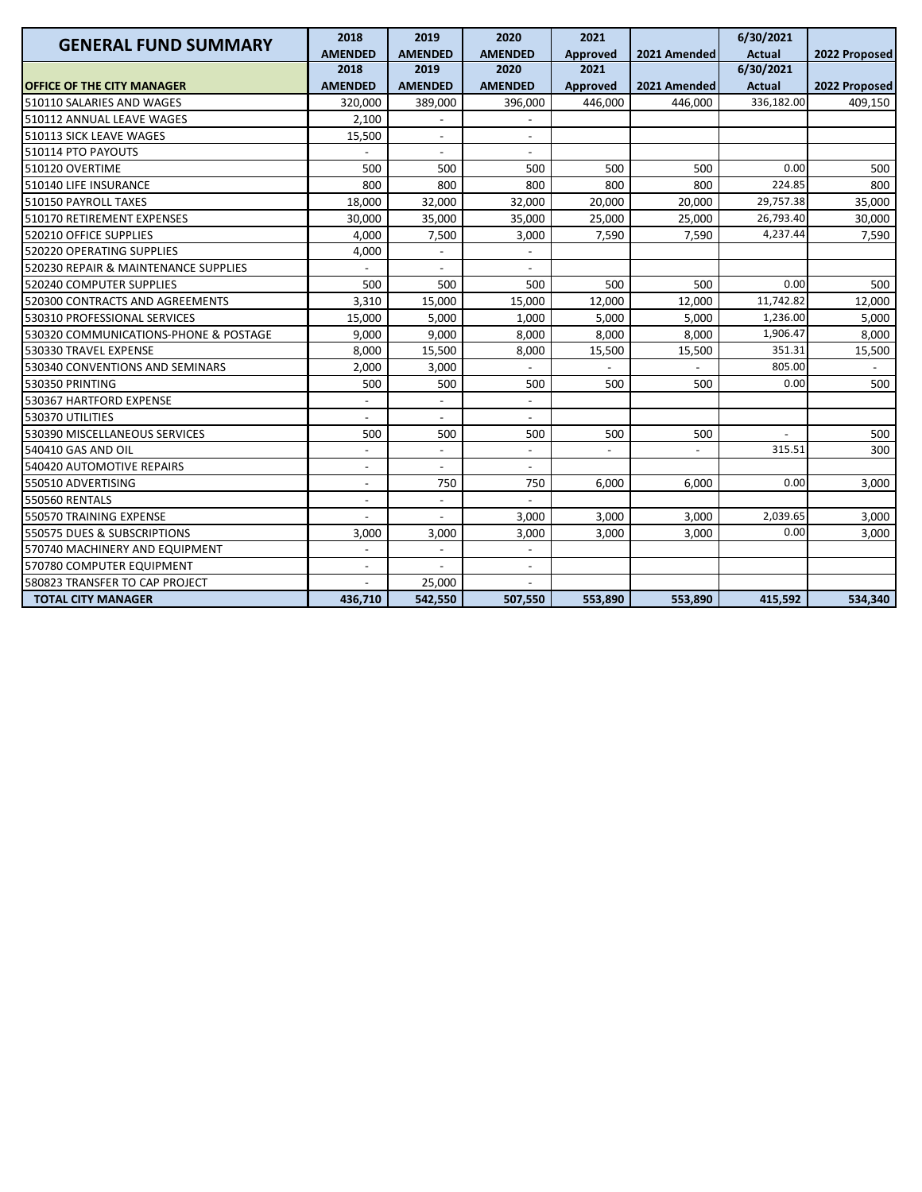| GENERAL FUND SUMMARY | 2018 AMENDED | 2019 AMENDED | 2020 AMENDED | 2021 Approved | 2021 Amended | 6/30/2021 Actual | 2022 Proposed |
|---|---|---|---|---|---|---|---|
| **OFFICE OF THE CITY MANAGER** | **2018 AMENDED** | **2019 AMENDED** | **2020 AMENDED** | **2021 Approved** | **2021 Amended** | **6/30/2021 Actual** | **2022 Proposed** |
| 510110 SALARIES AND WAGES | 320,000 | 389,000 | 396,000 | 446,000 | 446,000 | 336,182.00 | 409,150 |
| 510112 ANNUAL LEAVE WAGES | 2,100 | - | - | | | | |
| 510113 SICK LEAVE WAGES | 15,500 | - | - | | | | |
| 510114 PTO PAYOUTS | - | - | - | | | | |
| 510120 OVERTIME | 500 | 500 | 500 | 500 | 500 | 0.00 | 500 |
| 510140 LIFE INSURANCE | 800 | 800 | 800 | 800 | 800 | 224.85 | 800 |
| 510150 PAYROLL TAXES | 18,000 | 32,000 | 32,000 | 20,000 | 20,000 | 29,757.38 | 35,000 |
| 510170 RETIREMENT EXPENSES | 30,000 | 35,000 | 35,000 | 25,000 | 25,000 | 26,793.40 | 30,000 |
| 520210 OFFICE SUPPLIES | 4,000 | 7,500 | 3,000 | 7,590 | 7,590 | 4,237.44 | 7,590 |
| 520220 OPERATING SUPPLIES | 4,000 | - | - | | | | |
| 520230 REPAIR & MAINTENANCE SUPPLIES | - | - | - | | | | |
| 520240 COMPUTER SUPPLIES | 500 | 500 | 500 | 500 | 500 | 0.00 | 500 |
| 520300 CONTRACTS AND AGREEMENTS | 3,310 | 15,000 | 15,000 | 12,000 | 12,000 | 11,742.82 | 12,000 |
| 530310 PROFESSIONAL SERVICES | 15,000 | 5,000 | 1,000 | 5,000 | 5,000 | 1,236.00 | 5,000 |
| 530320 COMMUNICATIONS-PHONE & POSTAGE | 9,000 | 9,000 | 8,000 | 8,000 | 8,000 | 1,906.47 | 8,000 |
| 530330 TRAVEL EXPENSE | 8,000 | 15,500 | 8,000 | 15,500 | 15,500 | 351.31 | 15,500 |
| 530340 CONVENTIONS AND SEMINARS | 2,000 | 3,000 | - | - | - | 805.00 | - |
| 530350 PRINTING | 500 | 500 | 500 | 500 | 500 | 0.00 | 500 |
| 530367 HARTFORD EXPENSE | - | - | - | | | | |
| 530370 UTILITIES | - | - | - | | | | |
| 530390 MISCELLANEOUS SERVICES | 500 | 500 | 500 | 500 | 500 | - | 500 |
| 540410 GAS AND OIL | - | - | - | - | - | 315.51 | 300 |
| 540420 AUTOMOTIVE REPAIRS | - | - | - | | | | |
| 550510 ADVERTISING | - | 750 | 750 | 6,000 | 6,000 | 0.00 | 3,000 |
| 550560 RENTALS | - | - | - | | | | |
| 550570 TRAINING EXPENSE | - | - | 3,000 | 3,000 | 3,000 | 2,039.65 | 3,000 |
| 550575 DUES & SUBSCRIPTIONS | 3,000 | 3,000 | 3,000 | 3,000 | 3,000 | 0.00 | 3,000 |
| 570740 MACHINERY AND EQUIPMENT | - | - | - | | | | |
| 570780 COMPUTER EQUIPMENT | - | - | - | | | | |
| 580823 TRANSFER TO CAP PROJECT | - | 25,000 | - | | | | |
| **TOTAL CITY MANAGER** | **436,710** | **542,550** | **507,550** | **553,890** | **553,890** | **415,592** | **534,340** |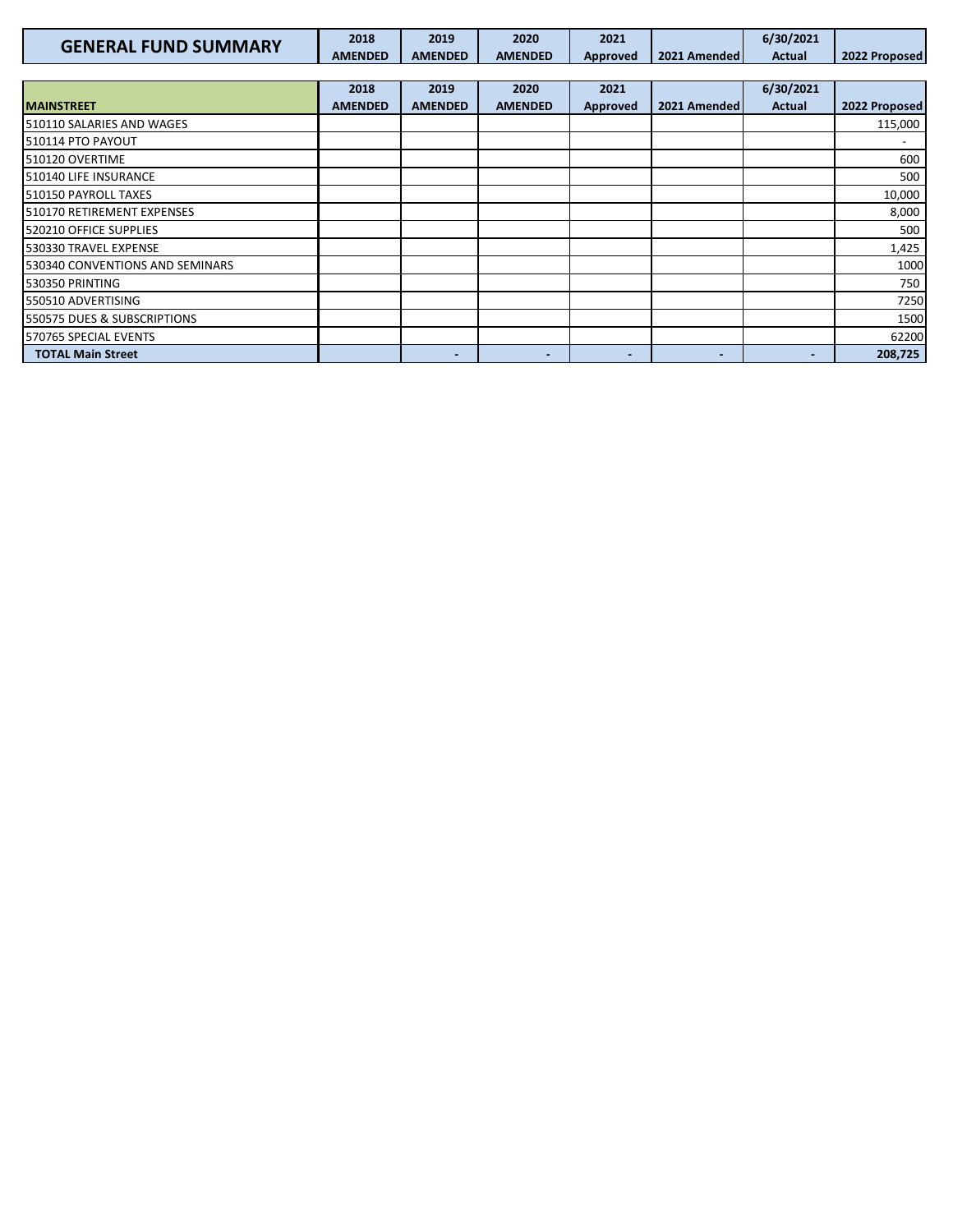| GENERAL FUND SUMMARY | 2018 AMENDED | 2019 AMENDED | 2020 AMENDED | 2021 Approved | 2021 Amended | 6/30/2021 Actual | 2022 Proposed |
|---|---|---|---|---|---|---|---|

| MAINSTREET | 2018 AMENDED | 2019 AMENDED | 2020 AMENDED | 2021 Approved | 2021 Amended | 6/30/2021 Actual | 2022 Proposed |
|---|---|---|---|---|---|---|---|
| 510110 SALARIES AND WAGES | | | | | | | 115,000 |
| 510114 PTO PAYOUT | | | | | | | - |
| 510120 OVERTIME | | | | | | | 600 |
| 510140 LIFE INSURANCE | | | | | | | 500 |
| 510150 PAYROLL TAXES | | | | | | | 10,000 |
| 510170 RETIREMENT EXPENSES | | | | | | | 8,000 |
| 520210 OFFICE SUPPLIES | | | | | | | 500 |
| 530330 TRAVEL EXPENSE | | | | | | | 1,425 |
| 530340 CONVENTIONS AND SEMINARS | | | | | | | 1000 |
| 530350 PRINTING | | | | | | | 750 |
| 550510 ADVERTISING | | | | | | | 7250 |
| 550575 DUES & SUBSCRIPTIONS | | | | | | | 1500 |
| 570765 SPECIAL EVENTS | | | | | | | 62200 |
| **TOTAL Main Street** | | - | - | - | - | - | **208,725** |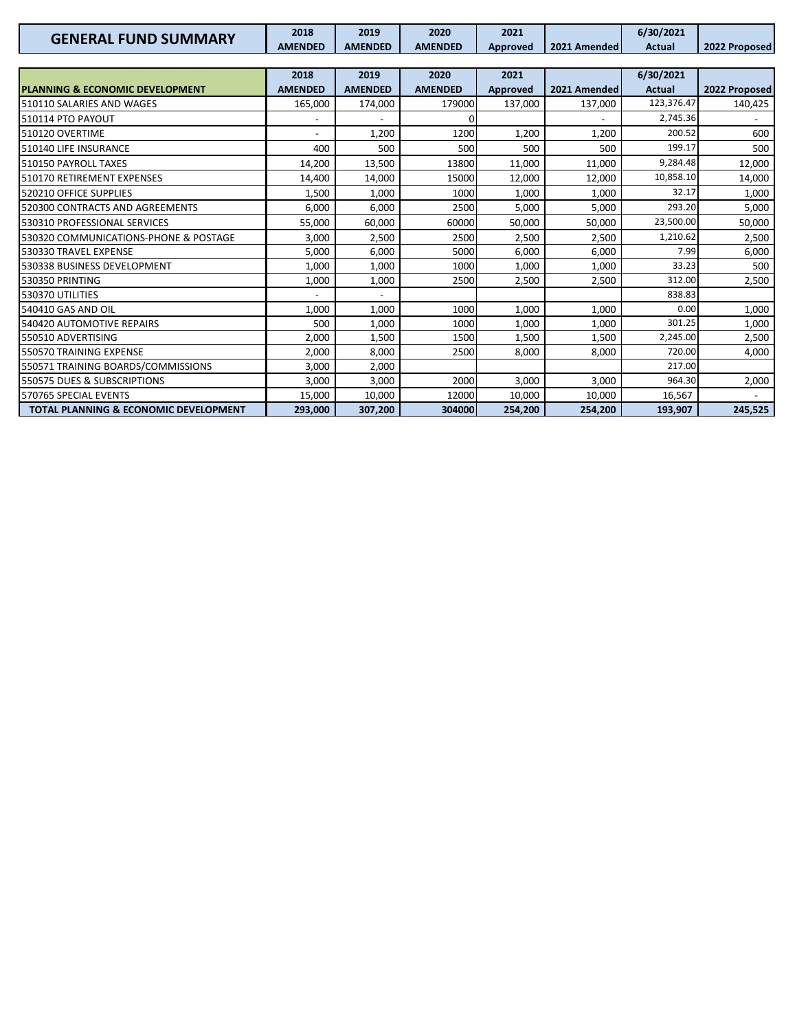| GENERAL FUND SUMMARY | 2018 AMENDED | 2019 AMENDED | 2020 AMENDED | 2021 Approved | 2021 Amended | 6/30/2021 Actual | 2022 Proposed |
|---|---|---|---|---|---|---|---|

| PLANNING & ECONOMIC DEVELOPMENT | 2018 AMENDED | 2019 AMENDED | 2020 AMENDED | 2021 Approved | 2021 Amended | 6/30/2021 Actual | 2022 Proposed |
|---|---|---|---|---|---|---|---|
| 510110 SALARIES AND WAGES | 165,000 | 174,000 | 179000 | 137,000 | 137,000 | 123,376.47 | 140,425 |
| 510114 PTO PAYOUT | - | - | 0 | | - | 2,745.36 | - |
| 510120 OVERTIME | - | 1,200 | 1200 | 1,200 | 1,200 | 200.52 | 600 |
| 510140 LIFE INSURANCE | 400 | 500 | 500 | 500 | 500 | 199.17 | 500 |
| 510150 PAYROLL TAXES | 14,200 | 13,500 | 13800 | 11,000 | 11,000 | 9,284.48 | 12,000 |
| 510170 RETIREMENT EXPENSES | 14,400 | 14,000 | 15000 | 12,000 | 12,000 | 10,858.10 | 14,000 |
| 520210 OFFICE SUPPLIES | 1,500 | 1,000 | 1000 | 1,000 | 1,000 | 32.17 | 1,000 |
| 520300 CONTRACTS AND AGREEMENTS | 6,000 | 6,000 | 2500 | 5,000 | 5,000 | 293.20 | 5,000 |
| 530310 PROFESSIONAL SERVICES | 55,000 | 60,000 | 60000 | 50,000 | 50,000 | 23,500.00 | 50,000 |
| 530320 COMMUNICATIONS-PHONE & POSTAGE | 3,000 | 2,500 | 2500 | 2,500 | 2,500 | 1,210.62 | 2,500 |
| 530330 TRAVEL EXPENSE | 5,000 | 6,000 | 5000 | 6,000 | 6,000 | 7.99 | 6,000 |
| 530338 BUSINESS DEVELOPMENT | 1,000 | 1,000 | 1000 | 1,000 | 1,000 | 33.23 | 500 |
| 530350 PRINTING | 1,000 | 1,000 | 2500 | 2,500 | 2,500 | 312.00 | 2,500 |
| 530370 UTILITIES | - | - | | | | 838.83 | |
| 540410 GAS AND OIL | 1,000 | 1,000 | 1000 | 1,000 | 1,000 | 0.00 | 1,000 |
| 540420 AUTOMOTIVE REPAIRS | 500 | 1,000 | 1000 | 1,000 | 1,000 | 301.25 | 1,000 |
| 550510 ADVERTISING | 2,000 | 1,500 | 1500 | 1,500 | 1,500 | 2,245.00 | 2,500 |
| 550570 TRAINING EXPENSE | 2,000 | 8,000 | 2500 | 8,000 | 8,000 | 720.00 | 4,000 |
| 550571 TRAINING BOARDS/COMMISSIONS | 3,000 | 2,000 | | | | 217.00 | |
| 550575 DUES & SUBSCRIPTIONS | 3,000 | 3,000 | 2000 | 3,000 | 3,000 | 964.30 | 2,000 |
| 570765 SPECIAL EVENTS | 15,000 | 10,000 | 12000 | 10,000 | 10,000 | 16,567 | - |
| **TOTAL PLANNING & ECONOMIC DEVELOPMENT** | **293,000** | **307,200** | **304000** | **254,200** | **254,200** | **193,907** | **245,525** |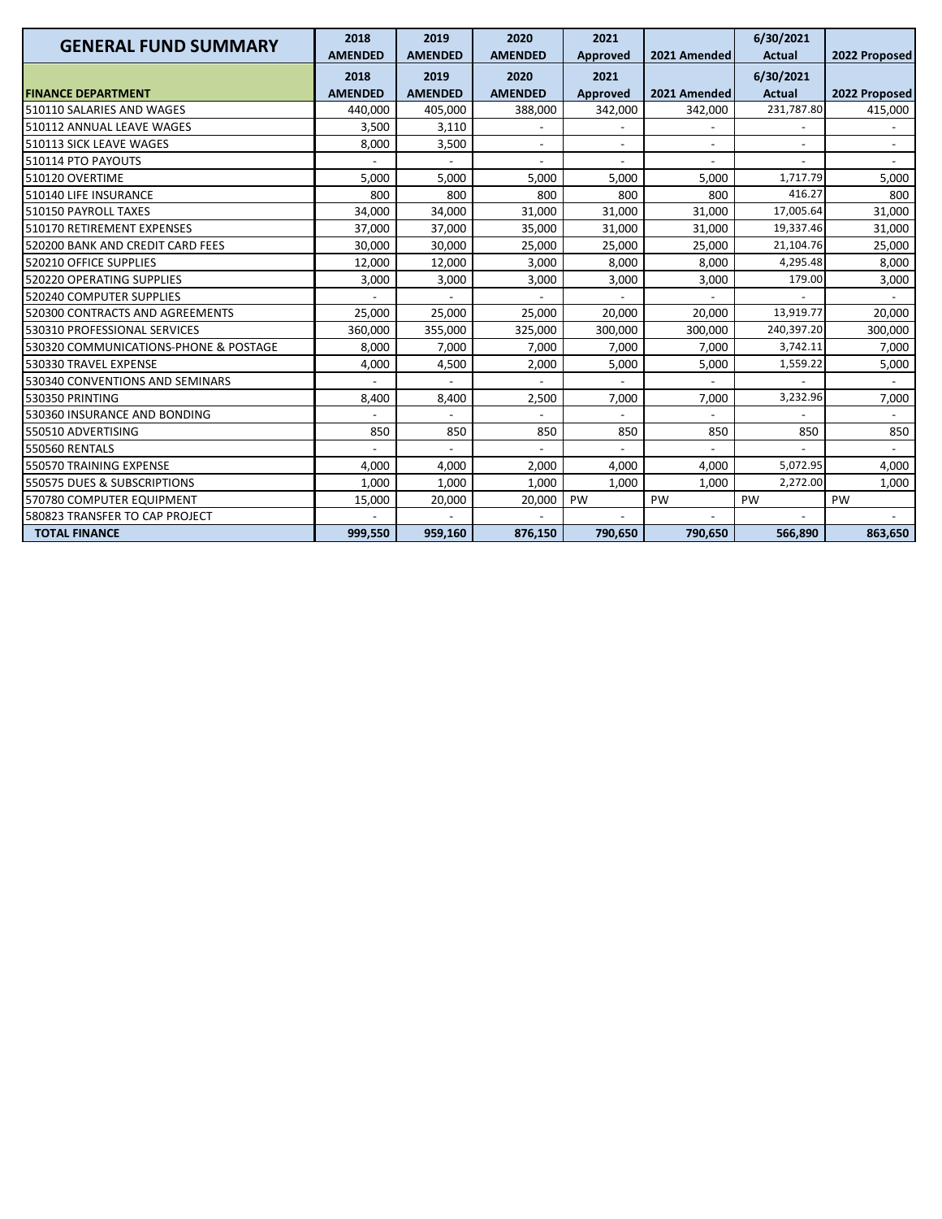| GENERAL FUND SUMMARY | 2018 AMENDED | 2019 AMENDED | 2020 AMENDED | 2021 Approved | 2021 Amended | 6/30/2021 Actual | 2022 Proposed |
|---|---|---|---|---|---|---|---|
| **FINANCE DEPARTMENT** | **2018 AMENDED** | **2019 AMENDED** | **2020 AMENDED** | **2021 Approved** | **2021 Amended** | **6/30/2021 Actual** | **2022 Proposed** |
| 510110 SALARIES AND WAGES | 440,000 | 405,000 | 388,000 | 342,000 | 342,000 | 231,787.80 | 415,000 |
| 510112 ANNUAL LEAVE WAGES | 3,500 | 3,110 | - | - | - | - | - |
| 510113 SICK LEAVE WAGES | 8,000 | 3,500 | - | - | - | - | - |
| 510114 PTO PAYOUTS | - | - | - | - | - | - | - |
| 510120 OVERTIME | 5,000 | 5,000 | 5,000 | 5,000 | 5,000 | 1,717.79 | 5,000 |
| 510140 LIFE INSURANCE | 800 | 800 | 800 | 800 | 800 | 416.27 | 800 |
| 510150 PAYROLL TAXES | 34,000 | 34,000 | 31,000 | 31,000 | 31,000 | 17,005.64 | 31,000 |
| 510170 RETIREMENT EXPENSES | 37,000 | 37,000 | 35,000 | 31,000 | 31,000 | 19,337.46 | 31,000 |
| 520200 BANK AND CREDIT CARD FEES | 30,000 | 30,000 | 25,000 | 25,000 | 25,000 | 21,104.76 | 25,000 |
| 520210 OFFICE SUPPLIES | 12,000 | 12,000 | 3,000 | 8,000 | 8,000 | 4,295.48 | 8,000 |
| 520220 OPERATING SUPPLIES | 3,000 | 3,000 | 3,000 | 3,000 | 3,000 | 179.00 | 3,000 |
| 520240 COMPUTER SUPPLIES | - | - | - | - | - | - | - |
| 520300 CONTRACTS AND AGREEMENTS | 25,000 | 25,000 | 25,000 | 20,000 | 20,000 | 13,919.77 | 20,000 |
| 530310 PROFESSIONAL SERVICES | 360,000 | 355,000 | 325,000 | 300,000 | 300,000 | 240,397.20 | 300,000 |
| 530320 COMMUNICATIONS-PHONE & POSTAGE | 8,000 | 7,000 | 7,000 | 7,000 | 7,000 | 3,742.11 | 7,000 |
| 530330 TRAVEL EXPENSE | 4,000 | 4,500 | 2,000 | 5,000 | 5,000 | 1,559.22 | 5,000 |
| 530340 CONVENTIONS AND SEMINARS | - | - | - | - | - | - | - |
| 530350 PRINTING | 8,400 | 8,400 | 2,500 | 7,000 | 7,000 | 3,232.96 | 7,000 |
| 530360 INSURANCE AND BONDING | - | - | - | - | - | - | - |
| 550510 ADVERTISING | 850 | 850 | 850 | 850 | 850 | 850 | 850 |
| 550560 RENTALS | - | - | - | - | - | - | - |
| 550570 TRAINING EXPENSE | 4,000 | 4,000 | 2,000 | 4,000 | 4,000 | 5,072.95 | 4,000 |
| 550575 DUES & SUBSCRIPTIONS | 1,000 | 1,000 | 1,000 | 1,000 | 1,000 | 2,272.00 | 1,000 |
| 570780 COMPUTER EQUIPMENT | 15,000 | 20,000 | 20,000 | PW | PW | PW | PW |
| 580823 TRANSFER TO CAP PROJECT | - | - | - | - | - | - | - |
| **TOTAL FINANCE** | **999,550** | **959,160** | **876,150** | **790,650** | **790,650** | **566,890** | **863,650** |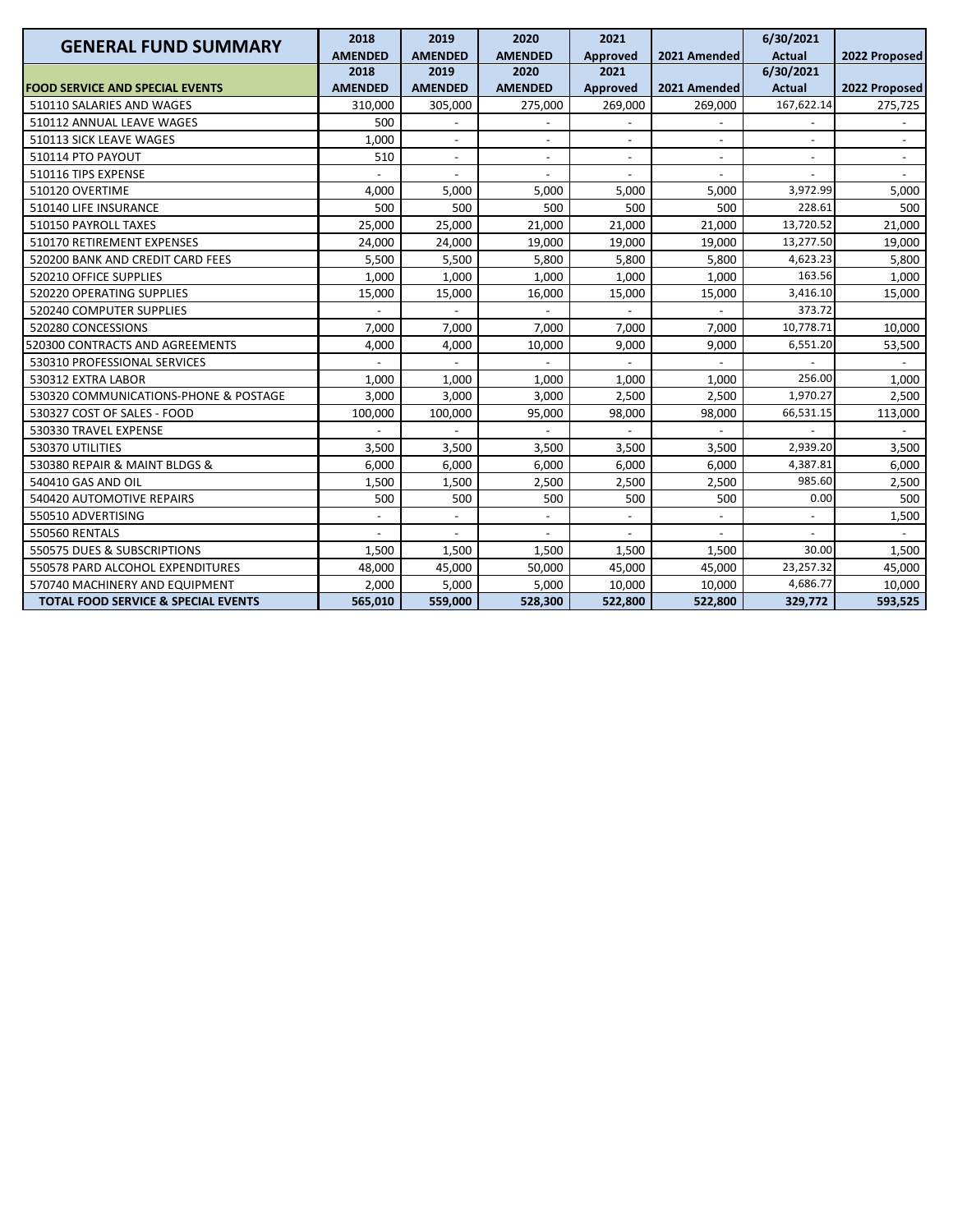| GENERAL FUND SUMMARY | 2018 AMENDED | 2019 AMENDED | 2020 AMENDED | 2021 Approved | 2021 Amended | 6/30/2021 Actual | 2022 Proposed |
|---|---|---|---|---|---|---|---|
| **FOOD SERVICE AND SPECIAL EVENTS** | **2018 AMENDED** | **2019 AMENDED** | **2020 AMENDED** | **2021 Approved** | **2021 Amended** | **6/30/2021 Actual** | **2022 Proposed** |
| 510110 SALARIES AND WAGES | 310,000 | 305,000 | 275,000 | 269,000 | 269,000 | 167,622.14 | 275,725 |
| 510112 ANNUAL LEAVE WAGES | 500 | - | - | - | - | - | - |
| 510113 SICK LEAVE WAGES | 1,000 | - | - | - | - | - | - |
| 510114 PTO PAYOUT | 510 | - | - | - | - | - | - |
| 510116 TIPS EXPENSE | - | - | - | - | - | - | - |
| 510120 OVERTIME | 4,000 | 5,000 | 5,000 | 5,000 | 5,000 | 3,972.99 | 5,000 |
| 510140 LIFE INSURANCE | 500 | 500 | 500 | 500 | 500 | 228.61 | 500 |
| 510150 PAYROLL TAXES | 25,000 | 25,000 | 21,000 | 21,000 | 21,000 | 13,720.52 | 21,000 |
| 510170 RETIREMENT EXPENSES | 24,000 | 24,000 | 19,000 | 19,000 | 19,000 | 13,277.50 | 19,000 |
| 520200 BANK AND CREDIT CARD FEES | 5,500 | 5,500 | 5,800 | 5,800 | 5,800 | 4,623.23 | 5,800 |
| 520210 OFFICE SUPPLIES | 1,000 | 1,000 | 1,000 | 1,000 | 1,000 | 163.56 | 1,000 |
| 520220 OPERATING SUPPLIES | 15,000 | 15,000 | 16,000 | 15,000 | 15,000 | 3,416.10 | 15,000 |
| 520240 COMPUTER SUPPLIES | - | - | - | - | - | 373.72 | |
| 520280 CONCESSIONS | 7,000 | 7,000 | 7,000 | 7,000 | 7,000 | 10,778.71 | 10,000 |
| 520300 CONTRACTS AND AGREEMENTS | 4,000 | 4,000 | 10,000 | 9,000 | 9,000 | 6,551.20 | 53,500 |
| 530310 PROFESSIONAL SERVICES | - | - | - | - | - | - | - |
| 530312 EXTRA LABOR | 1,000 | 1,000 | 1,000 | 1,000 | 1,000 | 256.00 | 1,000 |
| 530320 COMMUNICATIONS-PHONE & POSTAGE | 3,000 | 3,000 | 3,000 | 2,500 | 2,500 | 1,970.27 | 2,500 |
| 530327 COST OF SALES - FOOD | 100,000 | 100,000 | 95,000 | 98,000 | 98,000 | 66,531.15 | 113,000 |
| 530330 TRAVEL EXPENSE | - | - | - | - | - | - | - |
| 530370 UTILITIES | 3,500 | 3,500 | 3,500 | 3,500 | 3,500 | 2,939.20 | 3,500 |
| 530380 REPAIR & MAINT BLDGS & | 6,000 | 6,000 | 6,000 | 6,000 | 6,000 | 4,387.81 | 6,000 |
| 540410 GAS AND OIL | 1,500 | 1,500 | 2,500 | 2,500 | 2,500 | 985.60 | 2,500 |
| 540420 AUTOMOTIVE REPAIRS | 500 | 500 | 500 | 500 | 500 | 0.00 | 500 |
| 550510 ADVERTISING | - | - | - | - | - | - | 1,500 |
| 550560 RENTALS | - | - | - | - | - | - | - |
| 550575 DUES & SUBSCRIPTIONS | 1,500 | 1,500 | 1,500 | 1,500 | 1,500 | 30.00 | 1,500 |
| 550578 PARD ALCOHOL EXPENDITURES | 48,000 | 45,000 | 50,000 | 45,000 | 45,000 | 23,257.32 | 45,000 |
| 570740 MACHINERY AND EQUIPMENT | 2,000 | 5,000 | 5,000 | 10,000 | 10,000 | 4,686.77 | 10,000 |
| **TOTAL FOOD SERVICE & SPECIAL EVENTS** | **565,010** | **559,000** | **528,300** | **522,800** | **522,800** | **329,772** | **593,525** |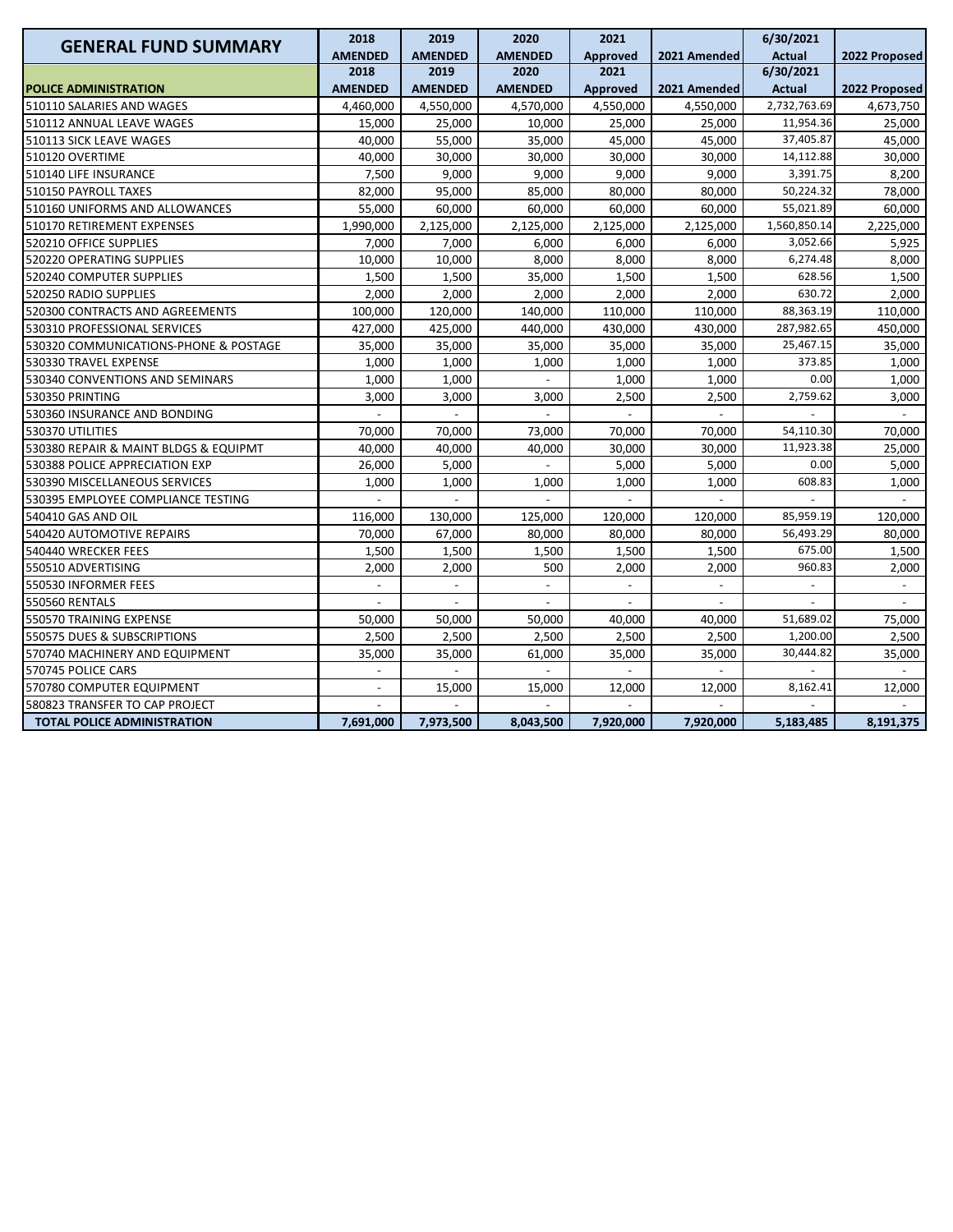| GENERAL FUND SUMMARY | 2018 AMENDED | 2019 AMENDED | 2020 AMENDED | 2021 Approved | 2021 Amended | 6/30/2021 Actual | 2022 Proposed |
|---|---|---|---|---|---|---|---|
| **POLICE ADMINISTRATION** | **2018 AMENDED** | **2019 AMENDED** | **2020 AMENDED** | **2021 Approved** | **2021 Amended** | **6/30/2021 Actual** | **2022 Proposed** |
| 510110 SALARIES AND WAGES | 4,460,000 | 4,550,000 | 4,570,000 | 4,550,000 | 4,550,000 | 2,732,763.69 | 4,673,750 |
| 510112 ANNUAL LEAVE WAGES | 15,000 | 25,000 | 10,000 | 25,000 | 25,000 | 11,954.36 | 25,000 |
| 510113 SICK LEAVE WAGES | 40,000 | 55,000 | 35,000 | 45,000 | 45,000 | 37,405.87 | 45,000 |
| 510120 OVERTIME | 40,000 | 30,000 | 30,000 | 30,000 | 30,000 | 14,112.88 | 30,000 |
| 510140 LIFE INSURANCE | 7,500 | 9,000 | 9,000 | 9,000 | 9,000 | 3,391.75 | 8,200 |
| 510150 PAYROLL TAXES | 82,000 | 95,000 | 85,000 | 80,000 | 80,000 | 50,224.32 | 78,000 |
| 510160 UNIFORMS AND ALLOWANCES | 55,000 | 60,000 | 60,000 | 60,000 | 60,000 | 55,021.89 | 60,000 |
| 510170 RETIREMENT EXPENSES | 1,990,000 | 2,125,000 | 2,125,000 | 2,125,000 | 2,125,000 | 1,560,850.14 | 2,225,000 |
| 520210 OFFICE SUPPLIES | 7,000 | 7,000 | 6,000 | 6,000 | 6,000 | 3,052.66 | 5,925 |
| 520220 OPERATING SUPPLIES | 10,000 | 10,000 | 8,000 | 8,000 | 8,000 | 6,274.48 | 8,000 |
| 520240 COMPUTER SUPPLIES | 1,500 | 1,500 | 35,000 | 1,500 | 1,500 | 628.56 | 1,500 |
| 520250 RADIO SUPPLIES | 2,000 | 2,000 | 2,000 | 2,000 | 2,000 | 630.72 | 2,000 |
| 520300 CONTRACTS AND AGREEMENTS | 100,000 | 120,000 | 140,000 | 110,000 | 110,000 | 88,363.19 | 110,000 |
| 530310 PROFESSIONAL SERVICES | 427,000 | 425,000 | 440,000 | 430,000 | 430,000 | 287,982.65 | 450,000 |
| 530320 COMMUNICATIONS-PHONE & POSTAGE | 35,000 | 35,000 | 35,000 | 35,000 | 35,000 | 25,467.15 | 35,000 |
| 530330 TRAVEL EXPENSE | 1,000 | 1,000 | 1,000 | 1,000 | 1,000 | 373.85 | 1,000 |
| 530340 CONVENTIONS AND SEMINARS | 1,000 | 1,000 | - | 1,000 | 1,000 | 0.00 | 1,000 |
| 530350 PRINTING | 3,000 | 3,000 | 3,000 | 2,500 | 2,500 | 2,759.62 | 3,000 |
| 530360 INSURANCE AND BONDING | - | - | - | - | - | - | - |
| 530370 UTILITIES | 70,000 | 70,000 | 73,000 | 70,000 | 70,000 | 54,110.30 | 70,000 |
| 530380 REPAIR & MAINT BLDGS & EQUIPMT | 40,000 | 40,000 | 40,000 | 30,000 | 30,000 | 11,923.38 | 25,000 |
| 530388 POLICE APPRECIATION EXP | 26,000 | 5,000 | - | 5,000 | 5,000 | 0.00 | 5,000 |
| 530390 MISCELLANEOUS SERVICES | 1,000 | 1,000 | 1,000 | 1,000 | 1,000 | 608.83 | 1,000 |
| 530395 EMPLOYEE COMPLIANCE TESTING | - | - | - | - | - | - | - |
| 540410 GAS AND OIL | 116,000 | 130,000 | 125,000 | 120,000 | 120,000 | 85,959.19 | 120,000 |
| 540420 AUTOMOTIVE REPAIRS | 70,000 | 67,000 | 80,000 | 80,000 | 80,000 | 56,493.29 | 80,000 |
| 540440 WRECKER FEES | 1,500 | 1,500 | 1,500 | 1,500 | 1,500 | 675.00 | 1,500 |
| 550510 ADVERTISING | 2,000 | 2,000 | 500 | 2,000 | 2,000 | 960.83 | 2,000 |
| 550530 INFORMER FEES | - | - | - | - | - | - | - |
| 550560 RENTALS | - | - | - | - | - | - | - |
| 550570 TRAINING EXPENSE | 50,000 | 50,000 | 50,000 | 40,000 | 40,000 | 51,689.02 | 75,000 |
| 550575 DUES & SUBSCRIPTIONS | 2,500 | 2,500 | 2,500 | 2,500 | 2,500 | 1,200.00 | 2,500 |
| 570740 MACHINERY AND EQUIPMENT | 35,000 | 35,000 | 61,000 | 35,000 | 35,000 | 30,444.82 | 35,000 |
| 570745 POLICE CARS | - | - | - | - | - | - | - |
| 570780 COMPUTER EQUIPMENT | - | 15,000 | 15,000 | 12,000 | 12,000 | 8,162.41 | 12,000 |
| 580823 TRANSFER TO CAP PROJECT | - | - | - | - | - | - | - |
| **TOTAL POLICE ADMINISTRATION** | **7,691,000** | **7,973,500** | **8,043,500** | **7,920,000** | **7,920,000** | **5,183,485** | **8,191,375** |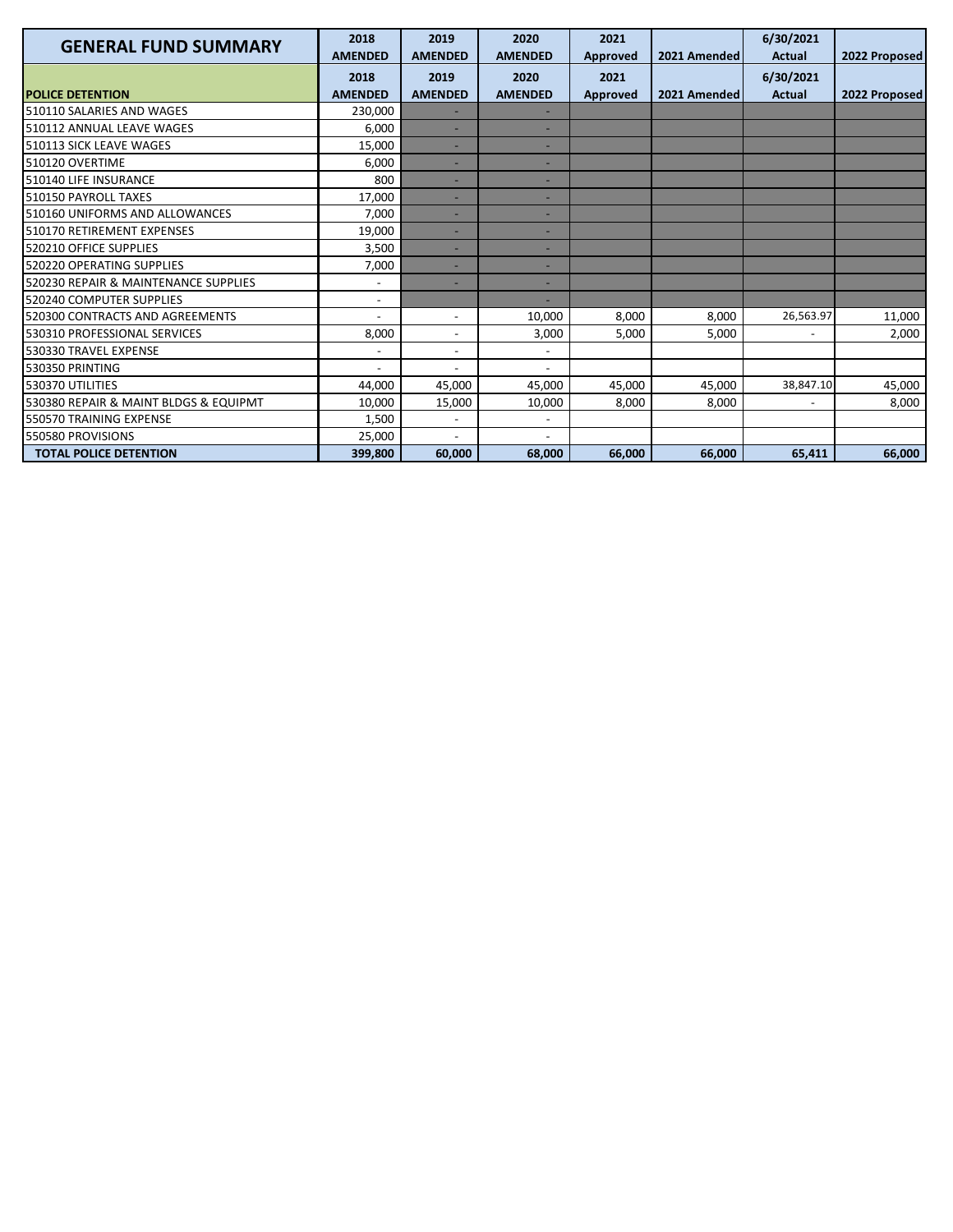| GENERAL FUND SUMMARY | 2018 AMENDED | 2019 AMENDED | 2020 AMENDED | 2021 Approved | 2021 Amended | 6/30/2021 Actual | 2022 Proposed |
|---|---|---|---|---|---|---|---|
| **POLICE DETENTION** | **2018 AMENDED** | **2019 AMENDED** | **2020 AMENDED** | **2021 Approved** | **2021 Amended** | **6/30/2021 Actual** | **2022 Proposed** |
| 510110 SALARIES AND WAGES | 230,000 | - | - | | | | |
| 510112 ANNUAL LEAVE WAGES | 6,000 | - | - | | | | |
| 510113 SICK LEAVE WAGES | 15,000 | - | - | | | | |
| 510120 OVERTIME | 6,000 | - | - | | | | |
| 510140 LIFE INSURANCE | 800 | - | - | | | | |
| 510150 PAYROLL TAXES | 17,000 | - | - | | | | |
| 510160 UNIFORMS AND ALLOWANCES | 7,000 | - | - | | | | |
| 510170 RETIREMENT EXPENSES | 19,000 | - | - | | | | |
| 520210 OFFICE SUPPLIES | 3,500 | - | - | | | | |
| 520220 OPERATING SUPPLIES | 7,000 | - | - | | | | |
| 520230 REPAIR & MAINTENANCE SUPPLIES | - | - | - | | | | |
| 520240 COMPUTER SUPPLIES | - | | - | | | | |
| 520300 CONTRACTS AND AGREEMENTS | - | - | 10,000 | 8,000 | 8,000 | 26,563.97 | 11,000 |
| 530310 PROFESSIONAL SERVICES | 8,000 | - | 3,000 | 5,000 | 5,000 | - | 2,000 |
| 530330 TRAVEL EXPENSE | - | - | - | | | | |
| 530350 PRINTING | - | - | - | | | | |
| 530370 UTILITIES | 44,000 | 45,000 | 45,000 | 45,000 | 45,000 | 38,847.10 | 45,000 |
| 530380 REPAIR & MAINT BLDGS & EQUIPMT | 10,000 | 15,000 | 10,000 | 8,000 | 8,000 | - | 8,000 |
| 550570 TRAINING EXPENSE | 1,500 | - | - | | | | |
| 550580 PROVISIONS | 25,000 | - | - | | | | |
| **TOTAL POLICE DETENTION** | **399,800** | **60,000** | **68,000** | **66,000** | **66,000** | **65,411** | **66,000** |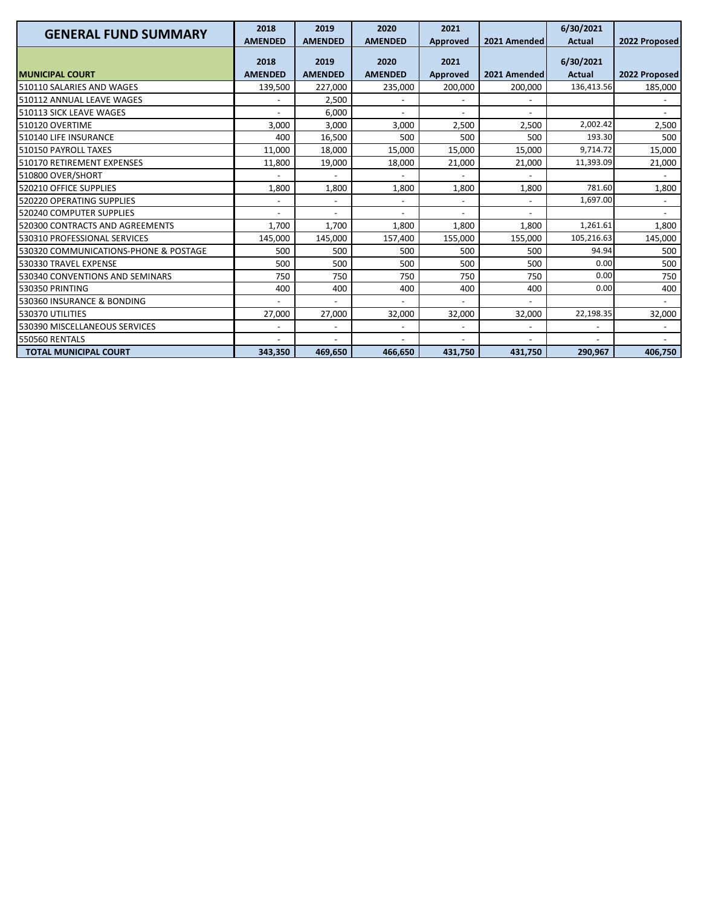| GENERAL FUND SUMMARY | 2018 AMENDED | 2019 AMENDED | 2020 AMENDED | 2021 Approved | 2021 Amended | 6/30/2021 Actual | 2022 Proposed |
|---|---|---|---|---|---|---|---|
| **MUNICIPAL COURT** | **2018 AMENDED** | **2019 AMENDED** | **2020 AMENDED** | **2021 Approved** | **2021 Amended** | **6/30/2021 Actual** | **2022 Proposed** |
| 510110 SALARIES AND WAGES | 139,500 | 227,000 | 235,000 | 200,000 | 200,000 | 136,413.56 | 185,000 |
| 510112 ANNUAL LEAVE WAGES | - | 2,500 | - | - | - | - | - |
| 510113 SICK LEAVE WAGES | - | 6,000 | - | - | - | | - |
| 510120 OVERTIME | 3,000 | 3,000 | 3,000 | 2,500 | 2,500 | 2,002.42 | 2,500 |
| 510140 LIFE INSURANCE | 400 | 16,500 | 500 | 500 | 500 | 193.30 | 500 |
| 510150 PAYROLL TAXES | 11,000 | 18,000 | 15,000 | 15,000 | 15,000 | 9,714.72 | 15,000 |
| 510170 RETIREMENT EXPENSES | 11,800 | 19,000 | 18,000 | 21,000 | 21,000 | 11,393.09 | 21,000 |
| 510800 OVER/SHORT | - | - | - | - | - | | - |
| 520210 OFFICE SUPPLIES | 1,800 | 1,800 | 1,800 | 1,800 | 1,800 | 781.60 | 1,800 |
| 520220 OPERATING SUPPLIES | - | - | - | - | - | 1,697.00 | - |
| 520240 COMPUTER SUPPLIES | - | - | - | - | - | | - |
| 520300 CONTRACTS AND AGREEMENTS | 1,700 | 1,700 | 1,800 | 1,800 | 1,800 | 1,261.61 | 1,800 |
| 530310 PROFESSIONAL SERVICES | 145,000 | 145,000 | 157,400 | 155,000 | 155,000 | 105,216.63 | 145,000 |
| 530320 COMMUNICATIONS-PHONE & POSTAGE | 500 | 500 | 500 | 500 | 500 | 94.94 | 500 |
| 530330 TRAVEL EXPENSE | 500 | 500 | 500 | 500 | 500 | 0.00 | 500 |
| 530340 CONVENTIONS AND SEMINARS | 750 | 750 | 750 | 750 | 750 | 0.00 | 750 |
| 530350 PRINTING | 400 | 400 | 400 | 400 | 400 | 0.00 | 400 |
| 530360 INSURANCE & BONDING | - | - | - | - | - | | - |
| 530370 UTILITIES | 27,000 | 27,000 | 32,000 | 32,000 | 32,000 | 22,198.35 | 32,000 |
| 530390 MISCELLANEOUS SERVICES | - | - | - | - | - | - | - |
| 550560 RENTALS | - | - | - | - | - | - | - |
| **TOTAL MUNICIPAL COURT** | **343,350** | **469,650** | **466,650** | **431,750** | **431,750** | **290,967** | **406,750** |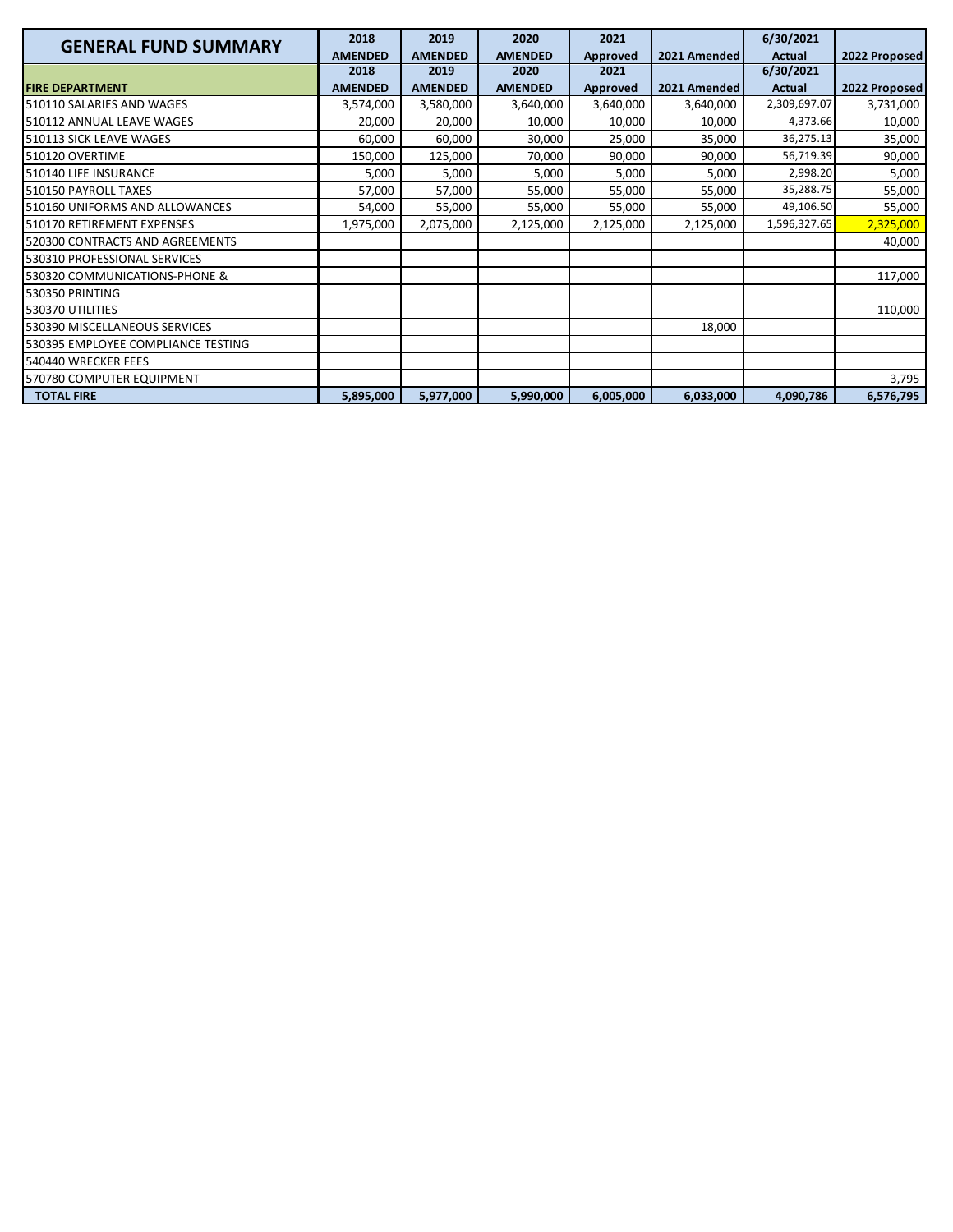| GENERAL FUND SUMMARY | 2018 AMENDED | 2019 AMENDED | 2020 AMENDED | 2021 Approved | 2021 Amended | 6/30/2021 Actual | 2022 Proposed |
|---|---|---|---|---|---|---|---|
| **FIRE DEPARTMENT** | **2018 AMENDED** | **2019 AMENDED** | **2020 AMENDED** | **2021 Approved** | **2021 Amended** | **6/30/2021 Actual** | **2022 Proposed** |
| 510110 SALARIES AND WAGES | 3,574,000 | 3,580,000 | 3,640,000 | 3,640,000 | 3,640,000 | 2,309,697.07 | 3,731,000 |
| 510112 ANNUAL LEAVE WAGES | 20,000 | 20,000 | 10,000 | 10,000 | 10,000 | 4,373.66 | 10,000 |
| 510113 SICK LEAVE WAGES | 60,000 | 60,000 | 30,000 | 25,000 | 35,000 | 36,275.13 | 35,000 |
| 510120 OVERTIME | 150,000 | 125,000 | 70,000 | 90,000 | 90,000 | 56,719.39 | 90,000 |
| 510140 LIFE INSURANCE | 5,000 | 5,000 | 5,000 | 5,000 | 5,000 | 2,998.20 | 5,000 |
| 510150 PAYROLL TAXES | 57,000 | 57,000 | 55,000 | 55,000 | 55,000 | 35,288.75 | 55,000 |
| 510160 UNIFORMS AND ALLOWANCES | 54,000 | 55,000 | 55,000 | 55,000 | 55,000 | 49,106.50 | 55,000 |
| 510170 RETIREMENT EXPENSES | 1,975,000 | 2,075,000 | 2,125,000 | 2,125,000 | 2,125,000 | 1,596,327.65 | 2,325,000 |
| 520300 CONTRACTS AND AGREEMENTS | | | | | | | 40,000 |
| 530310 PROFESSIONAL SERVICES | | | | | | | |
| 530320 COMMUNICATIONS-PHONE & | | | | | | | 117,000 |
| 530350 PRINTING | | | | | | | |
| 530370 UTILITIES | | | | | | | 110,000 |
| 530390 MISCELLANEOUS SERVICES | | | | | 18,000 | | |
| 530395 EMPLOYEE COMPLIANCE TESTING | | | | | | | |
| 540440 WRECKER FEES | | | | | | | |
| 570780 COMPUTER EQUIPMENT | | | | | | | 3,795 |
| **TOTAL FIRE** | **5,895,000** | **5,977,000** | **5,990,000** | **6,005,000** | **6,033,000** | **4,090,786** | **6,576,795** |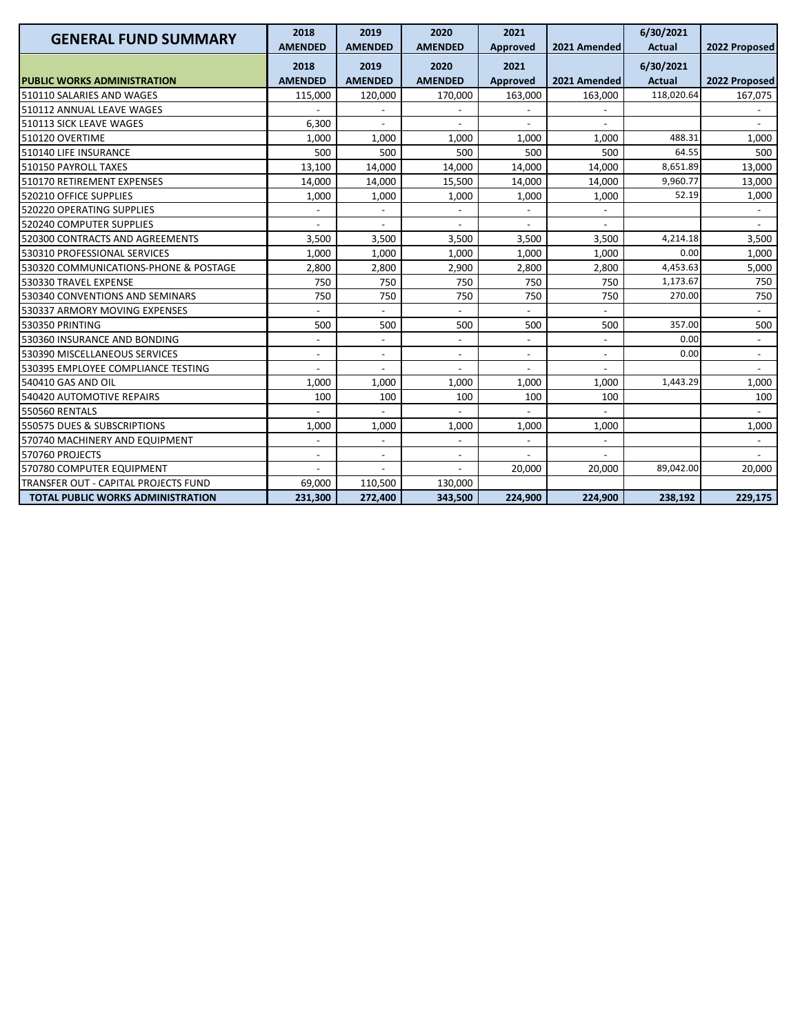| GENERAL FUND SUMMARY | 2018 AMENDED | 2019 AMENDED | 2020 AMENDED | 2021 Approved | 2021 Amended | 6/30/2021 Actual | 2022 Proposed |
|---|---|---|---|---|---|---|---|
| **PUBLIC WORKS ADMINISTRATION** | **2018 AMENDED** | **2019 AMENDED** | **2020 AMENDED** | **2021 Approved** | **2021 Amended** | **6/30/2021 Actual** | **2022 Proposed** |
| 510110 SALARIES AND WAGES | 115,000 | 120,000 | 170,000 | 163,000 | 163,000 | 118,020.64 | 167,075 |
| 510112 ANNUAL LEAVE WAGES | - | - | - | - | - | | - |
| 510113 SICK LEAVE WAGES | 6,300 | - | - | - | - | | - |
| 510120 OVERTIME | 1,000 | 1,000 | 1,000 | 1,000 | 1,000 | 488.31 | 1,000 |
| 510140 LIFE INSURANCE | 500 | 500 | 500 | 500 | 500 | 64.55 | 500 |
| 510150 PAYROLL TAXES | 13,100 | 14,000 | 14,000 | 14,000 | 14,000 | 8,651.89 | 13,000 |
| 510170 RETIREMENT EXPENSES | 14,000 | 14,000 | 15,500 | 14,000 | 14,000 | 9,960.77 | 13,000 |
| 520210 OFFICE SUPPLIES | 1,000 | 1,000 | 1,000 | 1,000 | 1,000 | 52.19 | 1,000 |
| 520220 OPERATING SUPPLIES | - | - | - | - | - | | - |
| 520240 COMPUTER SUPPLIES | - | - | - | - | - | | - |
| 520300 CONTRACTS AND AGREEMENTS | 3,500 | 3,500 | 3,500 | 3,500 | 3,500 | 4,214.18 | 3,500 |
| 530310 PROFESSIONAL SERVICES | 1,000 | 1,000 | 1,000 | 1,000 | 1,000 | 0.00 | 1,000 |
| 530320 COMMUNICATIONS-PHONE & POSTAGE | 2,800 | 2,800 | 2,900 | 2,800 | 2,800 | 4,453.63 | 5,000 |
| 530330 TRAVEL EXPENSE | 750 | 750 | 750 | 750 | 750 | 1,173.67 | 750 |
| 530340 CONVENTIONS AND SEMINARS | 750 | 750 | 750 | 750 | 750 | 270.00 | 750 |
| 530337 ARMORY MOVING EXPENSES | - | - | - | - | - | | - |
| 530350 PRINTING | 500 | 500 | 500 | 500 | 500 | 357.00 | 500 |
| 530360 INSURANCE AND BONDING | - | - | - | - | - | 0.00 | - |
| 530390 MISCELLANEOUS SERVICES | - | - | - | - | - | 0.00 | - |
| 530395 EMPLOYEE COMPLIANCE TESTING | - | - | - | - | - | | - |
| 540410 GAS AND OIL | 1,000 | 1,000 | 1,000 | 1,000 | 1,000 | 1,443.29 | 1,000 |
| 540420 AUTOMOTIVE REPAIRS | 100 | 100 | 100 | 100 | 100 | | 100 |
| 550560 RENTALS | - | - | - | - | - | | - |
| 550575 DUES & SUBSCRIPTIONS | 1,000 | 1,000 | 1,000 | 1,000 | 1,000 | | 1,000 |
| 570740 MACHINERY AND EQUIPMENT | - | - | - | - | - | | - |
| 570760 PROJECTS | - | - | - | - | - | | - |
| 570780 COMPUTER EQUIPMENT | - | - | - | 20,000 | 20,000 | 89,042.00 | 20,000 |
| TRANSFER OUT - CAPITAL PROJECTS FUND | 69,000 | 110,500 | 130,000 | | | | |
| **TOTAL PUBLIC WORKS ADMINISTRATION** | **231,300** | **272,400** | **343,500** | **224,900** | **224,900** | **238,192** | **229,175** |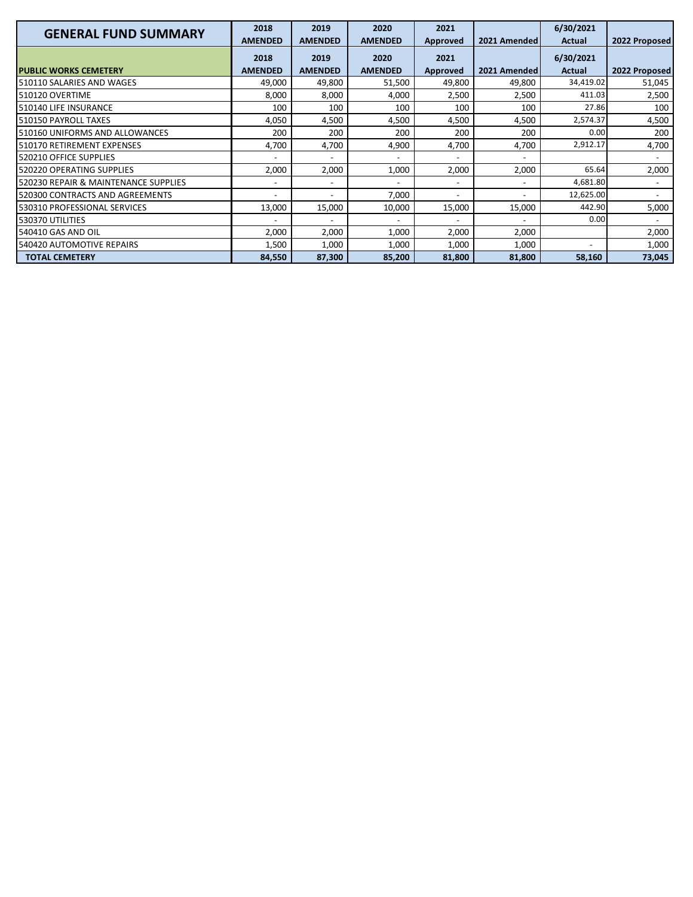| GENERAL FUND SUMMARY | 2018 AMENDED | 2019 AMENDED | 2020 AMENDED | 2021 Approved | 2021 Amended | 6/30/2021 Actual | 2022 Proposed |
|---|---|---|---|---|---|---|---|
| **PUBLIC WORKS CEMETERY** | **2018 AMENDED** | **2019 AMENDED** | **2020 AMENDED** | **2021 Approved** | **2021 Amended** | **6/30/2021 Actual** | **2022 Proposed** |
| 510110 SALARIES AND WAGES | 49,000 | 49,800 | 51,500 | 49,800 | 49,800 | 34,419.02 | 51,045 |
| 510120 OVERTIME | 8,000 | 8,000 | 4,000 | 2,500 | 2,500 | 411.03 | 2,500 |
| 510140 LIFE INSURANCE | 100 | 100 | 100 | 100 | 100 | 27.86 | 100 |
| 510150 PAYROLL TAXES | 4,050 | 4,500 | 4,500 | 4,500 | 4,500 | 2,574.37 | 4,500 |
| 510160 UNIFORMS AND ALLOWANCES | 200 | 200 | 200 | 200 | 200 | 0.00 | 200 |
| 510170 RETIREMENT EXPENSES | 4,700 | 4,700 | 4,900 | 4,700 | 4,700 | 2,912.17 | 4,700 |
| 520210 OFFICE SUPPLIES | - | - | - | - | - | | - |
| 520220 OPERATING SUPPLIES | 2,000 | 2,000 | 1,000 | 2,000 | 2,000 | 65.64 | 2,000 |
| 520230 REPAIR & MAINTENANCE SUPPLIES | - | - | - | - | - | 4,681.80 | - |
| 520300 CONTRACTS AND AGREEMENTS | - | - | 7,000 | - | - | 12,625.00 | - |
| 530310 PROFESSIONAL SERVICES | 13,000 | 15,000 | 10,000 | 15,000 | 15,000 | 442.90 | 5,000 |
| 530370 UTILITIES | - | - | - | - | - | 0.00 | - |
| 540410 GAS AND OIL | 2,000 | 2,000 | 1,000 | 2,000 | 2,000 | | 2,000 |
| 540420 AUTOMOTIVE REPAIRS | 1,500 | 1,000 | 1,000 | 1,000 | 1,000 | - | 1,000 |
| **TOTAL CEMETERY** | **84,550** | **87,300** | **85,200** | **81,800** | **81,800** | **58,160** | **73,045** |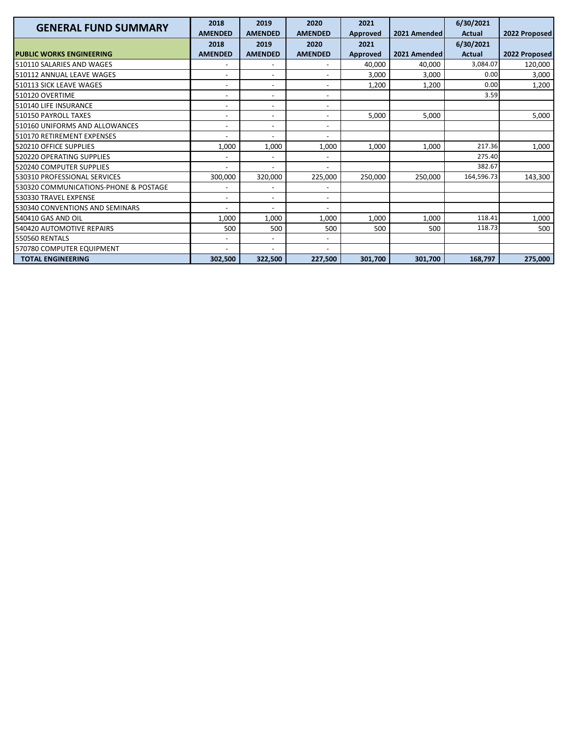| GENERAL FUND SUMMARY | 2018 AMENDED | 2019 AMENDED | 2020 AMENDED | 2021 Approved | 2021 Amended | 6/30/2021 Actual | 2022 Proposed |
|---|---|---|---|---|---|---|---|
| **PUBLIC WORKS ENGINEERING** | **2018 AMENDED** | **2019 AMENDED** | **2020 AMENDED** | **2021 Approved** | **2021 Amended** | **6/30/2021 Actual** | **2022 Proposed** |
| 510110 SALARIES AND WAGES | - | - | - | 40,000 | 40,000 | 3,084.07 | 120,000 |
| 510112 ANNUAL LEAVE WAGES | - | - | - | 3,000 | 3,000 | 0.00 | 3,000 |
| 510113 SICK LEAVE WAGES | - | - | - | 1,200 | 1,200 | 0.00 | 1,200 |
| 510120 OVERTIME | - | - | - | | | 3.59 | |
| 510140 LIFE INSURANCE | - | - | - | | | | |
| 510150 PAYROLL TAXES | - | - | - | 5,000 | 5,000 | | 5,000 |
| 510160 UNIFORMS AND ALLOWANCES | - | - | - | | | | |
| 510170 RETIREMENT EXPENSES | - | - | - | | | | |
| 520210 OFFICE SUPPLIES | 1,000 | 1,000 | 1,000 | 1,000 | 1,000 | 217.36 | 1,000 |
| 520220 OPERATING SUPPLIES | - | - | - | | | 275.40 | |
| 520240 COMPUTER SUPPLIES | - | - | - | | | 382.67 | |
| 530310 PROFESSIONAL SERVICES | 300,000 | 320,000 | 225,000 | 250,000 | 250,000 | 164,596.73 | 143,300 |
| 530320 COMMUNICATIONS-PHONE & POSTAGE | - | - | - | | | | |
| 530330 TRAVEL EXPENSE | - | - | - | | | | |
| 530340 CONVENTIONS AND SEMINARS | - | - | - | | | | |
| 540410 GAS AND OIL | 1,000 | 1,000 | 1,000 | 1,000 | 1,000 | 118.41 | 1,000 |
| 540420 AUTOMOTIVE REPAIRS | 500 | 500 | 500 | 500 | 500 | 118.73 | 500 |
| 550560 RENTALS | - | - | - | | | | |
| 570780 COMPUTER EQUIPMENT | - | - | - | | | | |
| **TOTAL ENGINEERING** | **302,500** | **322,500** | **227,500** | **301,700** | **301,700** | **168,797** | **275,000** |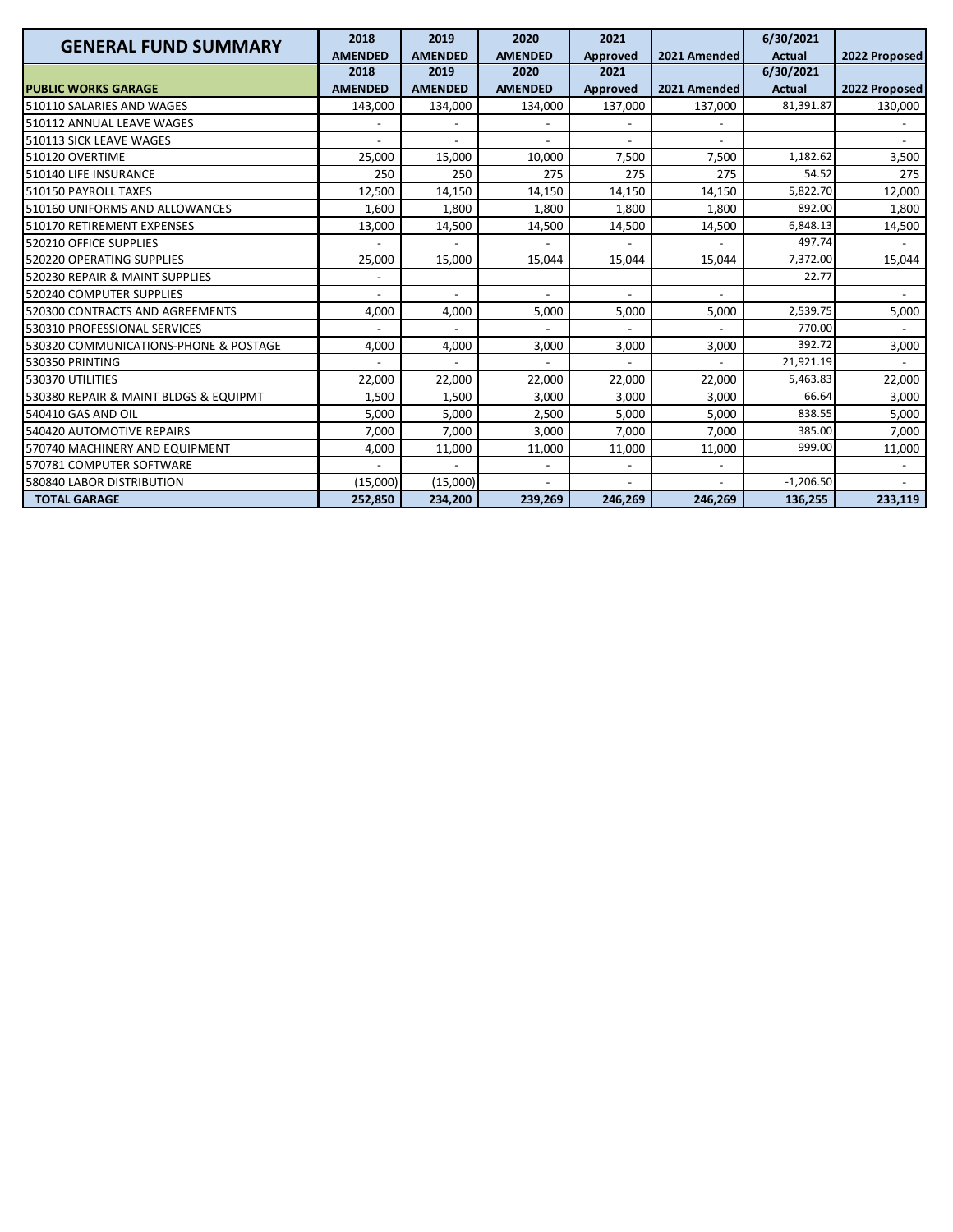| GENERAL FUND SUMMARY | 2018 AMENDED | 2019 AMENDED | 2020 AMENDED | 2021 Approved | 2021 Amended | 6/30/2021 Actual | 2022 Proposed |
|---|---|---|---|---|---|---|---|
| **PUBLIC WORKS GARAGE** | **2018 AMENDED** | **2019 AMENDED** | **2020 AMENDED** | **2021 Approved** | **2021 Amended** | **6/30/2021 Actual** | **2022 Proposed** |
| 510110 SALARIES AND WAGES | 143,000 | 134,000 | 134,000 | 137,000 | 137,000 | 81,391.87 | 130,000 |
| 510112 ANNUAL LEAVE WAGES | - | - | - | - | - | | - |
| 510113 SICK LEAVE WAGES | - | - | - | - | - | | - |
| 510120 OVERTIME | 25,000 | 15,000 | 10,000 | 7,500 | 7,500 | 1,182.62 | 3,500 |
| 510140 LIFE INSURANCE | 250 | 250 | 275 | 275 | 275 | 54.52 | 275 |
| 510150 PAYROLL TAXES | 12,500 | 14,150 | 14,150 | 14,150 | 14,150 | 5,822.70 | 12,000 |
| 510160 UNIFORMS AND ALLOWANCES | 1,600 | 1,800 | 1,800 | 1,800 | 1,800 | 892.00 | 1,800 |
| 510170 RETIREMENT EXPENSES | 13,000 | 14,500 | 14,500 | 14,500 | 14,500 | 6,848.13 | 14,500 |
| 520210 OFFICE SUPPLIES | - | - | - | - | - | 497.74 | - |
| 520220 OPERATING SUPPLIES | 25,000 | 15,000 | 15,044 | 15,044 | 15,044 | 7,372.00 | 15,044 |
| 520230 REPAIR & MAINT SUPPLIES | - | | | | | 22.77 | |
| 520240 COMPUTER SUPPLIES | - | - | - | - | - | | - |
| 530300 CONTRACTS AND AGREEMENTS | 4,000 | 4,000 | 5,000 | 5,000 | 5,000 | 2,539.75 | 5,000 |
| 530310 PROFESSIONAL SERVICES | - | - | - | - | - | 770.00 | - |
| 530320 COMMUNICATIONS-PHONE & POSTAGE | 4,000 | 4,000 | 3,000 | 3,000 | 3,000 | 392.72 | 3,000 |
| 530350 PRINTING | - | - | - | - | - | 21,921.19 | - |
| 530370 UTILITIES | 22,000 | 22,000 | 22,000 | 22,000 | 22,000 | 5,463.83 | 22,000 |
| 530380 REPAIR & MAINT BLDGS & EQUIPMT | 1,500 | 1,500 | 3,000 | 3,000 | 3,000 | 66.64 | 3,000 |
| 540410 GAS AND OIL | 5,000 | 5,000 | 2,500 | 5,000 | 5,000 | 838.55 | 5,000 |
| 540420 AUTOMOTIVE REPAIRS | 7,000 | 7,000 | 3,000 | 7,000 | 7,000 | 385.00 | 7,000 |
| 570740 MACHINERY AND EQUIPMENT | 4,000 | 11,000 | 11,000 | 11,000 | 11,000 | 999.00 | 11,000 |
| 570781 COMPUTER SOFTWARE | - | - | - | - | - | | - |
| 580840 LABOR DISTRIBUTION | (15,000) | (15,000) | - | - | - | -1,206.50 | - |
| **TOTAL GARAGE** | **252,850** | **234,200** | **239,269** | **246,269** | **246,269** | **136,255** | **233,119** |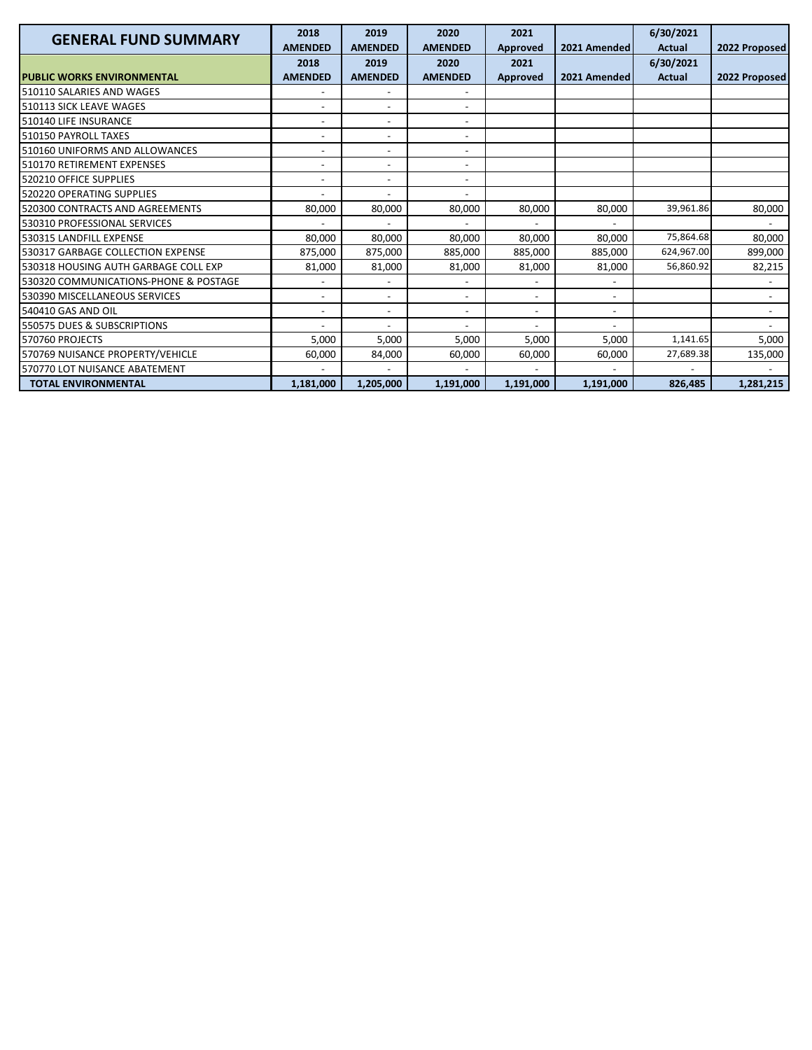| GENERAL FUND SUMMARY | 2018 AMENDED | 2019 AMENDED | 2020 AMENDED | 2021 Approved | 2021 Amended | 6/30/2021 Actual | 2022 Proposed |
|---|---|---|---|---|---|---|---|
| **PUBLIC WORKS ENVIRONMENTAL** | **2018 AMENDED** | **2019 AMENDED** | **2020 AMENDED** | **2021 Approved** | **2021 Amended** | **6/30/2021 Actual** | **2022 Proposed** |
| 510110 SALARIES AND WAGES | - | - | - | | | | |
| 510113 SICK LEAVE WAGES | - | - | - | | | | |
| 510140 LIFE INSURANCE | - | - | - | | | | |
| 510150 PAYROLL TAXES | - | - | - | | | | |
| 510160 UNIFORMS AND ALLOWANCES | - | - | - | | | | |
| 510170 RETIREMENT EXPENSES | - | - | - | | | | |
| 520210 OFFICE SUPPLIES | - | - | - | | | | |
| 520220 OPERATING SUPPLIES | - | - | - | | | | |
| 520300 CONTRACTS AND AGREEMENTS | 80,000 | 80,000 | 80,000 | 80,000 | 80,000 | 39,961.86 | 80,000 |
| 530310 PROFESSIONAL SERVICES | - | - | - | - | - | | - |
| 530315 LANDFILL EXPENSE | 80,000 | 80,000 | 80,000 | 80,000 | 80,000 | 75,864.68 | 80,000 |
| 530317 GARBAGE COLLECTION EXPENSE | 875,000 | 875,000 | 885,000 | 885,000 | 885,000 | 624,967.00 | 899,000 |
| 530318 HOUSING AUTH GARBAGE COLL EXP | 81,000 | 81,000 | 81,000 | 81,000 | 81,000 | 56,860.92 | 82,215 |
| 530320 COMMUNICATIONS-PHONE & POSTAGE | - | - | - | - | - | | - |
| 530390 MISCELLANEOUS SERVICES | - | - | - | - | - | | - |
| 540410 GAS AND OIL | - | - | - | - | - | | - |
| 550575 DUES & SUBSCRIPTIONS | - | - | - | - | - | | - |
| 570760 PROJECTS | 5,000 | 5,000 | 5,000 | 5,000 | 5,000 | 1,141.65 | 5,000 |
| 570769 NUISANCE PROPERTY/VEHICLE | 60,000 | 84,000 | 60,000 | 60,000 | 60,000 | 27,689.38 | 135,000 |
| 570770 LOT NUISANCE ABATEMENT | - | - | - | - | - | - | - |
| **TOTAL ENVIRONMENTAL** | **1,181,000** | **1,205,000** | **1,191,000** | **1,191,000** | **1,191,000** | **826,485** | **1,281,215** |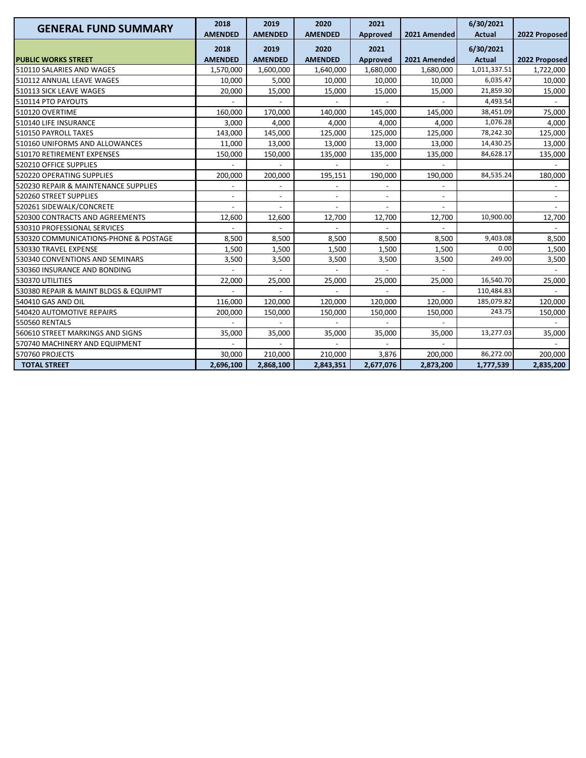| GENERAL FUND SUMMARY | 2018 AMENDED | 2019 AMENDED | 2020 AMENDED | 2021 Approved | 2021 Amended | 6/30/2021 Actual | 2022 Proposed |
|---|---|---|---|---|---|---|---|
| **PUBLIC WORKS STREET** | **2018 AMENDED** | **2019 AMENDED** | **2020 AMENDED** | **2021 Approved** | **2021 Amended** | **6/30/2021 Actual** | **2022 Proposed** |
| 510110 SALARIES AND WAGES | 1,570,000 | 1,600,000 | 1,640,000 | 1,680,000 | 1,680,000 | 1,011,337.51 | 1,722,000 |
| 510112 ANNUAL LEAVE WAGES | 10,000 | 5,000 | 10,000 | 10,000 | 10,000 | 6,035.47 | 10,000 |
| 510113 SICK LEAVE WAGES | 20,000 | 15,000 | 15,000 | 15,000 | 15,000 | 21,859.30 | 15,000 |
| 510114 PTO PAYOUTS | - | - | - | - | - | 4,493.54 | - |
| 510120 OVERTIME | 160,000 | 170,000 | 140,000 | 145,000 | 145,000 | 38,451.09 | 75,000 |
| 510140 LIFE INSURANCE | 3,000 | 4,000 | 4,000 | 4,000 | 4,000 | 1,076.28 | 4,000 |
| 510150 PAYROLL TAXES | 143,000 | 145,000 | 125,000 | 125,000 | 125,000 | 78,242.30 | 125,000 |
| 510160 UNIFORMS AND ALLOWANCES | 11,000 | 13,000 | 13,000 | 13,000 | 13,000 | 14,430.25 | 13,000 |
| 510170 RETIREMENT EXPENSES | 150,000 | 150,000 | 135,000 | 135,000 | 135,000 | 84,628.17 | 135,000 |
| 520210 OFFICE SUPPLIES | - | - | - | - | - | | - |
| 520220 OPERATING SUPPLIES | 200,000 | 200,000 | 195,151 | 190,000 | 190,000 | 84,535.24 | 180,000 |
| 520230 REPAIR & MAINTENANCE SUPPLIES | - | - | - | - | - | | - |
| 520260 STREET SUPPLIES | - | - | - | - | - | | - |
| 520261 SIDEWALK/CONCRETE | - | - | - | - | - | | - |
| 520300 CONTRACTS AND AGREEMENTS | 12,600 | 12,600 | 12,700 | 12,700 | 12,700 | 10,900.00 | 12,700 |
| 530310 PROFESSIONAL SERVICES | - | - | - | - | - | | - |
| 530320 COMMUNICATIONS-PHONE & POSTAGE | 8,500 | 8,500 | 8,500 | 8,500 | 8,500 | 9,403.08 | 8,500 |
| 530330 TRAVEL EXPENSE | 1,500 | 1,500 | 1,500 | 1,500 | 1,500 | 0.00 | 1,500 |
| 530340 CONVENTIONS AND SEMINARS | 3,500 | 3,500 | 3,500 | 3,500 | 3,500 | 249.00 | 3,500 |
| 530360 INSURANCE AND BONDING | - | - | - | - | - | | - |
| 530370 UTILITIES | 22,000 | 25,000 | 25,000 | 25,000 | 25,000 | 16,540.70 | 25,000 |
| 530380 REPAIR & MAINT BLDGS & EQUIPMT | - | - | - | - | - | 110,484.83 | - |
| 540410 GAS AND OIL | 116,000 | 120,000 | 120,000 | 120,000 | 120,000 | 185,079.82 | 120,000 |
| 540420 AUTOMOTIVE REPAIRS | 200,000 | 150,000 | 150,000 | 150,000 | 150,000 | 243.75 | 150,000 |
| 550560 RENTALS | - | - | - | - | - | | - |
| 560610 STREET MARKINGS AND SIGNS | 35,000 | 35,000 | 35,000 | 35,000 | 35,000 | 13,277.03 | 35,000 |
| 570740 MACHINERY AND EQUIPMENT | - | - | - | - | - | | - |
| 570760 PROJECTS | 30,000 | 210,000 | 210,000 | 3,876 | 200,000 | 86,272.00 | 200,000 |
| **TOTAL STREET** | **2,696,100** | **2,868,100** | **2,843,351** | **2,677,076** | **2,873,200** | **1,777,539** | **2,835,200** |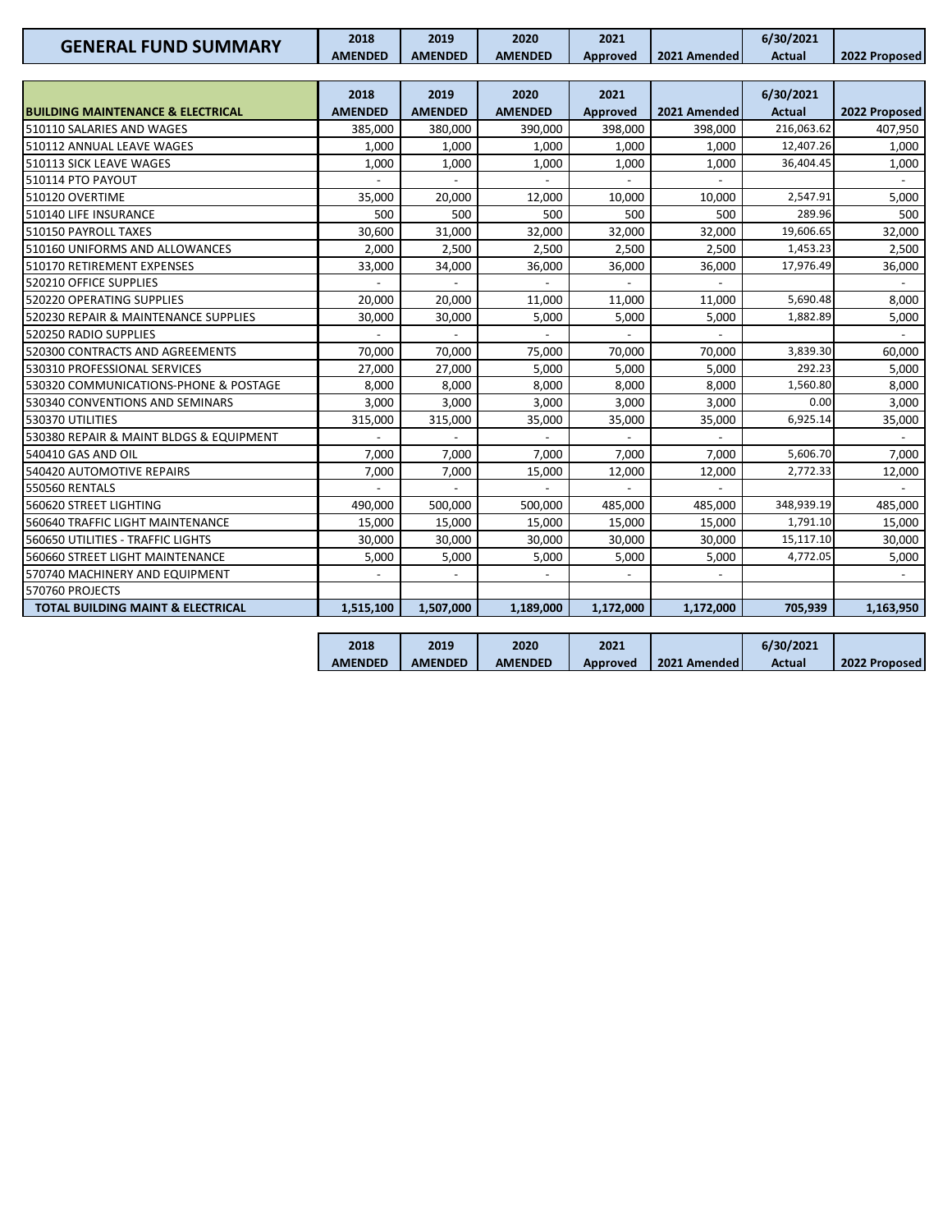| GENERAL FUND SUMMARY | 2018 AMENDED | 2019 AMENDED | 2020 AMENDED | 2021 Approved | 2021 Amended | 6/30/2021 Actual | 2022 Proposed |
|---|---|---|---|---|---|---|---|

| BUILDING MAINTENANCE & ELECTRICAL | 2018 AMENDED | 2019 AMENDED | 2020 AMENDED | 2021 Approved | 2021 Amended | 6/30/2021 Actual | 2022 Proposed |
|---|---|---|---|---|---|---|---|
| 510110 SALARIES AND WAGES | 385,000 | 380,000 | 390,000 | 398,000 | 398,000 | 216,063.62 | 407,950 |
| 510112 ANNUAL LEAVE WAGES | 1,000 | 1,000 | 1,000 | 1,000 | 1,000 | 12,407.26 | 1,000 |
| 510113 SICK LEAVE WAGES | 1,000 | 1,000 | 1,000 | 1,000 | 1,000 | 36,404.45 | 1,000 |
| 510114 PTO PAYOUT | - | - | - | - | - | | - |
| 510120 OVERTIME | 35,000 | 20,000 | 12,000 | 10,000 | 10,000 | 2,547.91 | 5,000 |
| 510140 LIFE INSURANCE | 500 | 500 | 500 | 500 | 500 | 289.96 | 500 |
| 510150 PAYROLL TAXES | 30,600 | 31,000 | 32,000 | 32,000 | 32,000 | 19,606.65 | 32,000 |
| 510160 UNIFORMS AND ALLOWANCES | 2,000 | 2,500 | 2,500 | 2,500 | 2,500 | 1,453.23 | 2,500 |
| 510170 RETIREMENT EXPENSES | 33,000 | 34,000 | 36,000 | 36,000 | 36,000 | 17,976.49 | 36,000 |
| 520210 OFFICE SUPPLIES | - | - | - | - | - | | - |
| 520220 OPERATING SUPPLIES | 20,000 | 20,000 | 11,000 | 11,000 | 11,000 | 5,690.48 | 8,000 |
| 520230 REPAIR & MAINTENANCE SUPPLIES | 30,000 | 30,000 | 5,000 | 5,000 | 5,000 | 1,882.89 | 5,000 |
| 520250 RADIO SUPPLIES | - | - | - | - | - | | - |
| 520300 CONTRACTS AND AGREEMENTS | 70,000 | 70,000 | 75,000 | 70,000 | 70,000 | 3,839.30 | 60,000 |
| 530310 PROFESSIONAL SERVICES | 27,000 | 27,000 | 5,000 | 5,000 | 5,000 | 292.23 | 5,000 |
| 530320 COMMUNICATIONS-PHONE & POSTAGE | 8,000 | 8,000 | 8,000 | 8,000 | 8,000 | 1,560.80 | 8,000 |
| 530340 CONVENTIONS AND SEMINARS | 3,000 | 3,000 | 3,000 | 3,000 | 3,000 | 0.00 | 3,000 |
| 530370 UTILITIES | 315,000 | 315,000 | 35,000 | 35,000 | 35,000 | 6,925.14 | 35,000 |
| 530380 REPAIR & MAINT BLDGS & EQUIPMENT | - | - | - | - | - | | - |
| 540410 GAS AND OIL | 7,000 | 7,000 | 7,000 | 7,000 | 7,000 | 5,606.70 | 7,000 |
| 540420 AUTOMOTIVE REPAIRS | 7,000 | 7,000 | 15,000 | 12,000 | 12,000 | 2,772.33 | 12,000 |
| 550560 RENTALS | - | - | - | - | - | | - |
| 560620 STREET LIGHTING | 490,000 | 500,000 | 500,000 | 485,000 | 485,000 | 348,939.19 | 485,000 |
| 560640 TRAFFIC LIGHT MAINTENANCE | 15,000 | 15,000 | 15,000 | 15,000 | 15,000 | 1,791.10 | 15,000 |
| 560650 UTILITIES - TRAFFIC LIGHTS | 30,000 | 30,000 | 30,000 | 30,000 | 30,000 | 15,117.10 | 30,000 |
| 560660 STREET LIGHT MAINTENANCE | 5,000 | 5,000 | 5,000 | 5,000 | 5,000 | 4,772.05 | 5,000 |
| 570740 MACHINERY AND EQUIPMENT | - | - | - | - | - | | - |
| 570760 PROJECTS | | | | | | | |
| **TOTAL BUILDING MAINT & ELECTRICAL** | **1,515,100** | **1,507,000** | **1,189,000** | **1,172,000** | **1,172,000** | **705,939** | **1,163,950** |

| 2018 AMENDED | 2019 AMENDED | 2020 AMENDED | 2021 Approved | 2021 Amended | 6/30/2021 Actual | 2022 Proposed |
|---|---|---|---|---|---|---|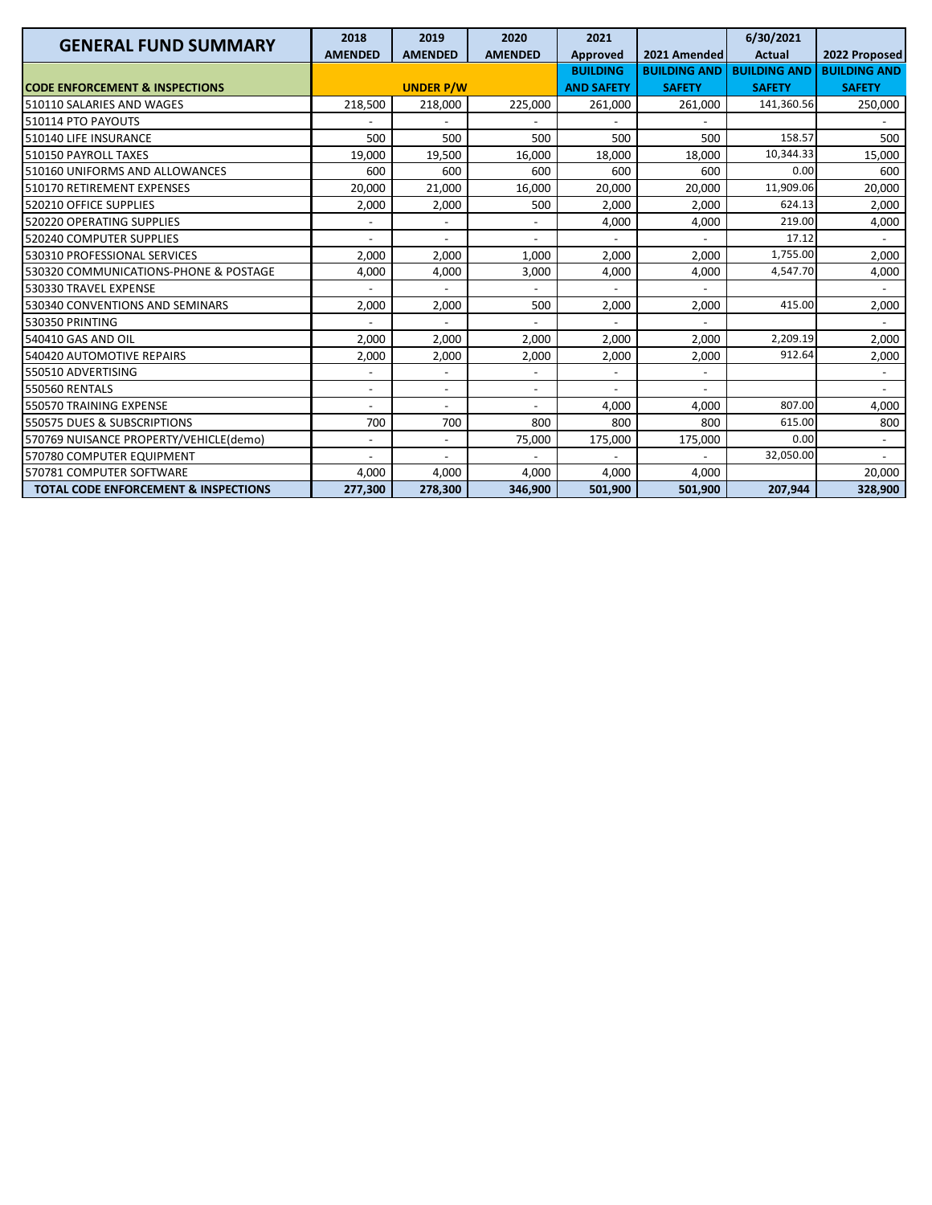| GENERAL FUND SUMMARY | 2018 AMENDED | 2019 AMENDED | 2020 AMENDED | 2021 Approved | 2021 Amended | 6/30/2021 Actual | 2022 Proposed |
|---|---|---|---|---|---|---|---|
| **CODE ENFORCEMENT & INSPECTIONS** | | **UNDER P/W** | | **BUILDING AND SAFETY** | **BUILDING AND SAFETY** | **BUILDING AND SAFETY** | **BUILDING AND SAFETY** |
| 510110 SALARIES AND WAGES | 218,500 | 218,000 | 225,000 | 261,000 | 261,000 | 141,360.56 | 250,000 |
| 510114 PTO PAYOUTS | - | - | - | - | - | | - |
| 510140 LIFE INSURANCE | 500 | 500 | 500 | 500 | 500 | 158.57 | 500 |
| 510150 PAYROLL TAXES | 19,000 | 19,500 | 16,000 | 18,000 | 18,000 | 10,344.33 | 15,000 |
| 510160 UNIFORMS AND ALLOWANCES | 600 | 600 | 600 | 600 | 600 | 0.00 | 600 |
| 510170 RETIREMENT EXPENSES | 20,000 | 21,000 | 16,000 | 20,000 | 20,000 | 11,909.06 | 20,000 |
| 520210 OFFICE SUPPLIES | 2,000 | 2,000 | 500 | 2,000 | 2,000 | 624.13 | 2,000 |
| 520220 OPERATING SUPPLIES | - | - | - | 4,000 | 4,000 | 219.00 | 4,000 |
| 520240 COMPUTER SUPPLIES | - | - | - | - | - | 17.12 | - |
| 530310 PROFESSIONAL SERVICES | 2,000 | 2,000 | 1,000 | 2,000 | 2,000 | 1,755.00 | 2,000 |
| 530320 COMMUNICATIONS-PHONE & POSTAGE | 4,000 | 4,000 | 3,000 | 4,000 | 4,000 | 4,547.70 | 4,000 |
| 530330 TRAVEL EXPENSE | - | - | - | - | - | | - |
| 530340 CONVENTIONS AND SEMINARS | 2,000 | 2,000 | 500 | 2,000 | 2,000 | 415.00 | 2,000 |
| 530350 PRINTING | - | - | - | - | - | | - |
| 540410 GAS AND OIL | 2,000 | 2,000 | 2,000 | 2,000 | 2,000 | 2,209.19 | 2,000 |
| 540420 AUTOMOTIVE REPAIRS | 2,000 | 2,000 | 2,000 | 2,000 | 2,000 | 912.64 | 2,000 |
| 550510 ADVERTISING | - | - | - | - | - | | - |
| 550560 RENTALS | - | - | - | - | - | | - |
| 550570 TRAINING EXPENSE | - | - | - | 4,000 | 4,000 | 807.00 | 4,000 |
| 550575 DUES & SUBSCRIPTIONS | 700 | 700 | 800 | 800 | 800 | 615.00 | 800 |
| 570769 NUISANCE PROPERTY/VEHICLE(demo) | - | - | 75,000 | 175,000 | 175,000 | 0.00 | - |
| 570780 COMPUTER EQUIPMENT | - | - | - | - | - | 32,050.00 | - |
| 570781 COMPUTER SOFTWARE | 4,000 | 4,000 | 4,000 | 4,000 | 4,000 | | 20,000 |
| **TOTAL CODE ENFORCEMENT & INSPECTIONS** | **277,300** | **278,300** | **346,900** | **501,900** | **501,900** | **207,944** | **328,900** |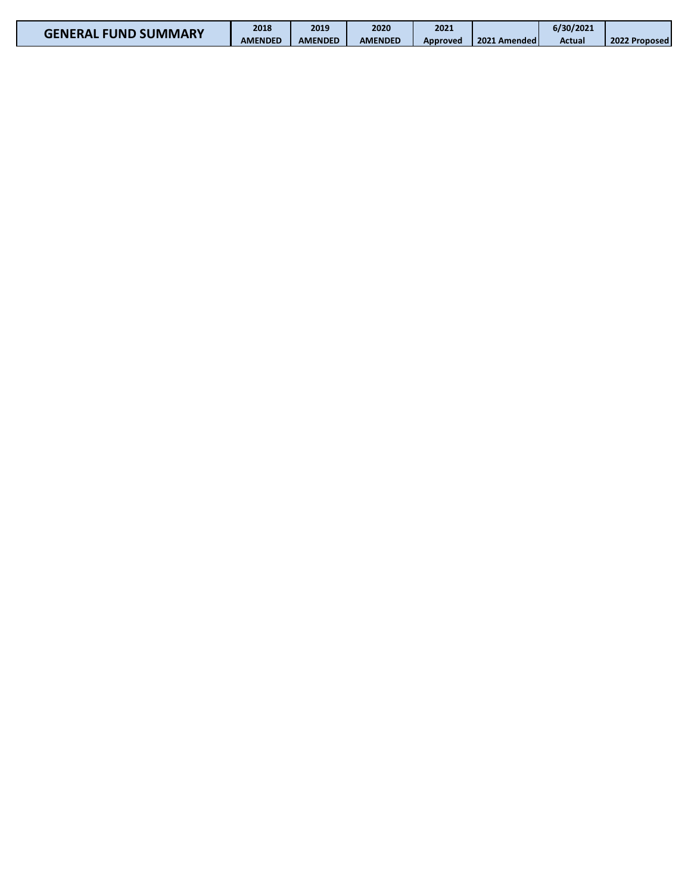| GENERAL FUND SUMMARY | 2018 AMENDED | 2019 AMENDED | 2020 AMENDED | 2021 Approved | 2021 Amended | 6/30/2021 Actual | 2022 Proposed |
|---|---|---|---|---|---|---|---|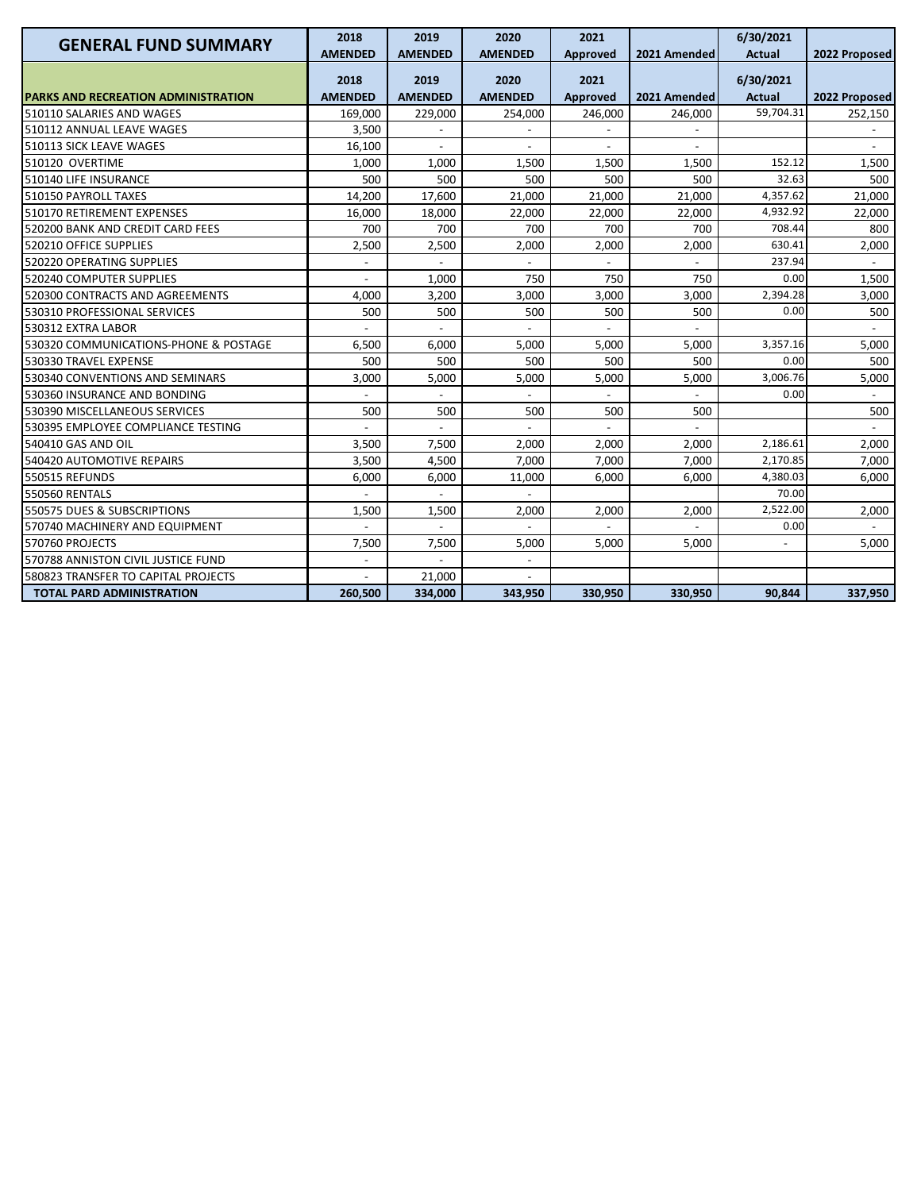| GENERAL FUND SUMMARY | 2018 AMENDED | 2019 AMENDED | 2020 AMENDED | 2021 Approved | 2021 Amended | 6/30/2021 Actual | 2022 Proposed |
|---|---|---|---|---|---|---|---|
| **PARKS AND RECREATION ADMINISTRATION** | **2018 AMENDED** | **2019 AMENDED** | **2020 AMENDED** | **2021 Approved** | **2021 Amended** | **6/30/2021 Actual** | **2022 Proposed** |
| 510110 SALARIES AND WAGES | 169,000 | 229,000 | 254,000 | 246,000 | 246,000 | 59,704.31 | 252,150 |
| 510112 ANNUAL LEAVE WAGES | 3,500 | - | - | - | - | | - |
| 510113 SICK LEAVE WAGES | 16,100 | - | - | - | - | | - |
| 510120 OVERTIME | 1,000 | 1,000 | 1,500 | 1,500 | 1,500 | 152.12 | 1,500 |
| 510140 LIFE INSURANCE | 500 | 500 | 500 | 500 | 500 | 32.63 | 500 |
| 510150 PAYROLL TAXES | 14,200 | 17,600 | 21,000 | 21,000 | 21,000 | 4,357.62 | 21,000 |
| 510170 RETIREMENT EXPENSES | 16,000 | 18,000 | 22,000 | 22,000 | 22,000 | 4,932.92 | 22,000 |
| 520200 BANK AND CREDIT CARD FEES | 700 | 700 | 700 | 700 | 700 | 708.44 | 800 |
| 520210 OFFICE SUPPLIES | 2,500 | 2,500 | 2,000 | 2,000 | 2,000 | 630.41 | 2,000 |
| 520220 OPERATING SUPPLIES | - | - | - | - | - | 237.94 | - |
| 520240 COMPUTER SUPPLIES | - | 1,000 | 750 | 750 | 750 | 0.00 | 1,500 |
| 520300 CONTRACTS AND AGREEMENTS | 4,000 | 3,200 | 3,000 | 3,000 | 3,000 | 2,394.28 | 3,000 |
| 530310 PROFESSIONAL SERVICES | 500 | 500 | 500 | 500 | 500 | 0.00 | 500 |
| 530312 EXTRA LABOR | - | - | - | - | - | | - |
| 530320 COMMUNICATIONS-PHONE & POSTAGE | 6,500 | 6,000 | 5,000 | 5,000 | 5,000 | 3,357.16 | 5,000 |
| 530330 TRAVEL EXPENSE | 500 | 500 | 500 | 500 | 500 | 0.00 | 500 |
| 530340 CONVENTIONS AND SEMINARS | 3,000 | 5,000 | 5,000 | 5,000 | 5,000 | 3,006.76 | 5,000 |
| 530360 INSURANCE AND BONDING | - | - | - | - | - | 0.00 | - |
| 530390 MISCELLANEOUS SERVICES | 500 | 500 | 500 | 500 | 500 | | 500 |
| 530395 EMPLOYEE COMPLIANCE TESTING | - | - | - | - | - | | - |
| 540410 GAS AND OIL | 3,500 | 7,500 | 2,000 | 2,000 | 2,000 | 2,186.61 | 2,000 |
| 540420 AUTOMOTIVE REPAIRS | 3,500 | 4,500 | 7,000 | 7,000 | 7,000 | 2,170.85 | 7,000 |
| 550515 REFUNDS | 6,000 | 6,000 | 11,000 | 6,000 | 6,000 | 4,380.03 | 6,000 |
| 550560 RENTALS | - | - | - | | | 70.00 | |
| 550575 DUES & SUBSCRIPTIONS | 1,500 | 1,500 | 2,000 | 2,000 | 2,000 | 2,522.00 | 2,000 |
| 570740 MACHINERY AND EQUIPMENT | - | - | - | - | - | 0.00 | - |
| 570760 PROJECTS | 7,500 | 7,500 | 5,000 | 5,000 | 5,000 | - | 5,000 |
| 570788 ANNISTON CIVIL JUSTICE FUND | - | - | - | | | | |
| 580823 TRANSFER TO CAPITAL PROJECTS | - | 21,000 | - | | | | |
| **TOTAL PARD ADMINISTRATION** | **260,500** | **334,000** | **343,950** | **330,950** | **330,950** | **90,844** | **337,950** |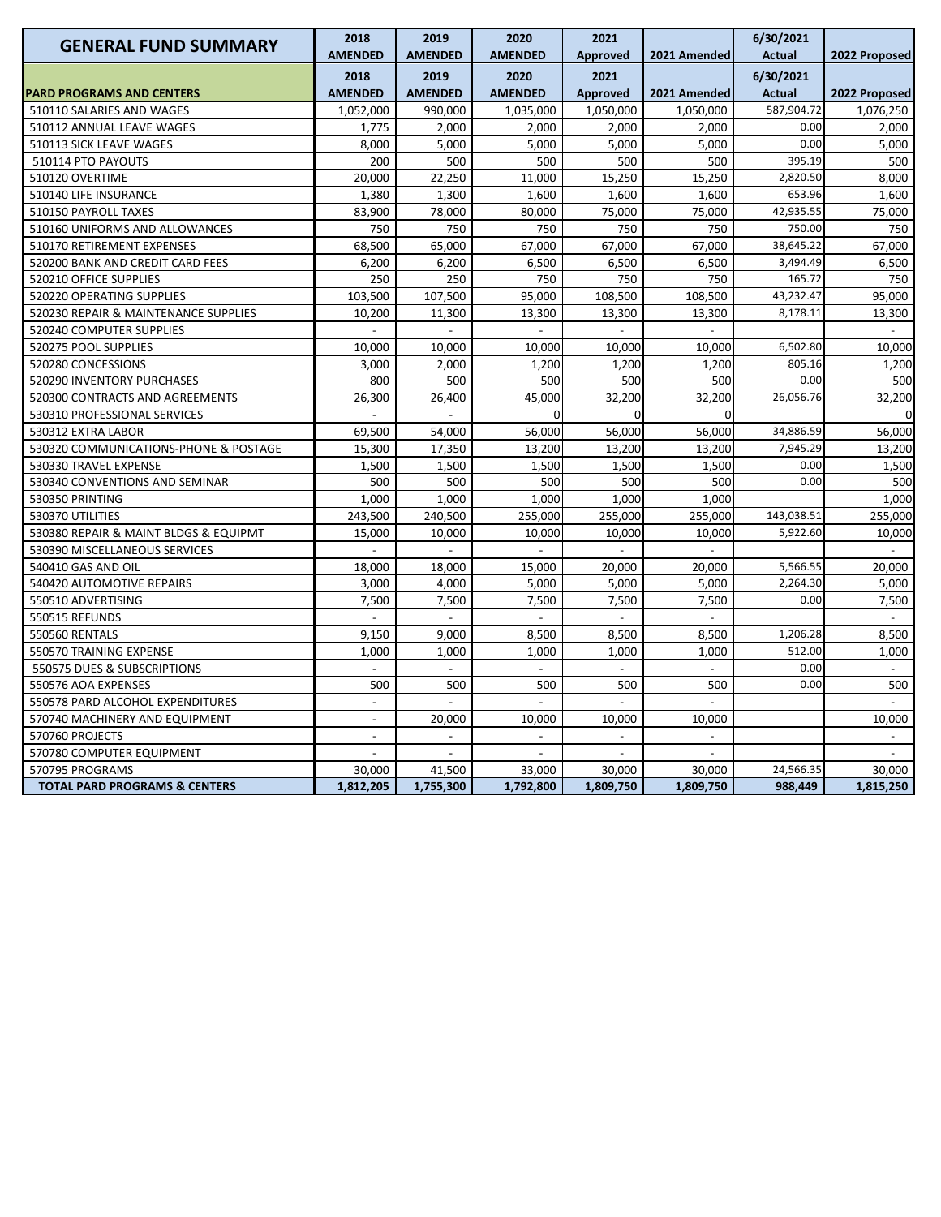| GENERAL FUND SUMMARY | 2018 AMENDED | 2019 AMENDED | 2020 AMENDED | 2021 Approved | 2021 Amended | 6/30/2021 Actual | 2022 Proposed |
|---|---|---|---|---|---|---|---|
| **PARD PROGRAMS AND CENTERS** | **2018 AMENDED** | **2019 AMENDED** | **2020 AMENDED** | **2021 Approved** | **2021 Amended** | **6/30/2021 Actual** | **2022 Proposed** |
| 510110 SALARIES AND WAGES | 1,052,000 | 990,000 | 1,035,000 | 1,050,000 | 1,050,000 | 587,904.72 | 1,076,250 |
| 510112 ANNUAL LEAVE WAGES | 1,775 | 2,000 | 2,000 | 2,000 | 2,000 | 0.00 | 2,000 |
| 510113 SICK LEAVE WAGES | 8,000 | 5,000 | 5,000 | 5,000 | 5,000 | 0.00 | 5,000 |
| 510114 PTO PAYOUTS | 200 | 500 | 500 | 500 | 500 | 395.19 | 500 |
| 510120 OVERTIME | 20,000 | 22,250 | 11,000 | 15,250 | 15,250 | 2,820.50 | 8,000 |
| 510140 LIFE INSURANCE | 1,380 | 1,300 | 1,600 | 1,600 | 1,600 | 653.96 | 1,600 |
| 510150 PAYROLL TAXES | 83,900 | 78,000 | 80,000 | 75,000 | 75,000 | 42,935.55 | 75,000 |
| 510160 UNIFORMS AND ALLOWANCES | 750 | 750 | 750 | 750 | 750 | 750.00 | 750 |
| 510170 RETIREMENT EXPENSES | 68,500 | 65,000 | 67,000 | 67,000 | 67,000 | 38,645.22 | 67,000 |
| 520200 BANK AND CREDIT CARD FEES | 6,200 | 6,200 | 6,500 | 6,500 | 6,500 | 3,494.49 | 6,500 |
| 520210 OFFICE SUPPLIES | 250 | 250 | 750 | 750 | 750 | 165.72 | 750 |
| 520220 OPERATING SUPPLIES | 103,500 | 107,500 | 95,000 | 108,500 | 108,500 | 43,232.47 | 95,000 |
| 520230 REPAIR & MAINTENANCE SUPPLIES | 10,200 | 11,300 | 13,300 | 13,300 | 13,300 | 8,178.11 | 13,300 |
| 520240 COMPUTER SUPPLIES | - | - | - | - | - | | - |
| 520275 POOL SUPPLIES | 10,000 | 10,000 | 10,000 | 10,000 | 10,000 | 6,502.80 | 10,000 |
| 520280 CONCESSIONS | 3,000 | 2,000 | 1,200 | 1,200 | 1,200 | 805.16 | 1,200 |
| 520290 INVENTORY PURCHASES | 800 | 500 | 500 | 500 | 500 | 0.00 | 500 |
| 520300 CONTRACTS AND AGREEMENTS | 26,300 | 26,400 | 45,000 | 32,200 | 32,200 | 26,056.76 | 32,200 |
| 530310 PROFESSIONAL SERVICES | - | - | 0 | 0 | 0 | | 0 |
| 530312 EXTRA LABOR | 69,500 | 54,000 | 56,000 | 56,000 | 56,000 | 34,886.59 | 56,000 |
| 530320 COMMUNICATIONS-PHONE & POSTAGE | 15,300 | 17,350 | 13,200 | 13,200 | 13,200 | 7,945.29 | 13,200 |
| 530330 TRAVEL EXPENSE | 1,500 | 1,500 | 1,500 | 1,500 | 1,500 | 0.00 | 1,500 |
| 530340 CONVENTIONS AND SEMINAR | 500 | 500 | 500 | 500 | 500 | 0.00 | 500 |
| 530350 PRINTING | 1,000 | 1,000 | 1,000 | 1,000 | 1,000 | | 1,000 |
| 530370 UTILITIES | 243,500 | 240,500 | 255,000 | 255,000 | 255,000 | 143,038.51 | 255,000 |
| 530380 REPAIR & MAINT BLDGS & EQUIPMT | 15,000 | 10,000 | 10,000 | 10,000 | 10,000 | 5,922.60 | 10,000 |
| 530390 MISCELLANEOUS SERVICES | - | - | - | - | - | | - |
| 540410 GAS AND OIL | 18,000 | 18,000 | 15,000 | 20,000 | 20,000 | 5,566.55 | 20,000 |
| 540420 AUTOMOTIVE REPAIRS | 3,000 | 4,000 | 5,000 | 5,000 | 5,000 | 2,264.30 | 5,000 |
| 550510 ADVERTISING | 7,500 | 7,500 | 7,500 | 7,500 | 7,500 | 0.00 | 7,500 |
| 550515 REFUNDS | - | - | - | - | - | | - |
| 550560 RENTALS | 9,150 | 9,000 | 8,500 | 8,500 | 8,500 | 1,206.28 | 8,500 |
| 550570 TRAINING EXPENSE | 1,000 | 1,000 | 1,000 | 1,000 | 1,000 | 512.00 | 1,000 |
| 550575 DUES & SUBSCRIPTIONS | - | - | - | - | - | 0.00 | - |
| 550576 AOA EXPENSES | 500 | 500 | 500 | 500 | 500 | 0.00 | 500 |
| 550578 PARD ALCOHOL EXPENDITURES | - | - | - | - | - | | - |
| 570740 MACHINERY AND EQUIPMENT | - | 20,000 | 10,000 | 10,000 | 10,000 | | 10,000 |
| 570760 PROJECTS | - | - | - | - | - | | - |
| 570780 COMPUTER EQUIPMENT | - | - | - | - | - | | - |
| 570795 PROGRAMS | 30,000 | 41,500 | 33,000 | 30,000 | 30,000 | 24,566.35 | 30,000 |
| **TOTAL PARD PROGRAMS & CENTERS** | **1,812,205** | **1,755,300** | **1,792,800** | **1,809,750** | **1,809,750** | **988,449** | **1,815,250** |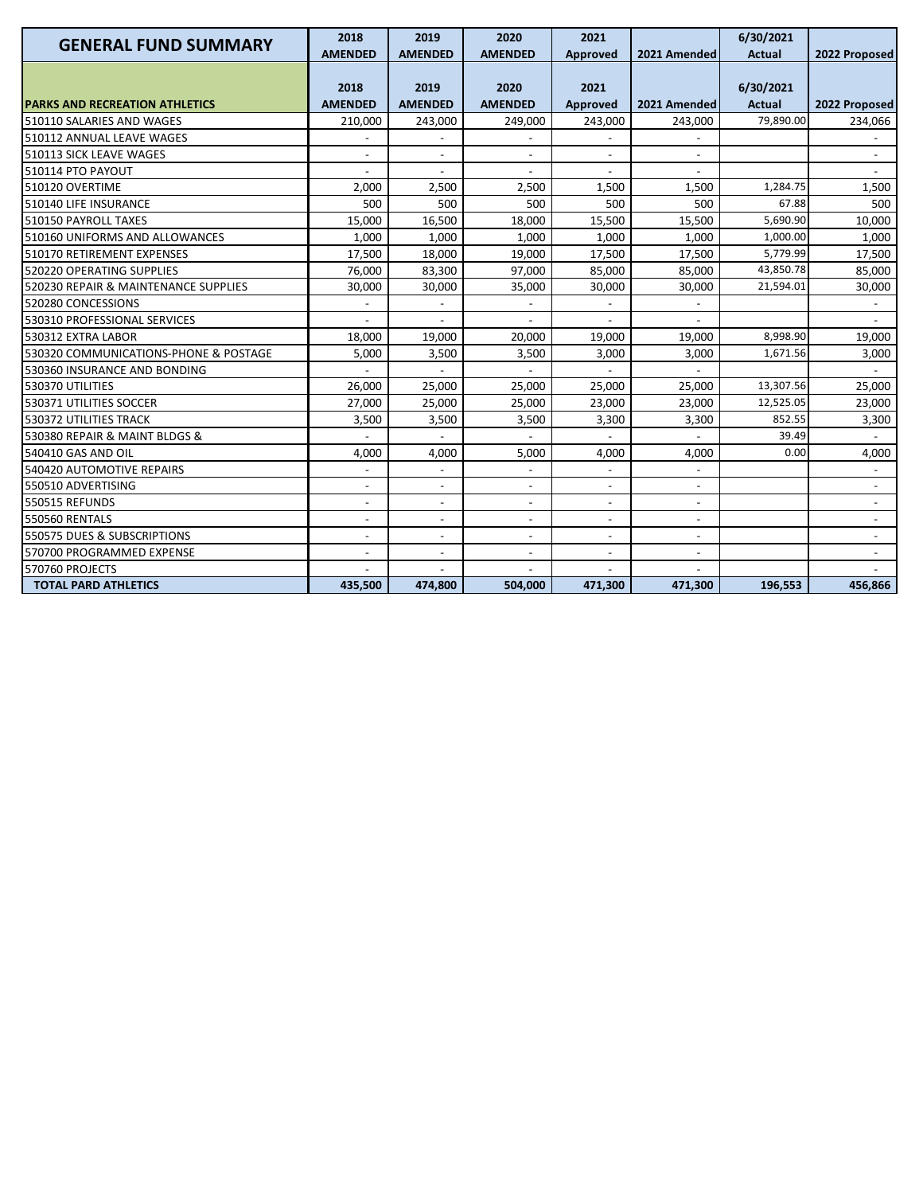| GENERAL FUND SUMMARY | 2018 AMENDED | 2019 AMENDED | 2020 AMENDED | 2021 Approved | 2021 Amended | 6/30/2021 Actual | 2022 Proposed |
|---|---|---|---|---|---|---|---|
| **PARKS AND RECREATION ATHLETICS** | **2018 AMENDED** | **2019 AMENDED** | **2020 AMENDED** | **2021 Approved** | **2021 Amended** | **6/30/2021 Actual** | **2022 Proposed** |
| 510110 SALARIES AND WAGES | 210,000 | 243,000 | 249,000 | 243,000 | 243,000 | 79,890.00 | 234,066 |
| 510112 ANNUAL LEAVE WAGES | - | - | - | - | - | | - |
| 510113 SICK LEAVE WAGES | - | - | - | - | - | | - |
| 510114 PTO PAYOUT | - | - | - | - | - | | - |
| 510120 OVERTIME | 2,000 | 2,500 | 2,500 | 1,500 | 1,500 | 1,284.75 | 1,500 |
| 510140 LIFE INSURANCE | 500 | 500 | 500 | 500 | 500 | 67.88 | 500 |
| 510150 PAYROLL TAXES | 15,000 | 16,500 | 18,000 | 15,500 | 15,500 | 5,690.90 | 10,000 |
| 510160 UNIFORMS AND ALLOWANCES | 1,000 | 1,000 | 1,000 | 1,000 | 1,000 | 1,000.00 | 1,000 |
| 510170 RETIREMENT EXPENSES | 17,500 | 18,000 | 19,000 | 17,500 | 17,500 | 5,779.99 | 17,500 |
| 520220 OPERATING SUPPLIES | 76,000 | 83,300 | 97,000 | 85,000 | 85,000 | 43,850.78 | 85,000 |
| 520230 REPAIR & MAINTENANCE SUPPLIES | 30,000 | 30,000 | 35,000 | 30,000 | 30,000 | 21,594.01 | 30,000 |
| 520280 CONCESSIONS | - | - | - | - | - | | - |
| 530310 PROFESSIONAL SERVICES | - | - | - | - | - | | - |
| 530312 EXTRA LABOR | 18,000 | 19,000 | 20,000 | 19,000 | 19,000 | 8,998.90 | 19,000 |
| 530320 COMMUNICATIONS-PHONE & POSTAGE | 5,000 | 3,500 | 3,500 | 3,000 | 3,000 | 1,671.56 | 3,000 |
| 530360 INSURANCE AND BONDING | - | - | - | - | - | | - |
| 530370 UTILITIES | 26,000 | 25,000 | 25,000 | 25,000 | 25,000 | 13,307.56 | 25,000 |
| 530371 UTILITIES SOCCER | 27,000 | 25,000 | 25,000 | 23,000 | 23,000 | 12,525.05 | 23,000 |
| 530372 UTILITIES TRACK | 3,500 | 3,500 | 3,500 | 3,300 | 3,300 | 852.55 | 3,300 |
| 530380 REPAIR & MAINT BLDGS & | - | - | - | - | - | 39.49 | - |
| 540410 GAS AND OIL | 4,000 | 4,000 | 5,000 | 4,000 | 4,000 | 0.00 | 4,000 |
| 540420 AUTOMOTIVE REPAIRS | - | - | - | - | - | | - |
| 550510 ADVERTISING | - | - | - | - | - | | - |
| 550515 REFUNDS | - | - | - | - | - | | - |
| 550560 RENTALS | - | - | - | - | - | | - |
| 550575 DUES & SUBSCRIPTIONS | - | - | - | - | - | | - |
| 570700 PROGRAMMED EXPENSE | - | - | - | - | - | | - |
| 570760 PROJECTS | - | - | - | - | - | | - |
| **TOTAL PARD ATHLETICS** | **435,500** | **474,800** | **504,000** | **471,300** | **471,300** | **196,553** | **456,866** |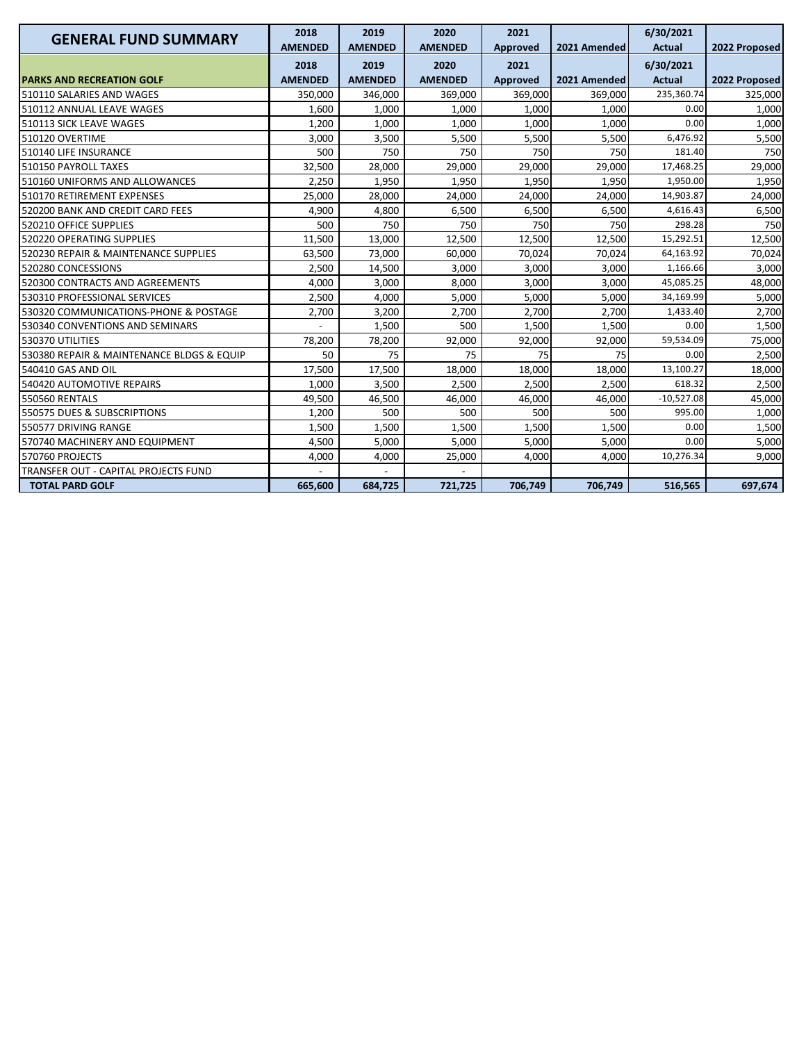| GENERAL FUND SUMMARY | 2018 AMENDED | 2019 AMENDED | 2020 AMENDED | 2021 Approved | 2021 Amended | 6/30/2021 Actual | 2022 Proposed |
|---|---|---|---|---|---|---|---|
| **PARKS AND RECREATION GOLF** | **2018 AMENDED** | **2019 AMENDED** | **2020 AMENDED** | **2021 Approved** | **2021 Amended** | **6/30/2021 Actual** | **2022 Proposed** |
| 510110 SALARIES AND WAGES | 350,000 | 346,000 | 369,000 | 369,000 | 369,000 | 235,360.74 | 325,000 |
| 510112 ANNUAL LEAVE WAGES | 1,600 | 1,000 | 1,000 | 1,000 | 1,000 | 0.00 | 1,000 |
| 510113 SICK LEAVE WAGES | 1,200 | 1,000 | 1,000 | 1,000 | 1,000 | 0.00 | 1,000 |
| 510120 OVERTIME | 3,000 | 3,500 | 5,500 | 5,500 | 5,500 | 6,476.92 | 5,500 |
| 510140 LIFE INSURANCE | 500 | 750 | 750 | 750 | 750 | 181.40 | 750 |
| 510150 PAYROLL TAXES | 32,500 | 28,000 | 29,000 | 29,000 | 29,000 | 17,468.25 | 29,000 |
| 510160 UNIFORMS AND ALLOWANCES | 2,250 | 1,950 | 1,950 | 1,950 | 1,950 | 1,950.00 | 1,950 |
| 510170 RETIREMENT EXPENSES | 25,000 | 28,000 | 24,000 | 24,000 | 24,000 | 14,903.87 | 24,000 |
| 520200 BANK AND CREDIT CARD FEES | 4,900 | 4,800 | 6,500 | 6,500 | 6,500 | 4,616.43 | 6,500 |
| 520210 OFFICE SUPPLIES | 500 | 750 | 750 | 750 | 750 | 298.28 | 750 |
| 520220 OPERATING SUPPLIES | 11,500 | 13,000 | 12,500 | 12,500 | 12,500 | 15,292.51 | 12,500 |
| 520230 REPAIR & MAINTENANCE SUPPLIES | 63,500 | 73,000 | 60,000 | 70,024 | 70,024 | 64,163.92 | 70,024 |
| 520280 CONCESSIONS | 2,500 | 14,500 | 3,000 | 3,000 | 3,000 | 1,166.66 | 3,000 |
| 520300 CONTRACTS AND AGREEMENTS | 4,000 | 3,000 | 8,000 | 3,000 | 3,000 | 45,085.25 | 48,000 |
| 530310 PROFESSIONAL SERVICES | 2,500 | 4,000 | 5,000 | 5,000 | 5,000 | 34,169.99 | 5,000 |
| 530320 COMMUNICATIONS-PHONE & POSTAGE | 2,700 | 3,200 | 2,700 | 2,700 | 2,700 | 1,433.40 | 2,700 |
| 530340 CONVENTIONS AND SEMINARS | - | 1,500 | 500 | 1,500 | 1,500 | 0.00 | 1,500 |
| 530370 UTILITIES | 78,200 | 78,200 | 92,000 | 92,000 | 92,000 | 59,534.09 | 75,000 |
| 530380 REPAIR & MAINTENANCE BLDGS & EQUIP | 50 | 75 | 75 | 75 | 75 | 0.00 | 2,500 |
| 540410 GAS AND OIL | 17,500 | 17,500 | 18,000 | 18,000 | 18,000 | 13,100.27 | 18,000 |
| 540420 AUTOMOTIVE REPAIRS | 1,000 | 3,500 | 2,500 | 2,500 | 2,500 | 618.32 | 2,500 |
| 550560 RENTALS | 49,500 | 46,500 | 46,000 | 46,000 | 46,000 | -10,527.08 | 45,000 |
| 550575 DUES & SUBSCRIPTIONS | 1,200 | 500 | 500 | 500 | 500 | 995.00 | 1,000 |
| 550577 DRIVING RANGE | 1,500 | 1,500 | 1,500 | 1,500 | 1,500 | 0.00 | 1,500 |
| 570740 MACHINERY AND EQUIPMENT | 4,500 | 5,000 | 5,000 | 5,000 | 5,000 | 0.00 | 5,000 |
| 570760 PROJECTS | 4,000 | 4,000 | 25,000 | 4,000 | 4,000 | 10,276.34 | 9,000 |
| TRANSFER OUT - CAPITAL PROJECTS FUND | - | - | - | | | | |
| **TOTAL PARD GOLF** | **665,600** | **684,725** | **721,725** | **706,749** | **706,749** | **516,565** | **697,674** |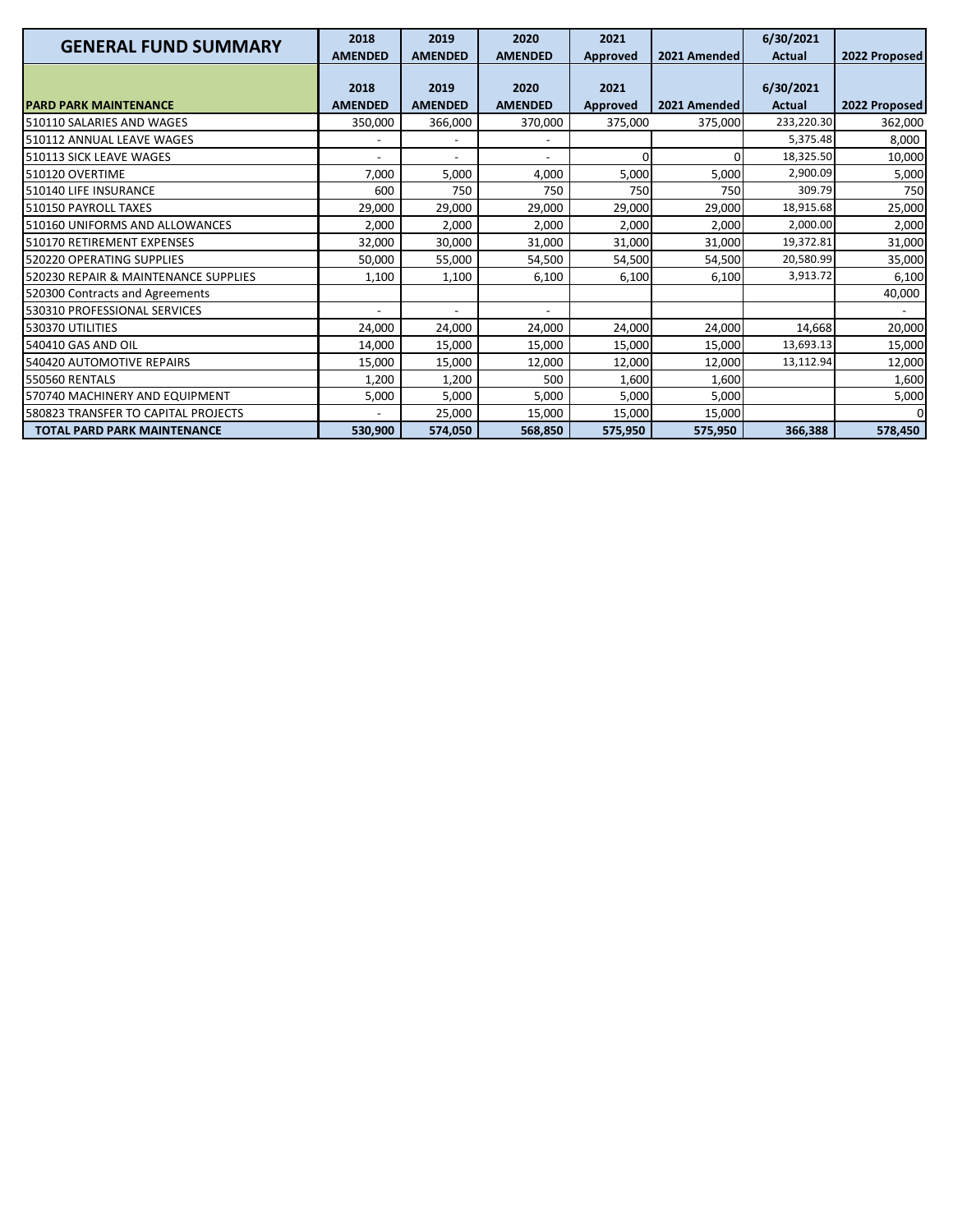| GENERAL FUND SUMMARY | 2018 AMENDED | 2019 AMENDED | 2020 AMENDED | 2021 Approved | 2021 Amended | 6/30/2021 Actual | 2022 Proposed |
|---|---|---|---|---|---|---|---|
| **PARD PARK MAINTENANCE** | **2018 AMENDED** | **2019 AMENDED** | **2020 AMENDED** | **2021 Approved** | **2021 Amended** | **6/30/2021 Actual** | **2022 Proposed** |
| 510110 SALARIES AND WAGES | 350,000 | 366,000 | 370,000 | 375,000 | 375,000 | 233,220.30 | 362,000 |
| 510112 ANNUAL LEAVE WAGES | - | - | - | | | 5,375.48 | 8,000 |
| 510113 SICK LEAVE WAGES | - | - | - | 0 | 0 | 18,325.50 | 10,000 |
| 510120 OVERTIME | 7,000 | 5,000 | 4,000 | 5,000 | 5,000 | 2,900.09 | 5,000 |
| 510140 LIFE INSURANCE | 600 | 750 | 750 | 750 | 750 | 309.79 | 750 |
| 510150 PAYROLL TAXES | 29,000 | 29,000 | 29,000 | 29,000 | 29,000 | 18,915.68 | 25,000 |
| 510160 UNIFORMS AND ALLOWANCES | 2,000 | 2,000 | 2,000 | 2,000 | 2,000 | 2,000.00 | 2,000 |
| 510170 RETIREMENT EXPENSES | 32,000 | 30,000 | 31,000 | 31,000 | 31,000 | 19,372.81 | 31,000 |
| 520220 OPERATING SUPPLIES | 50,000 | 55,000 | 54,500 | 54,500 | 54,500 | 20,580.99 | 35,000 |
| 520230 REPAIR & MAINTENANCE SUPPLIES | 1,100 | 1,100 | 6,100 | 6,100 | 6,100 | 3,913.72 | 6,100 |
| 520300 Contracts and Agreements | | | | | | | 40,000 |
| 530310 PROFESSIONAL SERVICES | - | - | - | | | | - |
| 530370 UTILITIES | 24,000 | 24,000 | 24,000 | 24,000 | 24,000 | 14,668 | 20,000 |
| 540410 GAS AND OIL | 14,000 | 15,000 | 15,000 | 15,000 | 15,000 | 13,693.13 | 15,000 |
| 540420 AUTOMOTIVE REPAIRS | 15,000 | 15,000 | 12,000 | 12,000 | 12,000 | 13,112.94 | 12,000 |
| 550560 RENTALS | 1,200 | 1,200 | 500 | 1,600 | 1,600 | | 1,600 |
| 570740 MACHINERY AND EQUIPMENT | 5,000 | 5,000 | 5,000 | 5,000 | 5,000 | | 5,000 |
| 580823 TRANSFER TO CAPITAL PROJECTS | - | 25,000 | 15,000 | 15,000 | 15,000 | | 0 |
| **TOTAL PARD PARK MAINTENANCE** | **530,900** | **574,050** | **568,850** | **575,950** | **575,950** | **366,388** | **578,450** |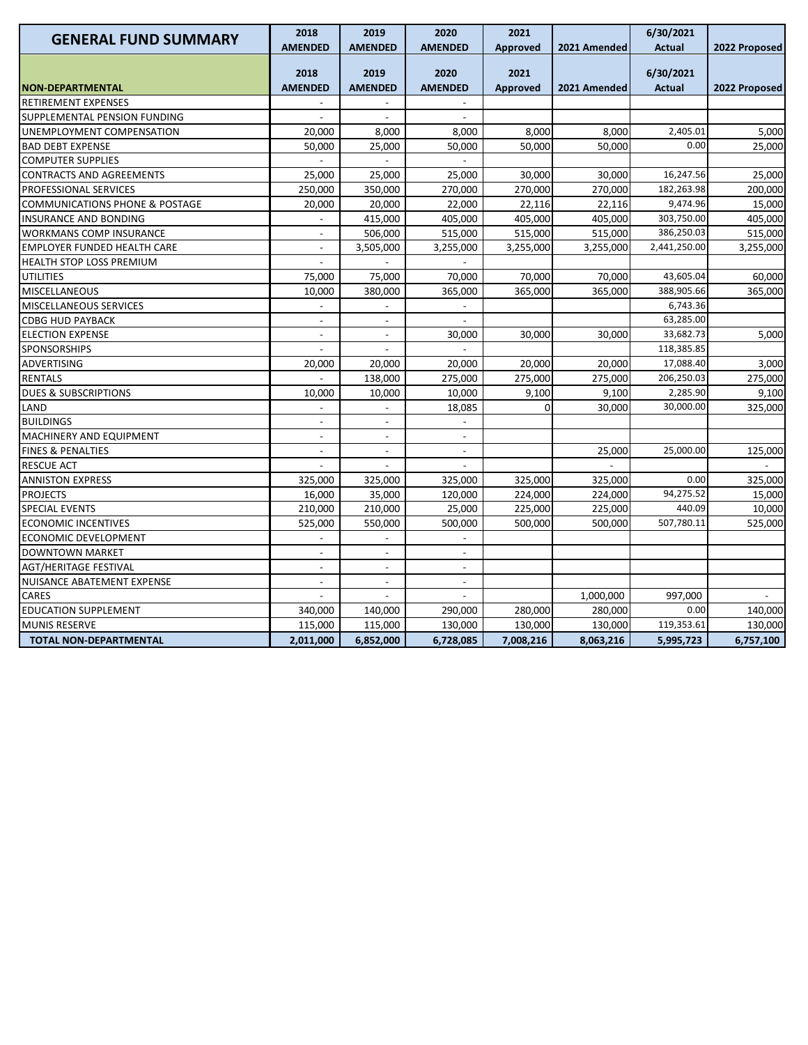| GENERAL FUND SUMMARY | 2018 AMENDED | 2019 AMENDED | 2020 AMENDED | 2021 Approved | 2021 Amended | 6/30/2021 Actual | 2022 Proposed |
|---|---|---|---|---|---|---|---|
| **NON-DEPARTMENTAL** | **2018 AMENDED** | **2019 AMENDED** | **2020 AMENDED** | **2021 Approved** | **2021 Amended** | **6/30/2021 Actual** | **2022 Proposed** |
| RETIREMENT EXPENSES | - | - | - | | | | |
| SUPPLEMENTAL PENSION FUNDING | - | - | - | | | | |
| UNEMPLOYMENT COMPENSATION | 20,000 | 8,000 | 8,000 | 8,000 | 8,000 | 2,405.01 | 5,000 |
| BAD DEBT EXPENSE | 50,000 | 25,000 | 50,000 | 50,000 | 50,000 | 0.00 | 25,000 |
| COMPUTER SUPPLIES | - | - | - | | | | |
| CONTRACTS AND AGREEMENTS | 25,000 | 25,000 | 25,000 | 30,000 | 30,000 | 16,247.56 | 25,000 |
| PROFESSIONAL SERVICES | 250,000 | 350,000 | 270,000 | 270,000 | 270,000 | 182,263.98 | 200,000 |
| COMMUNICATIONS PHONE & POSTAGE | 20,000 | 20,000 | 22,000 | 22,116 | 22,116 | 9,474.96 | 15,000 |
| INSURANCE AND BONDING | - | 415,000 | 405,000 | 405,000 | 405,000 | 303,750.00 | 405,000 |
| WORKMANS COMP INSURANCE | - | 506,000 | 515,000 | 515,000 | 515,000 | 386,250.03 | 515,000 |
| EMPLOYER FUNDED HEALTH CARE | - | 3,505,000 | 3,255,000 | 3,255,000 | 3,255,000 | 2,441,250.00 | 3,255,000 |
| HEALTH STOP LOSS PREMIUM | - | - | - | | | | |
| UTILITIES | 75,000 | 75,000 | 70,000 | 70,000 | 70,000 | 43,605.04 | 60,000 |
| MISCELLANEOUS | 10,000 | 380,000 | 365,000 | 365,000 | 365,000 | 388,905.66 | 365,000 |
| MISCELLANEOUS SERVICES | - | - | - | | | 6,743.36 | |
| CDBG HUD PAYBACK | - | - | - | | | 63,285.00 | |
| ELECTION EXPENSE | - | - | 30,000 | 30,000 | 30,000 | 33,682.73 | 5,000 |
| SPONSORSHIPS | - | - | - | | | 118,385.85 | |
| ADVERTISING | 20,000 | 20,000 | 20,000 | 20,000 | 20,000 | 17,088.40 | 3,000 |
| RENTALS | - | 138,000 | 275,000 | 275,000 | 275,000 | 206,250.03 | 275,000 |
| DUES & SUBSCRIPTIONS | 10,000 | 10,000 | 10,000 | 9,100 | 9,100 | 2,285.90 | 9,100 |
| LAND | - | - | 18,085 | 0 | 30,000 | 30,000.00 | 325,000 |
| BUILDINGS | - | - | - | | | | |
| MACHINERY AND EQUIPMENT | - | - | - | | | | |
| FINES & PENALTIES | - | - | - | | 25,000 | 25,000.00 | 125,000 |
| RESCUE ACT | - | - | - | | - | | - |
| ANNISTON EXPRESS | 325,000 | 325,000 | 325,000 | 325,000 | 325,000 | 0.00 | 325,000 |
| PROJECTS | 16,000 | 35,000 | 120,000 | 224,000 | 224,000 | 94,275.52 | 15,000 |
| SPECIAL EVENTS | 210,000 | 210,000 | 25,000 | 225,000 | 225,000 | 440.09 | 10,000 |
| ECONOMIC INCENTIVES | 525,000 | 550,000 | 500,000 | 500,000 | 500,000 | 507,780.11 | 525,000 |
| ECONOMIC DEVELOPMENT | - | - | - | | | | |
| DOWNTOWN MARKET | - | - | - | | | | |
| AGT/HERITAGE FESTIVAL | - | - | - | | | | |
| NUISANCE ABATEMENT EXPENSE | - | - | - | | | | |
| CARES | - | - | - | | 1,000,000 | 997,000 | - |
| EDUCATION SUPPLEMENT | 340,000 | 140,000 | 290,000 | 280,000 | 280,000 | 0.00 | 140,000 |
| MUNIS RESERVE | 115,000 | 115,000 | 130,000 | 130,000 | 130,000 | 119,353.61 | 130,000 |
| **TOTAL NON-DEPARTMENTAL** | **2,011,000** | **6,852,000** | **6,728,085** | **7,008,216** | **8,063,216** | **5,995,723** | **6,757,100** |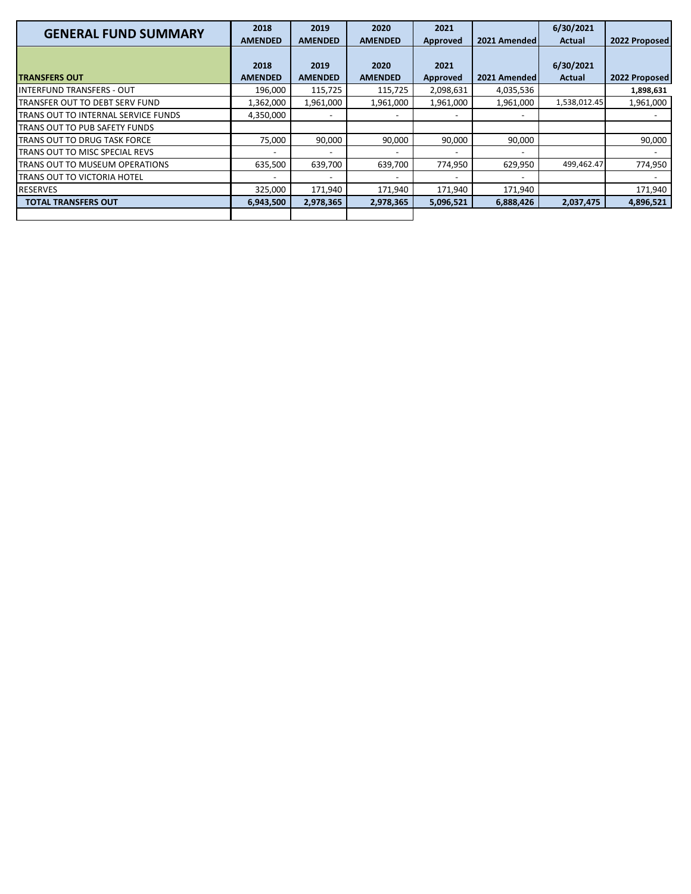| GENERAL FUND SUMMARY | 2018 AMENDED | 2019 AMENDED | 2020 AMENDED | 2021 Approved | 2021 Amended | 6/30/2021 Actual | 2022 Proposed |
|---|---|---|---|---|---|---|---|
| **TRANSFERS OUT** | **2018 AMENDED** | **2019 AMENDED** | **2020 AMENDED** | **2021 Approved** | **2021 Amended** | **6/30/2021 Actual** | **2022 Proposed** |
| INTERFUND TRANSFERS - OUT | 196,000 | 115,725 | 115,725 | 2,098,631 | 4,035,536 | | **1,898,631** |
| TRANSFER OUT TO DEBT SERV FUND | 1,362,000 | 1,961,000 | 1,961,000 | 1,961,000 | 1,961,000 | 1,538,012.45 | 1,961,000 |
| TRANS OUT TO INTERNAL SERVICE FUNDS | 4,350,000 | - | - | - | - | | - |
| TRANS OUT TO PUB SAFETY FUNDS | | | | | | | |
| TRANS OUT TO DRUG TASK FORCE | 75,000 | 90,000 | 90,000 | 90,000 | 90,000 | | 90,000 |
| TRANS OUT TO MISC SPECIAL REVS | - | - | - | - | - | | - |
| TRANS OUT TO MUSEUM OPERATIONS | 635,500 | 639,700 | 639,700 | 774,950 | 629,950 | 499,462.47 | 774,950 |
| TRANS OUT TO VICTORIA HOTEL | - | - | - | - | - | | - |
| RESERVES | 325,000 | 171,940 | 171,940 | 171,940 | 171,940 | | 171,940 |
| **TOTAL TRANSFERS OUT** | **6,943,500** | **2,978,365** | **2,978,365** | **5,096,521** | **6,888,426** | **2,037,475** | **4,896,521** |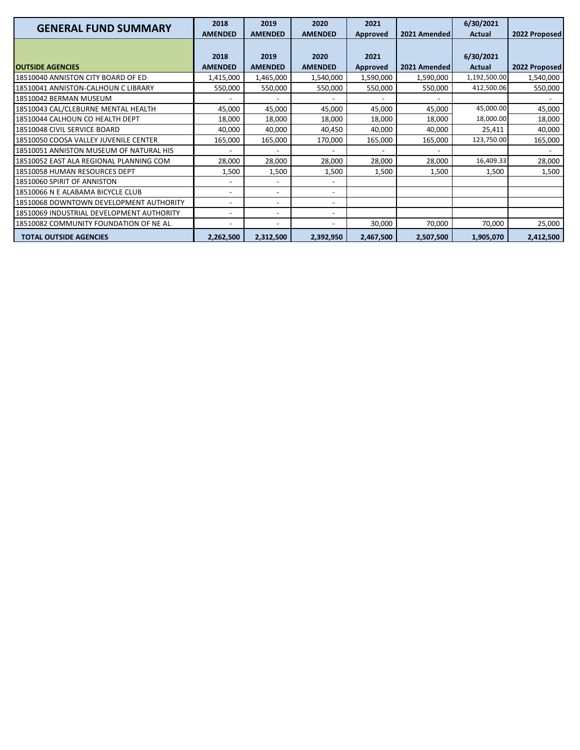| GENERAL FUND SUMMARY | 2018 AMENDED | 2019 AMENDED | 2020 AMENDED | 2021 Approved | 2021 Amended | 6/30/2021 Actual | 2022 Proposed |
|---|---|---|---|---|---|---|---|
| **OUTSIDE AGENCIES** | **2018 AMENDED** | **2019 AMENDED** | **2020 AMENDED** | **2021 Approved** | **2021 Amended** | **6/30/2021 Actual** | **2022 Proposed** |
| 18510040 ANNISTON CITY BOARD OF ED | 1,415,000 | 1,465,000 | 1,540,000 | 1,590,000 | 1,590,000 | 1,192,500.00 | 1,540,000 |
| 18510041 ANNISTON-CALHOUN C LIBRARY | 550,000 | 550,000 | 550,000 | 550,000 | 550,000 | 412,500.06 | 550,000 |
| 18510042 BERMAN MUSEUM | - | - | - | - | - | | - |
| 18510043 CAL/CLEBURNE MENTAL HEALTH | 45,000 | 45,000 | 45,000 | 45,000 | 45,000 | 45,000.00 | 45,000 |
| 18510044 CALHOUN CO HEALTH DEPT | 18,000 | 18,000 | 18,000 | 18,000 | 18,000 | 18,000.00 | 18,000 |
| 18510048 CIVIL SERVICE BOARD | 40,000 | 40,000 | 40,450 | 40,000 | 40,000 | 25,411 | 40,000 |
| 18510050 COOSA VALLEY JUVENILE CENTER | 165,000 | 165,000 | 170,000 | 165,000 | 165,000 | 123,750.00 | 165,000 |
| 18510051 ANNISTON MUSEUM OF NATURAL HIS | - | - | - | - | - | | - |
| 18510052 EAST ALA REGIONAL PLANNING COM | 28,000 | 28,000 | 28,000 | 28,000 | 28,000 | 16,409.33 | 28,000 |
| 18510058 HUMAN RESOURCES DEPT | 1,500 | 1,500 | 1,500 | 1,500 | 1,500 | 1,500 | 1,500 |
| 18510060 SPIRIT OF ANNISTON | - | - | - | | | | |
| 18510066 N E ALABAMA BICYCLE CLUB | - | - | - | | | | |
| 18510068 DOWNTOWN DEVELOPMENT AUTHORITY | - | - | - | | | | |
| 18510069 INDUSTRIAL DEVELOPMENT AUTHORITY | - | - | - | | | | |
| 18510082 COMMUNITY FOUNDATION OF NE AL | - | - | - | 30,000 | 70,000 | 70,000 | 25,000 |
| **TOTAL OUTSIDE AGENCIES** | **2,262,500** | **2,312,500** | **2,392,950** | **2,467,500** | **2,507,500** | **1,905,070** | **2,412,500** |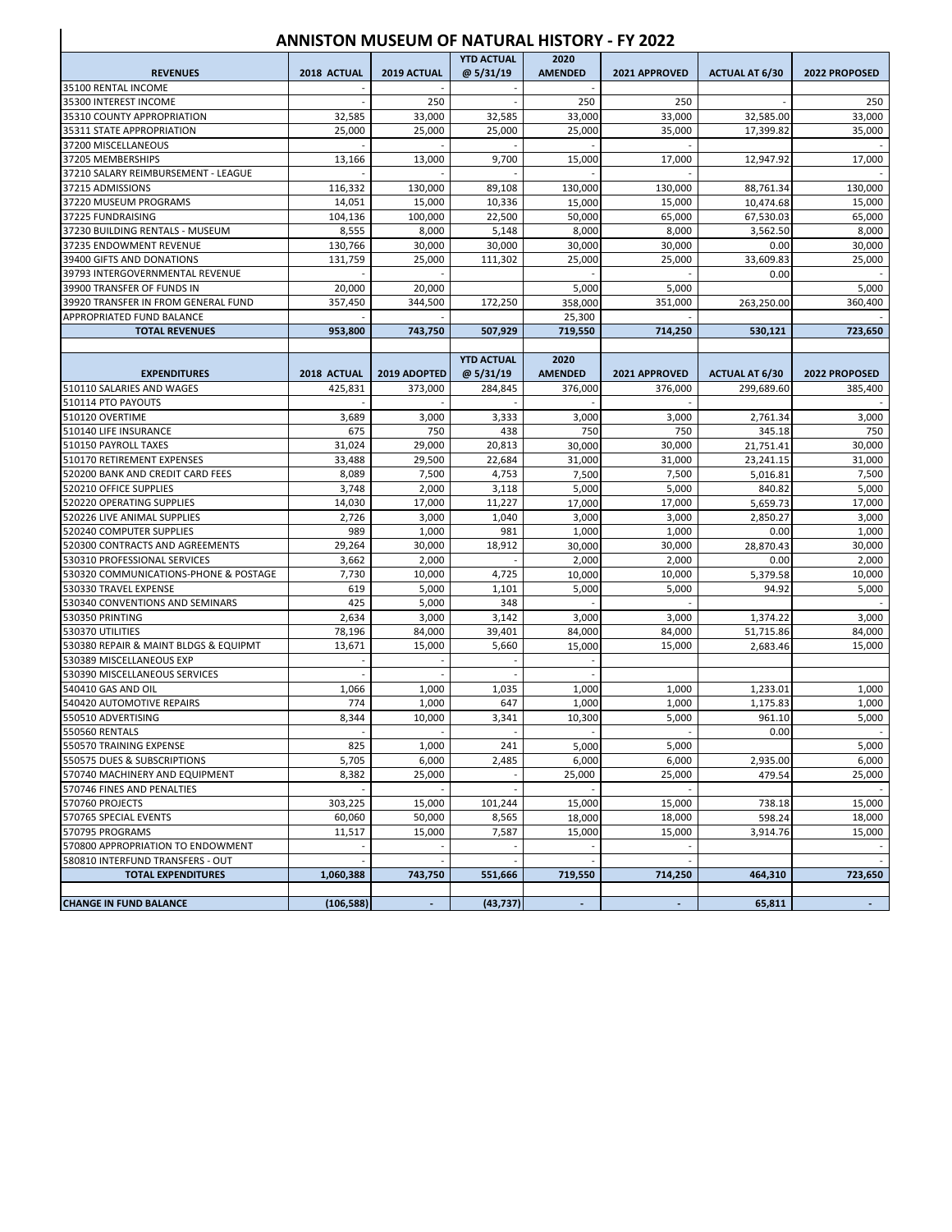# ANNISTON MUSEUM OF NATURAL HISTORY - FY 2022

| REVENUES | 2018 ACTUAL | 2019 ACTUAL | YTD ACTUAL @ 5/31/19 | 2020 AMENDED | 2021 APPROVED | ACTUAL AT 6/30 | 2022 PROPOSED |
|---|---|---|---|---|---|---|---|
| 35100 RENTAL INCOME | - | - | - | - | | | |
| 35300 INTEREST INCOME | - | 250 | - | 250 | 250 | - | 250 |
| 35310 COUNTY APPROPRIATION | 32,585 | 33,000 | 32,585 | 33,000 | 33,000 | 32,585.00 | 33,000 |
| 35311 STATE APPROPRIATION | 25,000 | 25,000 | 25,000 | 25,000 | 35,000 | 17,399.82 | 35,000 |
| 37200 MISCELLANEOUS | - | - | - | - | - | | - |
| 37205 MEMBERSHIPS | 13,166 | 13,000 | 9,700 | 15,000 | 17,000 | 12,947.92 | 17,000 |
| 37210 SALARY REIMBURSEMENT - LEAGUE | - | - | - | - | - | | - |
| 37215 ADMISSIONS | 116,332 | 130,000 | 89,108 | 130,000 | 130,000 | 88,761.34 | 130,000 |
| 37220 MUSEUM PROGRAMS | 14,051 | 15,000 | 10,336 | 15,000 | 15,000 | 10,474.68 | 15,000 |
| 37225 FUNDRAISING | 104,136 | 100,000 | 22,500 | 50,000 | 65,000 | 67,530.03 | 65,000 |
| 37230 BUILDING RENTALS - MUSEUM | 8,555 | 8,000 | 5,148 | 8,000 | 8,000 | 3,562.50 | 8,000 |
| 37235 ENDOWMENT REVENUE | 130,766 | 30,000 | 30,000 | 30,000 | 30,000 | 0.00 | 30,000 |
| 39400 GIFTS AND DONATIONS | 131,759 | 25,000 | 111,302 | 25,000 | 25,000 | 33,609.83 | 25,000 |
| 39793 INTERGOVERNMENTAL REVENUE | - | - | - | - | - | 0.00 | - |
| 39900 TRANSFER OF FUNDS IN | 20,000 | 20,000 | | 5,000 | 5,000 | | 5,000 |
| 39920 TRANSFER IN FROM GENERAL FUND | 357,450 | 344,500 | 172,250 | 358,000 | 351,000 | 263,250.00 | 360,400 |
| APPROPRIATED FUND BALANCE | - | - | | 25,300 | - | | - |
| **TOTAL REVENUES** | **953,800** | **743,750** | **507,929** | **719,550** | **714,250** | **530,121** | **723,650** |

| EXPENDITURES | 2018 ACTUAL | 2019 ADOPTED | YTD ACTUAL @ 5/31/19 | 2020 AMENDED | 2021 APPROVED | ACTUAL AT 6/30 | 2022 PROPOSED |
|---|---|---|---|---|---|---|---|
| 510110 SALARIES AND WAGES | 425,831 | 373,000 | 284,845 | 376,000 | 376,000 | 299,689.60 | 385,400 |
| 510114 PTO PAYOUTS | - | - | - | - | - | | - |
| 510120 OVERTIME | 3,689 | 3,000 | 3,333 | 3,000 | 3,000 | 2,761.34 | 3,000 |
| 510140 LIFE INSURANCE | 675 | 750 | 438 | 750 | 750 | 345.18 | 750 |
| 510150 PAYROLL TAXES | 31,024 | 29,000 | 20,813 | 30,000 | 30,000 | 21,751.41 | 30,000 |
| 510170 RETIREMENT EXPENSES | 33,488 | 29,500 | 22,684 | 31,000 | 31,000 | 23,241.15 | 31,000 |
| 520200 BANK AND CREDIT CARD FEES | 8,089 | 7,500 | 4,753 | 7,500 | 7,500 | 5,016.81 | 7,500 |
| 520210 OFFICE SUPPLIES | 3,748 | 2,000 | 3,118 | 5,000 | 5,000 | 840.82 | 5,000 |
| 520220 OPERATING SUPPLIES | 14,030 | 17,000 | 11,227 | 17,000 | 17,000 | 5,659.73 | 17,000 |
| 520226 LIVE ANIMAL SUPPLIES | 2,726 | 3,000 | 1,040 | 3,000 | 3,000 | 2,850.27 | 3,000 |
| 520240 COMPUTER SUPPLIES | 989 | 1,000 | 981 | 1,000 | 1,000 | 0.00 | 1,000 |
| 520300 CONTRACTS AND AGREEMENTS | 29,264 | 30,000 | 18,912 | 30,000 | 30,000 | 28,870.43 | 30,000 |
| 530310 PROFESSIONAL SERVICES | 3,662 | 2,000 | - | 2,000 | 2,000 | 0.00 | 2,000 |
| 530320 COMMUNICATIONS-PHONE & POSTAGE | 7,730 | 10,000 | 4,725 | 10,000 | 10,000 | 5,379.58 | 10,000 |
| 530330 TRAVEL EXPENSE | 619 | 5,000 | 1,101 | 5,000 | 5,000 | 94.92 | 5,000 |
| 530340 CONVENTIONS AND SEMINARS | 425 | 5,000 | 348 | - | - | | - |
| 530350 PRINTING | 2,634 | 3,000 | 3,142 | 3,000 | 3,000 | 1,374.22 | 3,000 |
| 530370 UTILITIES | 78,196 | 84,000 | 39,401 | 84,000 | 84,000 | 51,715.86 | 84,000 |
| 530380 REPAIR & MAINT BLDGS & EQUIPMT | 13,671 | 15,000 | 5,660 | 15,000 | 15,000 | 2,683.46 | 15,000 |
| 530389 MISCELLANEOUS EXP | - | - | - | - | | | |
| 530390 MISCELLANEOUS SERVICES | - | - | - | - | | | |
| 540410 GAS AND OIL | 1,066 | 1,000 | 1,035 | 1,000 | 1,000 | 1,233.01 | 1,000 |
| 540420 AUTOMOTIVE REPAIRS | 774 | 1,000 | 647 | 1,000 | 1,000 | 1,175.83 | 1,000 |
| 550510 ADVERTISING | 8,344 | 10,000 | 3,341 | 10,300 | 5,000 | 961.10 | 5,000 |
| 550560 RENTALS | - | - | - | - | - | 0.00 | - |
| 550570 TRAINING EXPENSE | 825 | 1,000 | 241 | 5,000 | 5,000 | | 5,000 |
| 550575 DUES & SUBSCRIPTIONS | 5,705 | 6,000 | 2,485 | 6,000 | 6,000 | 2,935.00 | 6,000 |
| 570740 MACHINERY AND EQUIPMENT | 8,382 | 25,000 | - | 25,000 | 25,000 | 479.54 | 25,000 |
| 570746 FINES AND PENALTIES | - | - | - | - | - | | - |
| 570760 PROJECTS | 303,225 | 15,000 | 101,244 | 15,000 | 15,000 | 738.18 | 15,000 |
| 570765 SPECIAL EVENTS | 60,060 | 50,000 | 8,565 | 18,000 | 18,000 | 598.24 | 18,000 |
| 570795 PROGRAMS | 11,517 | 15,000 | 7,587 | 15,000 | 15,000 | 3,914.76 | 15,000 |
| 570800 APPROPRIATION TO ENDOWMENT | - | - | - | - | - | | - |
| 580810 INTERFUND TRANSFERS - OUT | - | - | - | - | - | | - |
| **TOTAL EXPENDITURES** | **1,060,388** | **743,750** | **551,666** | **719,550** | **714,250** | **464,310** | **723,650** |
| | | | | | | | |
| **CHANGE IN FUND BALANCE** | **(106,588)** | **-** | **(43,737)** | **-** | **-** | **65,811** | **-** |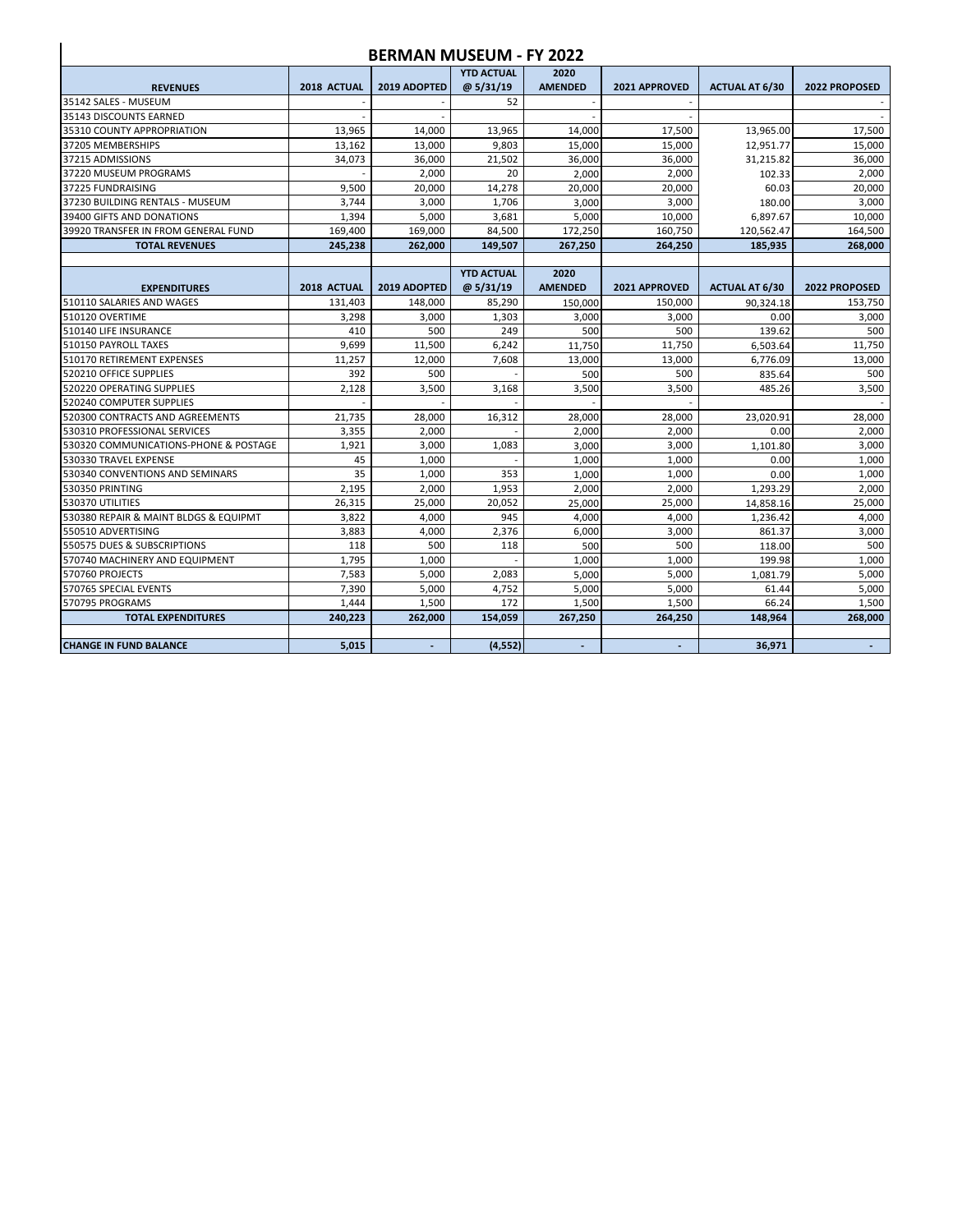# BERMAN MUSEUM - FY 2022

| REVENUES | 2018 ACTUAL | 2019 ADOPTED | YTD ACTUAL @ 5/31/19 | 2020 AMENDED | 2021 APPROVED | ACTUAL AT 6/30 | 2022 PROPOSED |
|---|---|---|---|---|---|---|---|
| 35142 SALES - MUSEUM | - | - | 52 | - | - | | - |
| 35143 DISCOUNTS EARNED | - | - | | - | - | | - |
| 35310 COUNTY APPROPRIATION | 13,965 | 14,000 | 13,965 | 14,000 | 17,500 | 13,965.00 | 17,500 |
| 37205 MEMBERSHIPS | 13,162 | 13,000 | 9,803 | 15,000 | 15,000 | 12,951.77 | 15,000 |
| 37215 ADMISSIONS | 34,073 | 36,000 | 21,502 | 36,000 | 36,000 | 31,215.82 | 36,000 |
| 37220 MUSEUM PROGRAMS | - | 2,000 | 20 | 2,000 | 2,000 | 102.33 | 2,000 |
| 37225 FUNDRAISING | 9,500 | 20,000 | 14,278 | 20,000 | 20,000 | 60.03 | 20,000 |
| 37230 BUILDING RENTALS - MUSEUM | 3,744 | 3,000 | 1,706 | 3,000 | 3,000 | 180.00 | 3,000 |
| 39400 GIFTS AND DONATIONS | 1,394 | 5,000 | 3,681 | 5,000 | 10,000 | 6,897.67 | 10,000 |
| 39920 TRANSFER IN FROM GENERAL FUND | 169,400 | 169,000 | 84,500 | 172,250 | 160,750 | 120,562.47 | 164,500 |
| **TOTAL REVENUES** | **245,238** | **262,000** | **149,507** | **267,250** | **264,250** | **185,935** | **268,000** |
| | | | | | | | |
| **EXPENDITURES** | **2018 ACTUAL** | **2019 ADOPTED** | **YTD ACTUAL @ 5/31/19** | **2020 AMENDED** | **2021 APPROVED** | **ACTUAL AT 6/30** | **2022 PROPOSED** |
| 510110 SALARIES AND WAGES | 131,403 | 148,000 | 85,290 | 150,000 | 150,000 | 90,324.18 | 153,750 |
| 510120 OVERTIME | 3,298 | 3,000 | 1,303 | 3,000 | 3,000 | 0.00 | 3,000 |
| 510140 LIFE INSURANCE | 410 | 500 | 249 | 500 | 500 | 139.62 | 500 |
| 510150 PAYROLL TAXES | 9,699 | 11,500 | 6,242 | 11,750 | 11,750 | 6,503.64 | 11,750 |
| 510170 RETIREMENT EXPENSES | 11,257 | 12,000 | 7,608 | 13,000 | 13,000 | 6,776.09 | 13,000 |
| 520210 OFFICE SUPPLIES | 392 | 500 | - | 500 | 500 | 835.64 | 500 |
| 520220 OPERATING SUPPLIES | 2,128 | 3,500 | 3,168 | 3,500 | 3,500 | 485.26 | 3,500 |
| 520240 COMPUTER SUPPLIES | - | - | - | - | - | | - |
| 520300 CONTRACTS AND AGREEMENTS | 21,735 | 28,000 | 16,312 | 28,000 | 28,000 | 23,020.91 | 28,000 |
| 530310 PROFESSIONAL SERVICES | 3,355 | 2,000 | - | 2,000 | 2,000 | 0.00 | 2,000 |
| 530320 COMMUNICATIONS-PHONE & POSTAGE | 1,921 | 3,000 | 1,083 | 3,000 | 3,000 | 1,101.80 | 3,000 |
| 530330 TRAVEL EXPENSE | 45 | 1,000 | - | 1,000 | 1,000 | 0.00 | 1,000 |
| 530340 CONVENTIONS AND SEMINARS | 35 | 1,000 | 353 | 1,000 | 1,000 | 0.00 | 1,000 |
| 530350 PRINTING | 2,195 | 2,000 | 1,953 | 2,000 | 2,000 | 1,293.29 | 2,000 |
| 530370 UTILITIES | 26,315 | 25,000 | 20,052 | 25,000 | 25,000 | 14,858.16 | 25,000 |
| 530380 REPAIR & MAINT BLDGS & EQUIPMT | 3,822 | 4,000 | 945 | 4,000 | 4,000 | 1,236.42 | 4,000 |
| 550510 ADVERTISING | 3,883 | 4,000 | 2,376 | 6,000 | 3,000 | 861.37 | 3,000 |
| 550575 DUES & SUBSCRIPTIONS | 118 | 500 | 118 | 500 | 500 | 118.00 | 500 |
| 570740 MACHINERY AND EQUIPMENT | 1,795 | 1,000 | - | 1,000 | 1,000 | 199.98 | 1,000 |
| 570760 PROJECTS | 7,583 | 5,000 | 2,083 | 5,000 | 5,000 | 1,081.79 | 5,000 |
| 570765 SPECIAL EVENTS | 7,390 | 5,000 | 4,752 | 5,000 | 5,000 | 61.44 | 5,000 |
| 570795 PROGRAMS | 1,444 | 1,500 | 172 | 1,500 | 1,500 | 66.24 | 1,500 |
| **TOTAL EXPENDITURES** | **240,223** | **262,000** | **154,059** | **267,250** | **264,250** | **148,964** | **268,000** |
| | | | | | | | |
| **CHANGE IN FUND BALANCE** | **5,015** | **-** | **(4,552)** | **-** | **-** | **36,971** | **-** |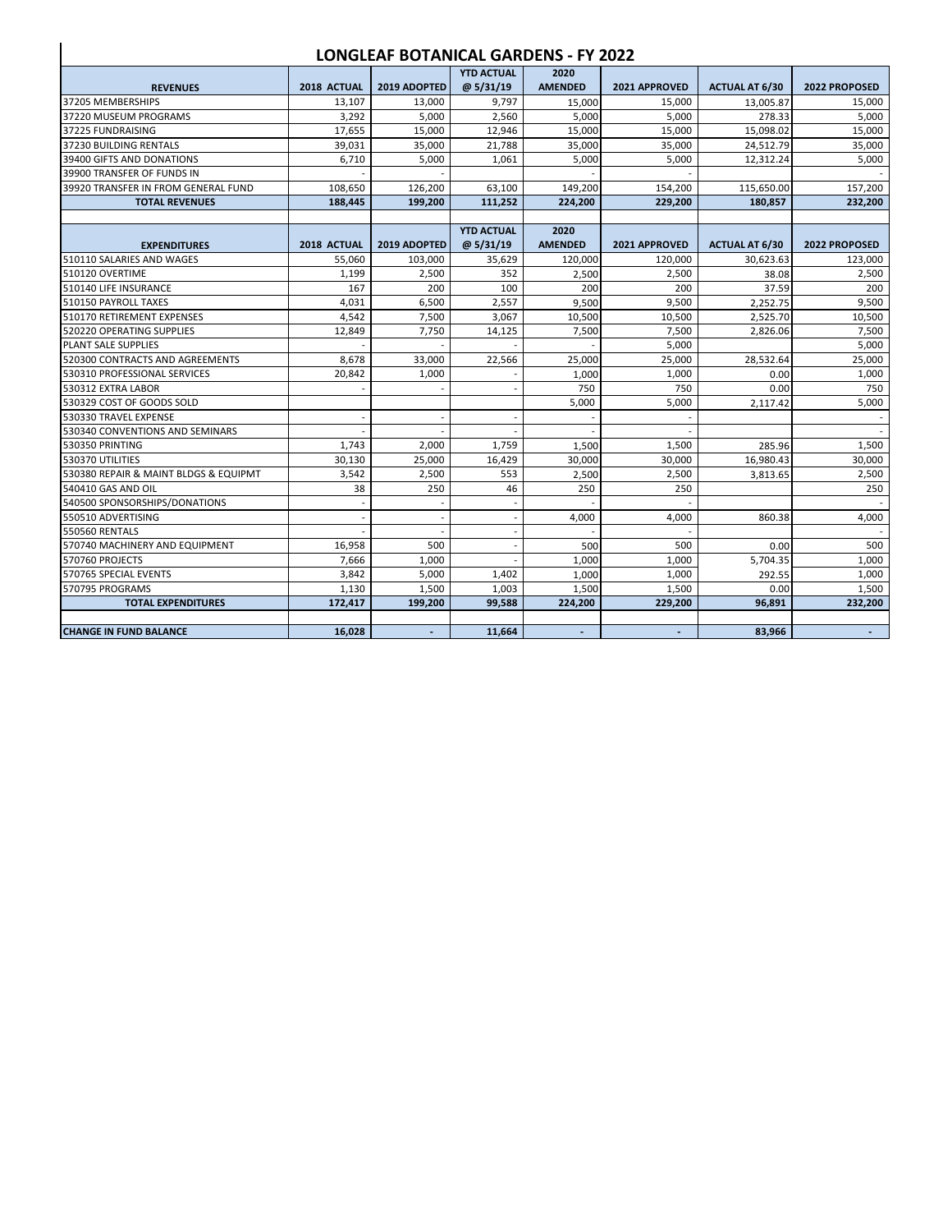# LONGLEAF BOTANICAL GARDENS - FY 2022

| REVENUES | 2018 ACTUAL | 2019 ADOPTED | YTD ACTUAL @ 5/31/19 | 2020 AMENDED | 2021 APPROVED | ACTUAL AT 6/30 | 2022 PROPOSED |
|---|---|---|---|---|---|---|---|
| 37205 MEMBERSHIPS | 13,107 | 13,000 | 9,797 | 15,000 | 15,000 | 13,005.87 | 15,000 |
| 37220 MUSEUM PROGRAMS | 3,292 | 5,000 | 2,560 | 5,000 | 5,000 | 278.33 | 5,000 |
| 37225 FUNDRAISING | 17,655 | 15,000 | 12,946 | 15,000 | 15,000 | 15,098.02 | 15,000 |
| 37230 BUILDING RENTALS | 39,031 | 35,000 | 21,788 | 35,000 | 35,000 | 24,512.79 | 35,000 |
| 39400 GIFTS AND DONATIONS | 6,710 | 5,000 | 1,061 | 5,000 | 5,000 | 12,312.24 | 5,000 |
| 39900 TRANSFER OF FUNDS IN | - | - | | - | - | | - |
| 39920 TRANSFER IN FROM GENERAL FUND | 108,650 | 126,200 | 63,100 | 149,200 | 154,200 | 115,650.00 | 157,200 |
| **TOTAL REVENUES** | **188,445** | **199,200** | **111,252** | **224,200** | **229,200** | **180,857** | **232,200** |

| EXPENDITURES | 2018 ACTUAL | 2019 ADOPTED | YTD ACTUAL @ 5/31/19 | 2020 AMENDED | 2021 APPROVED | ACTUAL AT 6/30 | 2022 PROPOSED |
|---|---|---|---|---|---|---|---|
| 510110 SALARIES AND WAGES | 55,060 | 103,000 | 35,629 | 120,000 | 120,000 | 30,623.63 | 123,000 |
| 510120 OVERTIME | 1,199 | 2,500 | 352 | 2,500 | 2,500 | 38.08 | 2,500 |
| 510140 LIFE INSURANCE | 167 | 200 | 100 | 200 | 200 | 37.59 | 200 |
| 510150 PAYROLL TAXES | 4,031 | 6,500 | 2,557 | 9,500 | 9,500 | 2,252.75 | 9,500 |
| 510170 RETIREMENT EXPENSES | 4,542 | 7,500 | 3,067 | 10,500 | 10,500 | 2,525.70 | 10,500 |
| 520220 OPERATING SUPPLIES | 12,849 | 7,750 | 14,125 | 7,500 | 7,500 | 2,826.06 | 7,500 |
| PLANT SALE SUPPLIES | - | - | - | - | 5,000 | | 5,000 |
| 520300 CONTRACTS AND AGREEMENTS | 8,678 | 33,000 | 22,566 | 25,000 | 25,000 | 28,532.64 | 25,000 |
| 530310 PROFESSIONAL SERVICES | 20,842 | 1,000 | - | 1,000 | 1,000 | 0.00 | 1,000 |
| 530312 EXTRA LABOR | - | - | - | 750 | 750 | 0.00 | 750 |
| 530329 COST OF GOODS SOLD | | | | 5,000 | 5,000 | 2,117.42 | 5,000 |
| 530330 TRAVEL EXPENSE | - | - | - | - | - | | - |
| 530340 CONVENTIONS AND SEMINARS | - | - | - | - | - | | - |
| 530350 PRINTING | 1,743 | 2,000 | 1,759 | 1,500 | 1,500 | 285.96 | 1,500 |
| 530370 UTILITIES | 30,130 | 25,000 | 16,429 | 30,000 | 30,000 | 16,980.43 | 30,000 |
| 530380 REPAIR & MAINT BLDGS & EQUIPMT | 3,542 | 2,500 | 553 | 2,500 | 2,500 | 3,813.65 | 2,500 |
| 540410 GAS AND OIL | 38 | 250 | 46 | 250 | 250 | | 250 |
| 540500 SPONSORSHIPS/DONATIONS | - | - | - | - | - | | - |
| 550510 ADVERTISING | - | - | - | 4,000 | 4,000 | 860.38 | 4,000 |
| 550560 RENTALS | - | - | - | - | - | | - |
| 570740 MACHINERY AND EQUIPMENT | 16,958 | 500 | - | 500 | 500 | 0.00 | 500 |
| 570760 PROJECTS | 7,666 | 1,000 | - | 1,000 | 1,000 | 5,704.35 | 1,000 |
| 570765 SPECIAL EVENTS | 3,842 | 5,000 | 1,402 | 1,000 | 1,000 | 292.55 | 1,000 |
| 570795 PROGRAMS | 1,130 | 1,500 | 1,003 | 1,500 | 1,500 | 0.00 | 1,500 |
| **TOTAL EXPENDITURES** | **172,417** | **199,200** | **99,588** | **224,200** | **229,200** | **96,891** | **232,200** |
| | | | | | | | |
| **CHANGE IN FUND BALANCE** | **16,028** | **-** | **11,664** | **-** | **-** | **83,966** | **-** |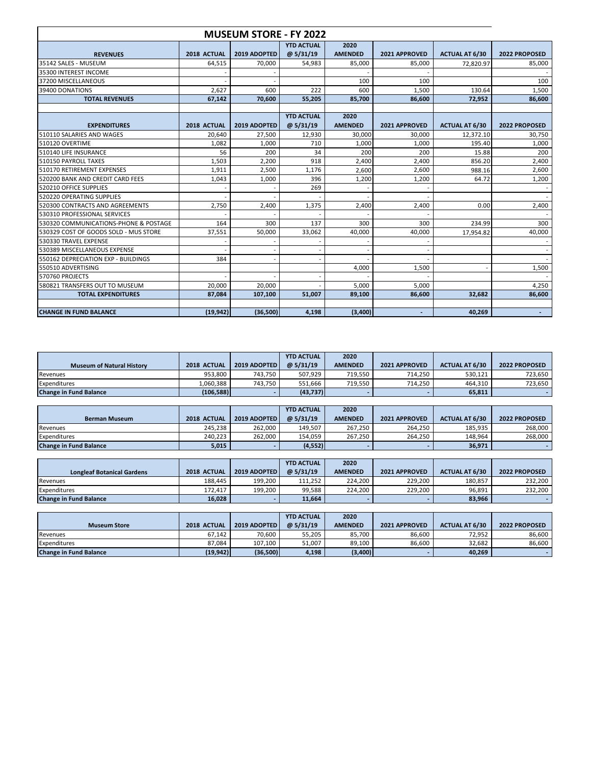# MUSEUM STORE - FY 2022

| REVENUES | 2018 ACTUAL | 2019 ADOPTED | YTD ACTUAL @ 5/31/19 | 2020 AMENDED | 2021 APPROVED | ACTUAL AT 6/30 | 2022 PROPOSED |
|---|---|---|---|---|---|---|---|
| 35142 SALES - MUSEUM | 64,515 | 70,000 | 54,983 | 85,000 | 85,000 | 72,820.97 | 85,000 |
| 35300 INTEREST INCOME | - | - | | - | - | | - |
| 37200 MISCELLANEOUS | - | - | | 100 | 100 | | 100 |
| 39400 DONATIONS | 2,627 | 600 | 222 | 600 | 1,500 | 130.64 | 1,500 |
| **TOTAL REVENUES** | **67,142** | **70,600** | **55,205** | **85,700** | **86,600** | **72,952** | **86,600** |
| | | | | | | | |
| **EXPENDITURES** | **2018 ACTUAL** | **2019 ADOPTED** | **YTD ACTUAL @ 5/31/19** | **2020 AMENDED** | **2021 APPROVED** | **ACTUAL AT 6/30** | **2022 PROPOSED** |
| 510110 SALARIES AND WAGES | 20,640 | 27,500 | 12,930 | 30,000 | 30,000 | 12,372.10 | 30,750 |
| 510120 OVERTIME | 1,082 | 1,000 | 710 | 1,000 | 1,000 | 195.40 | 1,000 |
| 510140 LIFE INSURANCE | 56 | 200 | 34 | 200 | 200 | 15.88 | 200 |
| 510150 PAYROLL TAXES | 1,503 | 2,200 | 918 | 2,400 | 2,400 | 856.20 | 2,400 |
| 510170 RETIREMENT EXPENSES | 1,911 | 2,500 | 1,176 | 2,600 | 2,600 | 988.16 | 2,600 |
| 520200 BANK AND CREDIT CARD FEES | 1,043 | 1,000 | 396 | 1,200 | 1,200 | 64.72 | 1,200 |
| 520210 OFFICE SUPPLIES | - | - | 269 | - | - | | - |
| 520220 OPERATING SUPPLIES | - | - | - | - | - | | - |
| 520300 CONTRACTS AND AGREEMENTS | 2,750 | 2,400 | 1,375 | 2,400 | 2,400 | 0.00 | 2,400 |
| 530310 PROFESSIONAL SERVICES | - | - | - | - | - | | - |
| 530320 COMMUNICATIONS-PHONE & POSTAGE | 164 | 300 | 137 | 300 | 300 | 234.99 | 300 |
| 530329 COST OF GOODS SOLD - MUS STORE | 37,551 | 50,000 | 33,062 | 40,000 | 40,000 | 17,954.82 | 40,000 |
| 530330 TRAVEL EXPENSE | - | - | - | - | - | | - |
| 530389 MISCELLANEOUS EXPENSE | - | - | - | - | - | | - |
| 550162 DEPRECIATION EXP - BUILDINGS | 384 | - | - | - | - | | - |
| 550510 ADVERTISING | | | | 4,000 | 1,500 | - | 1,500 |
| 570760 PROJECTS | - | - | - | - | - | | - |
| 580821 TRANSFERS OUT TO MUSEUM | 20,000 | 20,000 | - | 5,000 | 5,000 | | 4,250 |
| **TOTAL EXPENDITURES** | **87,084** | **107,100** | **51,007** | **89,100** | **86,600** | **32,682** | **86,600** |
| | | | | | | | |
| **CHANGE IN FUND BALANCE** | **(19,942)** | **(36,500)** | **4,198** | **(3,400)** | **-** | **40,269** | **-** |

| Museum of Natural History | 2018 ACTUAL | 2019 ADOPTED | YTD ACTUAL @ 5/31/19 | 2020 AMENDED | 2021 APPROVED | ACTUAL AT 6/30 | 2022 PROPOSED |
|---|---|---|---|---|---|---|---|
| Revenues | 953,800 | 743,750 | 507,929 | 719,550 | 714,250 | 530,121 | 723,650 |
| Expenditures | 1,060,388 | 743,750 | 551,666 | 719,550 | 714,250 | 464,310 | 723,650 |
| **Change in Fund Balance** | **(106,588)** | **-** | **(43,737)** | **-** | **-** | **65,811** | **-** |

| Berman Museum | 2018 ACTUAL | 2019 ADOPTED | YTD ACTUAL @ 5/31/19 | 2020 AMENDED | 2021 APPROVED | ACTUAL AT 6/30 | 2022 PROPOSED |
|---|---|---|---|---|---|---|---|
| Revenues | 245,238 | 262,000 | 149,507 | 267,250 | 264,250 | 185,935 | 268,000 |
| Expenditures | 240,223 | 262,000 | 154,059 | 267,250 | 264,250 | 148,964 | 268,000 |
| **Change in Fund Balance** | **5,015** | **-** | **(4,552)** | **-** | **-** | **36,971** | **-** |

| Longleaf Botanical Gardens | 2018 ACTUAL | 2019 ADOPTED | YTD ACTUAL @ 5/31/19 | 2020 AMENDED | 2021 APPROVED | ACTUAL AT 6/30 | 2022 PROPOSED |
|---|---|---|---|---|---|---|---|
| Revenues | 188,445 | 199,200 | 111,252 | 224,200 | 229,200 | 180,857 | 232,200 |
| Expenditures | 172,417 | 199,200 | 99,588 | 224,200 | 229,200 | 96,891 | 232,200 |
| **Change in Fund Balance** | **16,028** | **-** | **11,664** | **-** | **-** | **83,966** | **-** |

| Museum Store | 2018 ACTUAL | 2019 ADOPTED | YTD ACTUAL @ 5/31/19 | 2020 AMENDED | 2021 APPROVED | ACTUAL AT 6/30 | 2022 PROPOSED |
|---|---|---|---|---|---|---|---|
| Revenues | 67,142 | 70,600 | 55,205 | 85,700 | 86,600 | 72,952 | 86,600 |
| Expenditures | 87,084 | 107,100 | 51,007 | 89,100 | 86,600 | 32,682 | 86,600 |
| **Change in Fund Balance** | **(19,942)** | **(36,500)** | **4,198** | **(3,400)** | **-** | **40,269** | **-** |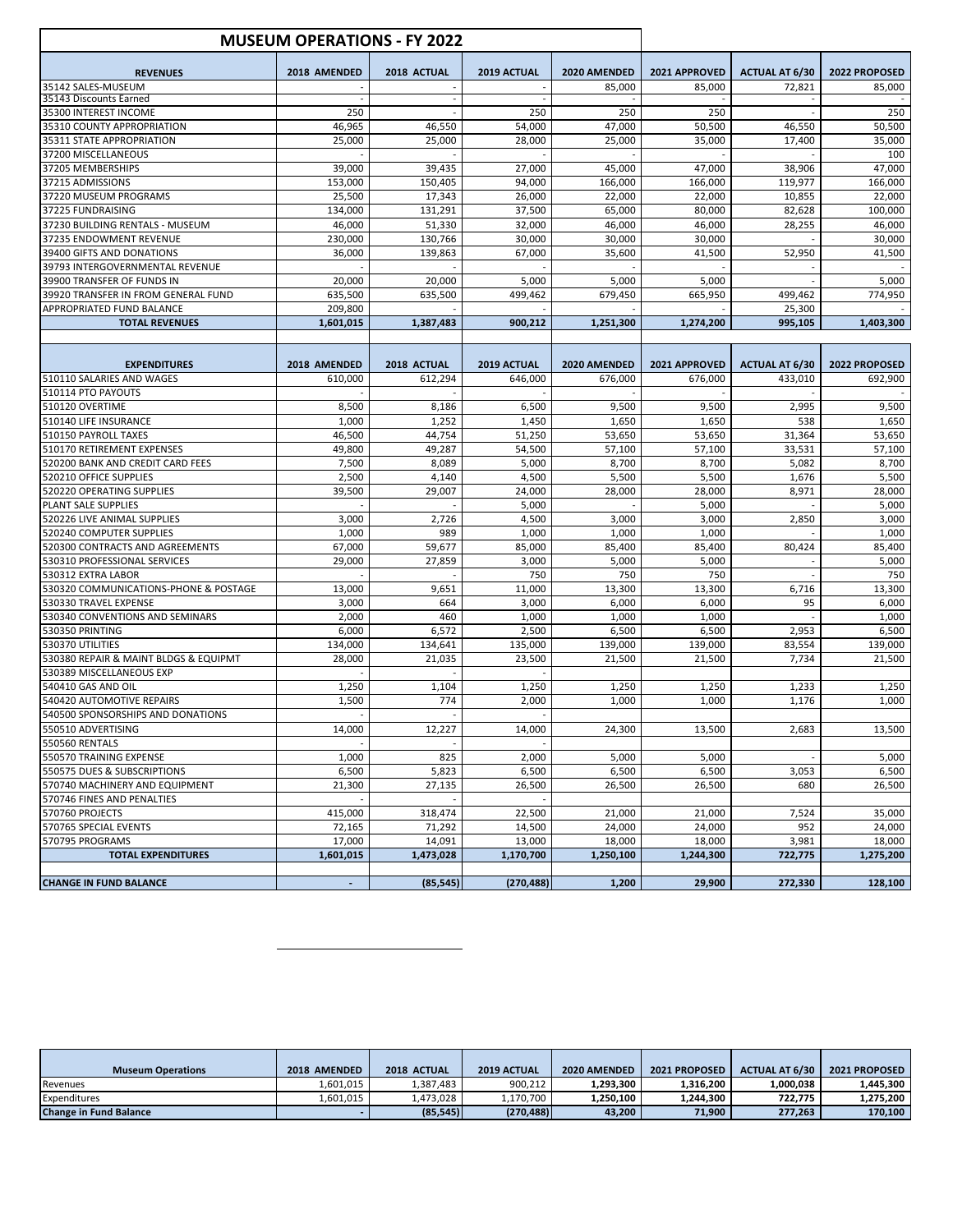## MUSEUM OPERATIONS - FY 2022

| REVENUES | 2018 AMENDED | 2018 ACTUAL | 2019 ACTUAL | 2020 AMENDED | 2021 APPROVED | ACTUAL AT 6/30 | 2022 PROPOSED |
|---|---|---|---|---|---|---|---|
| 35142 SALES-MUSEUM | - | - | - | 85,000 | 85,000 | 72,821 | 85,000 |
| 35143 Discounts Earned | - | - | - | - | - | - | - |
| 35300 INTEREST INCOME | 250 | - | 250 | 250 | 250 | - | 250 |
| 35310 COUNTY APPROPRIATION | 46,965 | 46,550 | 54,000 | 47,000 | 50,500 | 46,550 | 50,500 |
| 35311 STATE APPROPRIATION | 25,000 | 25,000 | 28,000 | 25,000 | 35,000 | 17,400 | 35,000 |
| 37200 MISCELLANEOUS | - | - | - | - | - | - | 100 |
| 37205 MEMBERSHIPS | 39,000 | 39,435 | 27,000 | 45,000 | 47,000 | 38,906 | 47,000 |
| 37215 ADMISSIONS | 153,000 | 150,405 | 94,000 | 166,000 | 166,000 | 119,977 | 166,000 |
| 37220 MUSEUM PROGRAMS | 25,500 | 17,343 | 26,000 | 22,000 | 22,000 | 10,855 | 22,000 |
| 37225 FUNDRAISING | 134,000 | 131,291 | 37,500 | 65,000 | 80,000 | 82,628 | 100,000 |
| 37230 BUILDING RENTALS - MUSEUM | 46,000 | 51,330 | 32,000 | 46,000 | 46,000 | 28,255 | 46,000 |
| 37235 ENDOWMENT REVENUE | 230,000 | 130,766 | 30,000 | 30,000 | 30,000 | - | 30,000 |
| 39400 GIFTS AND DONATIONS | 36,000 | 139,863 | 67,000 | 35,600 | 41,500 | 52,950 | 41,500 |
| 39793 INTERGOVERNMENTAL REVENUE | - | - | - | - | - | - | - |
| 39900 TRANSFER OF FUNDS IN | 20,000 | 20,000 | 5,000 | 5,000 | 5,000 | - | 5,000 |
| 39920 TRANSFER IN FROM GENERAL FUND | 635,500 | 635,500 | 499,462 | 679,450 | 665,950 | 499,462 | 774,950 |
| APPROPRIATED FUND BALANCE | 209,800 | - | - | - | - | 25,300 | - |
| **TOTAL REVENUES** | **1,601,015** | **1,387,483** | **900,212** | **1,251,300** | **1,274,200** | **995,105** | **1,403,300** |
| | | | | | | | |
| **EXPENDITURES** | **2018 AMENDED** | **2018 ACTUAL** | **2019 ACTUAL** | **2020 AMENDED** | **2021 APPROVED** | **ACTUAL AT 6/30** | **2022 PROPOSED** |
| 510110 SALARIES AND WAGES | 610,000 | 612,294 | 646,000 | 676,000 | 676,000 | 433,010 | 692,900 |
| 510114 PTO PAYOUTS | - | - | - | - | - | - | - |
| 510120 OVERTIME | 8,500 | 8,186 | 6,500 | 9,500 | 9,500 | 2,995 | 9,500 |
| 510140 LIFE INSURANCE | 1,000 | 1,252 | 1,450 | 1,650 | 1,650 | 538 | 1,650 |
| 510150 PAYROLL TAXES | 46,500 | 44,754 | 51,250 | 53,650 | 53,650 | 31,364 | 53,650 |
| 510170 RETIREMENT EXPENSES | 49,800 | 49,287 | 54,500 | 57,100 | 57,100 | 33,531 | 57,100 |
| 520200 BANK AND CREDIT CARD FEES | 7,500 | 8,089 | 5,000 | 8,700 | 8,700 | 5,082 | 8,700 |
| 520210 OFFICE SUPPLIES | 2,500 | 4,140 | 4,500 | 5,500 | 5,500 | 1,676 | 5,500 |
| 520220 OPERATING SUPPLIES | 39,500 | 29,007 | 24,000 | 28,000 | 28,000 | 8,971 | 28,000 |
| PLANT SALE SUPPLIES | - | - | 5,000 | - | 5,000 | - | 5,000 |
| 520226 LIVE ANIMAL SUPPLIES | 3,000 | 2,726 | 4,500 | 3,000 | 3,000 | 2,850 | 3,000 |
| 520240 COMPUTER SUPPLIES | 1,000 | 989 | 1,000 | 1,000 | 1,000 | - | 1,000 |
| 520300 CONTRACTS AND AGREEMENTS | 67,000 | 59,677 | 85,000 | 85,400 | 85,400 | 80,424 | 85,400 |
| 530310 PROFESSIONAL SERVICES | 29,000 | 27,859 | 3,000 | 5,000 | 5,000 | - | 5,000 |
| 530312 EXTRA LABOR | - | - | 750 | 750 | 750 | - | 750 |
| 530320 COMMUNICATIONS-PHONE & POSTAGE | 13,000 | 9,651 | 11,000 | 13,300 | 13,300 | 6,716 | 13,300 |
| 530330 TRAVEL EXPENSE | 3,000 | 664 | 3,000 | 6,000 | 6,000 | 95 | 6,000 |
| 530340 CONVENTIONS AND SEMINARS | 2,000 | 460 | 1,000 | 1,000 | 1,000 | - | 1,000 |
| 530350 PRINTING | 6,000 | 6,572 | 2,500 | 6,500 | 6,500 | 2,953 | 6,500 |
| 530370 UTILITIES | 134,000 | 134,641 | 135,000 | 139,000 | 139,000 | 83,554 | 139,000 |
| 530380 REPAIR & MAINT BLDGS & EQUIPMT | 28,000 | 21,035 | 23,500 | 21,500 | 21,500 | 7,734 | 21,500 |
| 530389 MISCELLANEOUS EXP | - | - | - | | | | |
| 540410 GAS AND OIL | 1,250 | 1,104 | 1,250 | 1,250 | 1,250 | 1,233 | 1,250 |
| 540420 AUTOMOTIVE REPAIRS | 1,500 | 774 | 2,000 | 1,000 | 1,000 | 1,176 | 1,000 |
| 540500 SPONSORSHIPS AND DONATIONS | - | - | - | | | | |
| 550510 ADVERTISING | 14,000 | 12,227 | 14,000 | 24,300 | 13,500 | 2,683 | 13,500 |
| 550560 RENTALS | - | - | - | | | | |
| 550570 TRAINING EXPENSE | 1,000 | 825 | 2,000 | 5,000 | 5,000 | - | 5,000 |
| 550575 DUES & SUBSCRIPTIONS | 6,500 | 5,823 | 6,500 | 6,500 | 6,500 | 3,053 | 6,500 |
| 570740 MACHINERY AND EQUIPMENT | 21,300 | 27,135 | 26,500 | 26,500 | 26,500 | 680 | 26,500 |
| 570746 FINES AND PENALTIES | - | - | - | | | | |
| 570760 PROJECTS | 415,000 | 318,474 | 22,500 | 21,000 | 21,000 | 7,524 | 35,000 |
| 570765 SPECIAL EVENTS | 72,165 | 71,292 | 14,500 | 24,000 | 24,000 | 952 | 24,000 |
| 570795 PROGRAMS | 17,000 | 14,091 | 13,000 | 18,000 | 18,000 | 3,981 | 18,000 |
| **TOTAL EXPENDITURES** | **1,601,015** | **1,473,028** | **1,170,700** | **1,250,100** | **1,244,300** | **722,775** | **1,275,200** |
| | | | | | | | |
| **CHANGE IN FUND BALANCE** | **-** | **(85,545)** | **(270,488)** | **1,200** | **29,900** | **272,330** | **128,100** |

| Museum Operations | 2018 AMENDED | 2018 ACTUAL | 2019 ACTUAL | 2020 AMENDED | 2021 PROPOSED | ACTUAL AT 6/30 | 2021 PROPOSED |
|---|---|---|---|---|---|---|---|
| Revenues | 1,601,015 | 1,387,483 | 900,212 | **1,293,300** | **1,316,200** | **1,000,038** | **1,445,300** |
| Expenditures | 1,601,015 | 1,473,028 | 1,170,700 | **1,250,100** | **1,244,300** | **722,775** | **1,275,200** |
| **Change in Fund Balance** | **-** | **(85,545)** | **(270,488)** | **43,200** | **71,900** | **277,263** | **170,100** |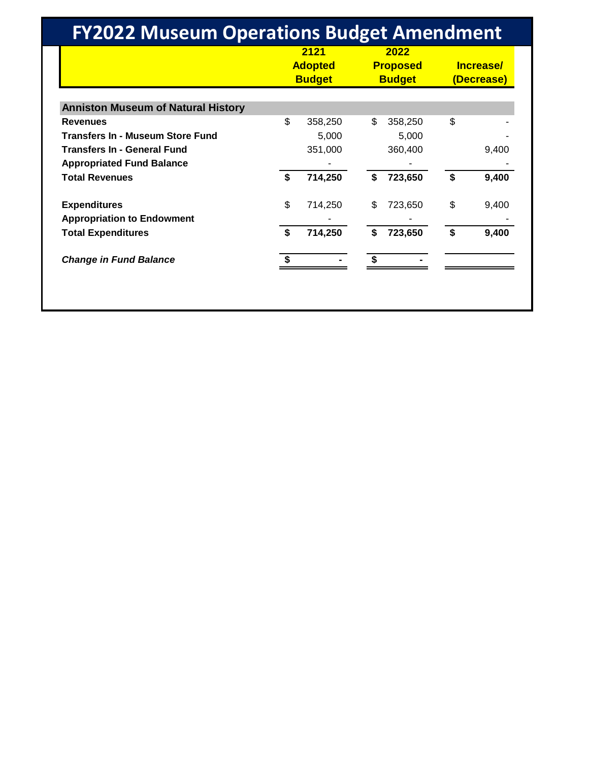# FY2022 Museum Operations Budget Amendment

| | 2121 Adopted Budget | 2022 Proposed Budget | Increase/ (Decrease) |
|---|---|---|---|
| **Anniston Museum of Natural History** | | | |
| **Revenues** | $ 358,250 | $ 358,250 | $ - |
| **Transfers In - Museum Store Fund** | 5,000 | 5,000 | - |
| **Transfers In - General Fund** | 351,000 | 360,400 | 9,400 |
| **Appropriated Fund Balance** | - | - | - |
| **Total Revenues** | **$ 714,250** | **$ 723,650** | **$ 9,400** |
| | | | |
| **Expenditures** | $ 714,250 | $ 723,650 | $ 9,400 |
| **Appropriation to Endowment** | - | - | - |
| **Total Expenditures** | **$ 714,250** | **$ 723,650** | **$ 9,400** |
| | | | |
| ***Change in Fund Balance*** | **$ -** | **$ -** | |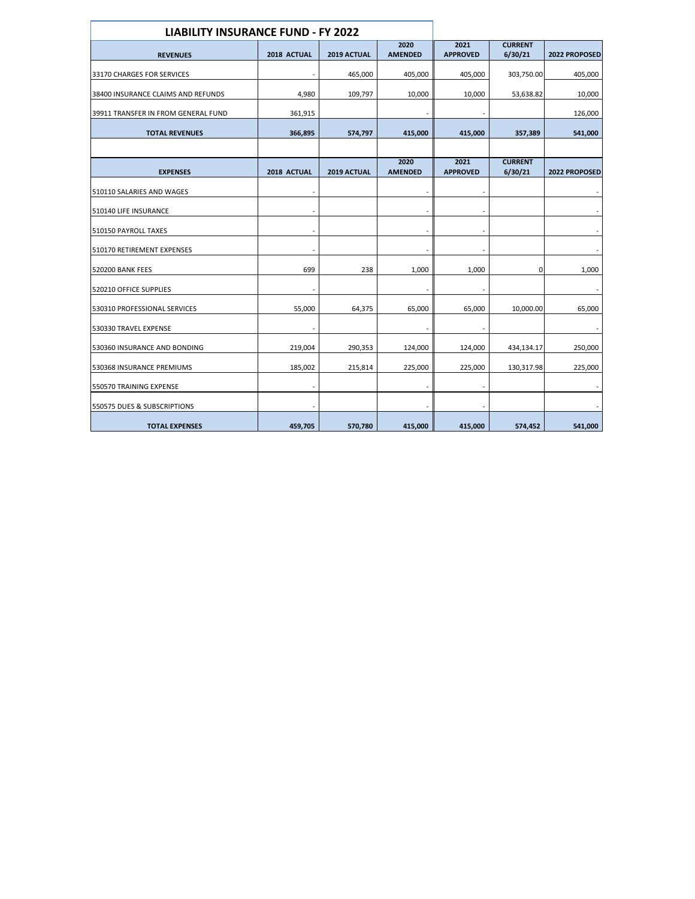# LIABILITY INSURANCE FUND - FY 2022

| REVENUES | 2018 ACTUAL | 2019 ACTUAL | 2020 AMENDED | 2021 APPROVED | CURRENT 6/30/21 | 2022 PROPOSED |
|---|---|---|---|---|---|---|
| 33170 CHARGES FOR SERVICES | - | 465,000 | 405,000 | 405,000 | 303,750.00 | 405,000 |
| 38400 INSURANCE CLAIMS AND REFUNDS | 4,980 | 109,797 | 10,000 | 10,000 | 53,638.82 | 10,000 |
| 39911 TRANSFER IN FROM GENERAL FUND | 361,915 | | - | - | | 126,000 |
| **TOTAL REVENUES** | **366,895** | **574,797** | **415,000** | **415,000** | **357,389** | **541,000** |

| EXPENSES | 2018 ACTUAL | 2019 ACTUAL | 2020 AMENDED | 2021 APPROVED | CURRENT 6/30/21 | 2022 PROPOSED |
|---|---|---|---|---|---|---|
| 510110 SALARIES AND WAGES | - | | - | - | | - |
| 510140 LIFE INSURANCE | - | | - | - | | - |
| 510150 PAYROLL TAXES | - | | - | - | | - |
| 510170 RETIREMENT EXPENSES | - | | - | - | | - |
| 520200 BANK FEES | 699 | 238 | 1,000 | 1,000 | 0 | 1,000 |
| 520210 OFFICE SUPPLIES | - | | - | - | | - |
| 530310 PROFESSIONAL SERVICES | 55,000 | 64,375 | 65,000 | 65,000 | 10,000.00 | 65,000 |
| 530330 TRAVEL EXPENSE | - | | - | - | | - |
| 530360 INSURANCE AND BONDING | 219,004 | 290,353 | 124,000 | 124,000 | 434,134.17 | 250,000 |
| 530368 INSURANCE PREMIUMS | 185,002 | 215,814 | 225,000 | 225,000 | 130,317.98 | 225,000 |
| 550570 TRAINING EXPENSE | - | | - | - | | - |
| 550575 DUES & SUBSCRIPTIONS | - | | - | - | | - |
| **TOTAL EXPENSES** | **459,705** | **570,780** | **415,000** | **415,000** | **574,452** | **541,000** |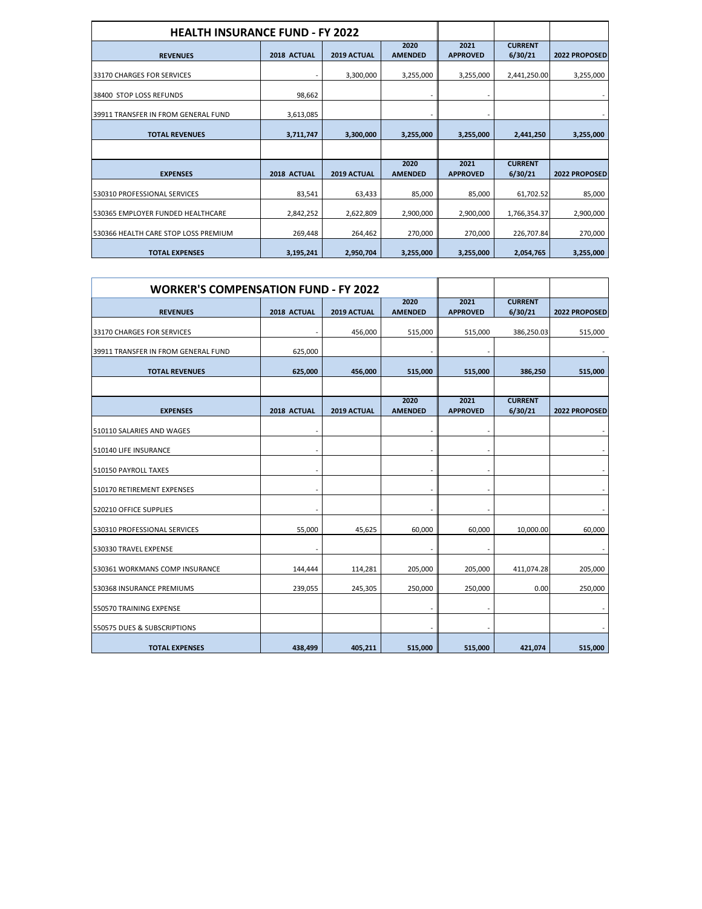## HEALTH INSURANCE FUND - FY 2022

| REVENUES | 2018 ACTUAL | 2019 ACTUAL | 2020 AMENDED | 2021 APPROVED | CURRENT 6/30/21 | 2022 PROPOSED |
|---|---|---|---|---|---|---|
| 33170 CHARGES FOR SERVICES | - | 3,300,000 | 3,255,000 | 3,255,000 | 2,441,250.00 | 3,255,000 |
| 38400 STOP LOSS REFUNDS | 98,662 | | - | - | | - |
| 39911 TRANSFER IN FROM GENERAL FUND | 3,613,085 | | - | - | | - |
| **TOTAL REVENUES** | **3,711,747** | **3,300,000** | **3,255,000** | **3,255,000** | **2,441,250** | **3,255,000** |

| EXPENSES | 2018 ACTUAL | 2019 ACTUAL | 2020 AMENDED | 2021 APPROVED | CURRENT 6/30/21 | 2022 PROPOSED |
|---|---|---|---|---|---|---|
| 530310 PROFESSIONAL SERVICES | 83,541 | 63,433 | 85,000 | 85,000 | 61,702.52 | 85,000 |
| 530365 EMPLOYER FUNDED HEALTHCARE | 2,842,252 | 2,622,809 | 2,900,000 | 2,900,000 | 1,766,354.37 | 2,900,000 |
| 530366 HEALTH CARE STOP LOSS PREMIUM | 269,448 | 264,462 | 270,000 | 270,000 | 226,707.84 | 270,000 |
| **TOTAL EXPENSES** | **3,195,241** | **2,950,704** | **3,255,000** | **3,255,000** | **2,054,765** | **3,255,000** |

## WORKER'S COMPENSATION FUND - FY 2022

| REVENUES | 2018 ACTUAL | 2019 ACTUAL | 2020 AMENDED | 2021 APPROVED | CURRENT 6/30/21 | 2022 PROPOSED |
|---|---|---|---|---|---|---|
| 33170 CHARGES FOR SERVICES | - | 456,000 | 515,000 | 515,000 | 386,250.03 | 515,000 |
| 39911 TRANSFER IN FROM GENERAL FUND | 625,000 | | - | - | | - |
| **TOTAL REVENUES** | **625,000** | **456,000** | **515,000** | **515,000** | **386,250** | **515,000** |

| EXPENSES | 2018 ACTUAL | 2019 ACTUAL | 2020 AMENDED | 2021 APPROVED | CURRENT 6/30/21 | 2022 PROPOSED |
|---|---|---|---|---|---|---|
| 510110 SALARIES AND WAGES | - | | - | - | | - |
| 510140 LIFE INSURANCE | - | | - | - | | - |
| 510150 PAYROLL TAXES | - | | - | - | | - |
| 510170 RETIREMENT EXPENSES | - | | - | - | | - |
| 520210 OFFICE SUPPLIES | - | | - | - | | - |
| 530310 PROFESSIONAL SERVICES | 55,000 | 45,625 | 60,000 | 60,000 | 10,000.00 | 60,000 |
| 530330 TRAVEL EXPENSE | - | | - | - | | - |
| 530361 WORKMANS COMP INSURANCE | 144,444 | 114,281 | 205,000 | 205,000 | 411,074.28 | 205,000 |
| 530368 INSURANCE PREMIUMS | 239,055 | 245,305 | 250,000 | 250,000 | 0.00 | 250,000 |
| 550570 TRAINING EXPENSE | | | - | - | | - |
| 550575 DUES & SUBSCRIPTIONS | | | - | - | | - |
| **TOTAL EXPENSES** | **438,499** | **405,211** | **515,000** | **515,000** | **421,074** | **515,000** |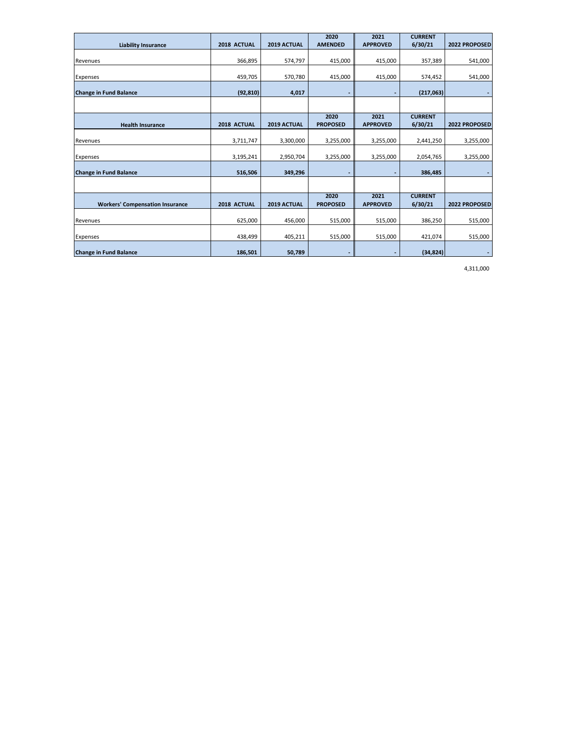| Liability Insurance | 2018 ACTUAL | 2019 ACTUAL | 2020 AMENDED | 2021 APPROVED | CURRENT 6/30/21 | 2022 PROPOSED |
|---|---|---|---|---|---|---|
| Revenues | 366,895 | 574,797 | 415,000 | 415,000 | 357,389 | 541,000 |
| Expenses | 459,705 | 570,780 | 415,000 | 415,000 | 574,452 | 541,000 |
| **Change in Fund Balance** | **(92,810)** | **4,017** | **-** | **-** | **(217,063)** | **-** |

| Health Insurance | 2018 ACTUAL | 2019 ACTUAL | 2020 PROPOSED | 2021 APPROVED | CURRENT 6/30/21 | 2022 PROPOSED |
|---|---|---|---|---|---|---|
| Revenues | 3,711,747 | 3,300,000 | 3,255,000 | 3,255,000 | 2,441,250 | 3,255,000 |
| Expenses | 3,195,241 | 2,950,704 | 3,255,000 | 3,255,000 | 2,054,765 | 3,255,000 |
| **Change in Fund Balance** | **516,506** | **349,296** | **-** | **-** | **386,485** | **-** |

| Workers' Compensation Insurance | 2018 ACTUAL | 2019 ACTUAL | 2020 PROPOSED | 2021 APPROVED | CURRENT 6/30/21 | 2022 PROPOSED |
|---|---|---|---|---|---|---|
| Revenues | 625,000 | 456,000 | 515,000 | 515,000 | 386,250 | 515,000 |
| Expenses | 438,499 | 405,211 | 515,000 | 515,000 | 421,074 | 515,000 |
| **Change in Fund Balance** | **186,501** | **50,789** | **-** | **-** | **(34,824)** | **-** |

4,311,000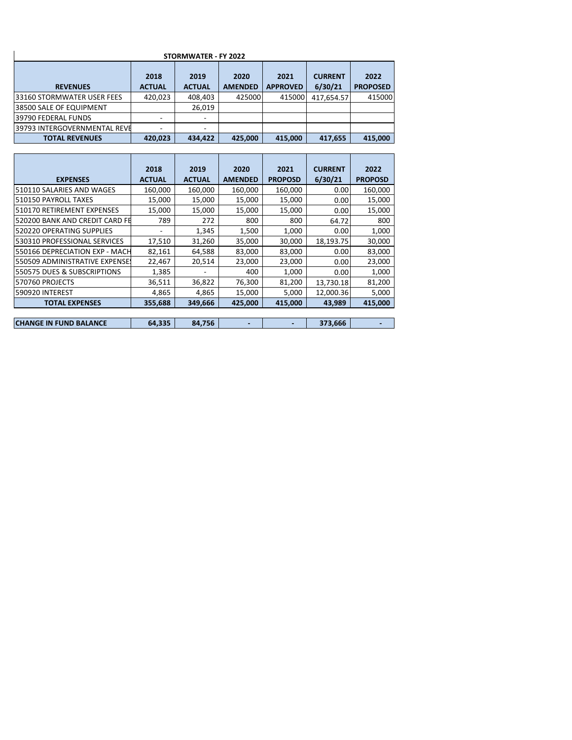**STORMWATER - FY 2022**

| REVENUES | 2018 ACTUAL | 2019 ACTUAL | 2020 AMENDED | 2021 APPROVED | CURRENT 6/30/21 | 2022 PROPOSED |
|---|---|---|---|---|---|---|
| 33160 STORMWATER USER FEES | 420,023 | 408,403 | 425000 | 415000 | 417,654.57 | 415000 |
| 38500 SALE OF EQUIPMENT | | 26,019 | | | | |
| 39790 FEDERAL FUNDS | - | - | | | | |
| 39793 INTERGOVERNMENTAL REVE | - | - | | | | |
| **TOTAL REVENUES** | **420,023** | **434,422** | **425,000** | **415,000** | **417,655** | **415,000** |

| EXPENSES | 2018 ACTUAL | 2019 ACTUAL | 2020 AMENDED | 2021 PROPOSD | CURRENT 6/30/21 | 2022 PROPOSD |
|---|---|---|---|---|---|---|
| 510110 SALARIES AND WAGES | 160,000 | 160,000 | 160,000 | 160,000 | 0.00 | 160,000 |
| 510150 PAYROLL TAXES | 15,000 | 15,000 | 15,000 | 15,000 | 0.00 | 15,000 |
| 510170 RETIREMENT EXPENSES | 15,000 | 15,000 | 15,000 | 15,000 | 0.00 | 15,000 |
| 520200 BANK AND CREDIT CARD FE | 789 | 272 | 800 | 800 | 64.72 | 800 |
| 520220 OPERATING SUPPLIES | - | 1,345 | 1,500 | 1,000 | 0.00 | 1,000 |
| 530310 PROFESSIONAL SERVICES | 17,510 | 31,260 | 35,000 | 30,000 | 18,193.75 | 30,000 |
| 550166 DEPRECIATION EXP - MACH | 82,161 | 64,588 | 83,000 | 83,000 | 0.00 | 83,000 |
| 550509 ADMINISTRATIVE EXPENSE | 22,467 | 20,514 | 23,000 | 23,000 | 0.00 | 23,000 |
| 550575 DUES & SUBSCRIPTIONS | 1,385 | - | 400 | 1,000 | 0.00 | 1,000 |
| 570760 PROJECTS | 36,511 | 36,822 | 76,300 | 81,200 | 13,730.18 | 81,200 |
| 590920 INTEREST | 4,865 | 4,865 | 15,000 | 5,000 | 12,000.36 | 5,000 |
| **TOTAL EXPENSES** | **355,688** | **349,666** | **425,000** | **415,000** | **43,989** | **415,000** |
| | | | | | | |
| **CHANGE IN FUND BALANCE** | **64,335** | **84,756** | **-** | **-** | **373,666** | **-** |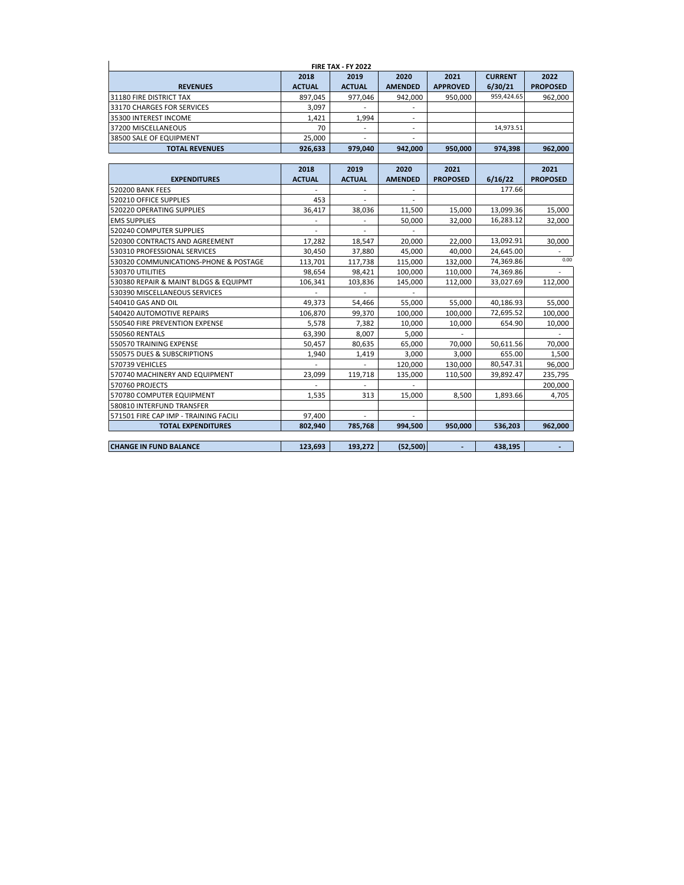**FIRE TAX - FY 2022**

| REVENUES | 2018 ACTUAL | 2019 ACTUAL | 2020 AMENDED | 2021 APPROVED | CURRENT 6/30/21 | 2022 PROPOSED |
|---|---|---|---|---|---|---|
| 31180 FIRE DISTRICT TAX | 897,045 | 977,046 | 942,000 | 950,000 | 959,424.65 | 962,000 |
| 33170 CHARGES FOR SERVICES | 3,097 | - | - | | | |
| 35300 INTEREST INCOME | 1,421 | 1,994 | - | | | |
| 37200 MISCELLANEOUS | 70 | - | - | | 14,973.51 | |
| 38500 SALE OF EQUIPMENT | 25,000 | - | - | | | |
| **TOTAL REVENUES** | **926,633** | **979,040** | **942,000** | **950,000** | **974,398** | **962,000** |

| EXPENDITURES | 2018 ACTUAL | 2019 ACTUAL | 2020 AMENDED | 2021 PROPOSED | 6/16/22 | 2021 PROPOSED |
|---|---|---|---|---|---|---|
| 520200 BANK FEES | - | - | - | | 177.66 | |
| 520210 OFFICE SUPPLIES | 453 | - | - | | | |
| 520220 OPERATING SUPPLIES | 36,417 | 38,036 | 11,500 | 15,000 | 13,099.36 | 15,000 |
| EMS SUPPLIES | - | - | 50,000 | 32,000 | 16,283.12 | 32,000 |
| 520240 COMPUTER SUPPLIES | - | - | - | | | |
| 520300 CONTRACTS AND AGREEMENT | 17,282 | 18,547 | 20,000 | 22,000 | 13,092.91 | 30,000 |
| 530310 PROFESSIONAL SERVICES | 30,450 | 37,880 | 45,000 | 40,000 | 24,645.00 | - |
| 530320 COMMUNICATIONS-PHONE & POSTAGE | 113,701 | 117,738 | 115,000 | 132,000 | 74,369.86 | 0.00 |
| 530370 UTILITIES | 98,654 | 98,421 | 100,000 | 110,000 | 74,369.86 | - |
| 530380 REPAIR & MAINT BLDGS & EQUIPMT | 106,341 | 103,836 | 145,000 | 112,000 | 33,027.69 | 112,000 |
| 530390 MISCELLANEOUS SERVICES | - | - | - | | | |
| 540410 GAS AND OIL | 49,373 | 54,466 | 55,000 | 55,000 | 40,186.93 | 55,000 |
| 540420 AUTOMOTIVE REPAIRS | 106,870 | 99,370 | 100,000 | 100,000 | 72,695.52 | 100,000 |
| 550540 FIRE PREVENTION EXPENSE | 5,578 | 7,382 | 10,000 | 10,000 | 654.90 | 10,000 |
| 550560 RENTALS | 63,390 | 8,007 | 5,000 | - | | - |
| 550570 TRAINING EXPENSE | 50,457 | 80,635 | 65,000 | 70,000 | 50,611.56 | 70,000 |
| 550575 DUES & SUBSCRIPTIONS | 1,940 | 1,419 | 3,000 | 3,000 | 655.00 | 1,500 |
| 570739 VEHICLES | - | - | 120,000 | 130,000 | 80,547.31 | 96,000 |
| 570740 MACHINERY AND EQUIPMENT | 23,099 | 119,718 | 135,000 | 110,500 | 39,892.47 | 235,795 |
| 570760 PROJECTS | - | - | - | | | 200,000 |
| 570780 COMPUTER EQUIPMENT | 1,535 | 313 | 15,000 | 8,500 | 1,893.66 | 4,705 |
| 580810 INTERFUND TRANSFER | | | | | | |
| 571501 FIRE CAP IMP - TRAINING FACILI | 97,400 | - | - | | | |
| **TOTAL EXPENDITURES** | **802,940** | **785,768** | **994,500** | **950,000** | **536,203** | **962,000** |
| | | | | | | |
| **CHANGE IN FUND BALANCE** | **123,693** | **193,272** | **(52,500)** | **-** | **438,195** | **-** |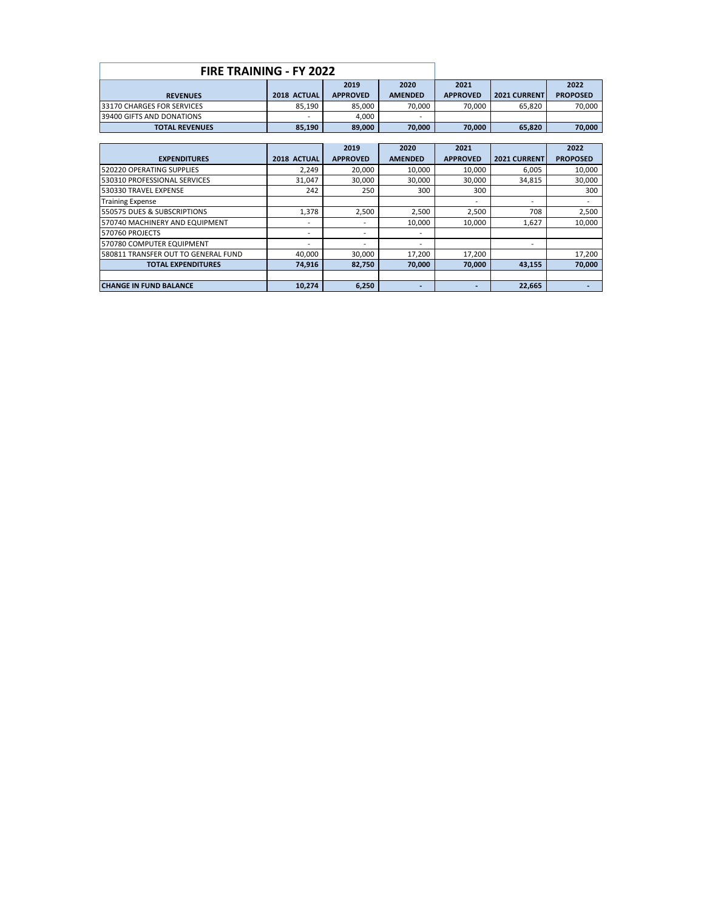# FIRE TRAINING - FY 2022

| REVENUES | 2018 ACTUAL | 2019 APPROVED | 2020 AMENDED | 2021 APPROVED | 2021 CURRENT | 2022 PROPOSED |
|---|---|---|---|---|---|---|
| 33170 CHARGES FOR SERVICES | 85,190 | 85,000 | 70,000 | 70,000 | 65,820 | 70,000 |
| 39400 GIFTS AND DONATIONS | - | 4,000 | - | | | |
| **TOTAL REVENUES** | **85,190** | **89,000** | **70,000** | **70,000** | **65,820** | **70,000** |

| EXPENDITURES | 2018 ACTUAL | 2019 APPROVED | 2020 AMENDED | 2021 APPROVED | 2021 CURRENT | 2022 PROPOSED |
|---|---|---|---|---|---|---|
| 520220 OPERATING SUPPLIES | 2,249 | 20,000 | 10,000 | 10,000 | 6,005 | 10,000 |
| 530310 PROFESSIONAL SERVICES | 31,047 | 30,000 | 30,000 | 30,000 | 34,815 | 30,000 |
| 530330 TRAVEL EXPENSE | 242 | 250 | 300 | 300 | | 300 |
| Training Expense | | | | - | - | - |
| 550575 DUES & SUBSCRIPTIONS | 1,378 | 2,500 | 2,500 | 2,500 | 708 | 2,500 |
| 570740 MACHINERY AND EQUIPMENT | - | - | 10,000 | 10,000 | 1,627 | 10,000 |
| 570760 PROJECTS | - | - | - | | | |
| 570780 COMPUTER EQUIPMENT | - | - | - | | - | |
| 580811 TRANSFER OUT TO GENERAL FUND | 40,000 | 30,000 | 17,200 | 17,200 | | 17,200 |
| **TOTAL EXPENDITURES** | **74,916** | **82,750** | **70,000** | **70,000** | **43,155** | **70,000** |
| | | | | | | |
| **CHANGE IN FUND BALANCE** | **10,274** | **6,250** | **-** | **-** | **22,665** | **-** |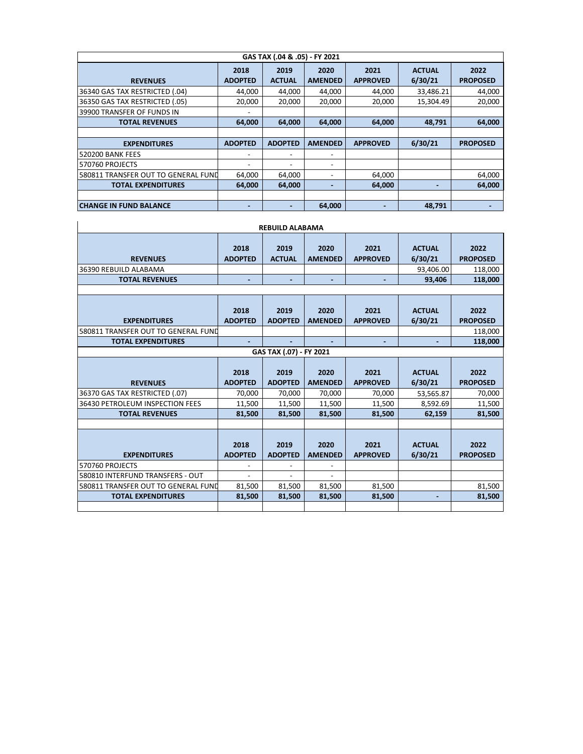| GAS TAX (.04 & .05) - FY 2021 | | | | | | |
|---|---|---|---|---|---|---|
| **REVENUES** | **2018 ADOPTED** | **2019 ACTUAL** | **2020 AMENDED** | **2021 APPROVED** | **ACTUAL 6/30/21** | **2022 PROPOSED** |
| 36340 GAS TAX RESTRICTED (.04) | 44,000 | 44,000 | 44,000 | 44,000 | 33,486.21 | 44,000 |
| 36350 GAS TAX RESTRICTED (.05) | 20,000 | 20,000 | 20,000 | 20,000 | 15,304.49 | 20,000 |
| 39900 TRANSFER OF FUNDS IN | - | | | | | |
| **TOTAL REVENUES** | **64,000** | **64,000** | **64,000** | **64,000** | **48,791** | **64,000** |
| | | | | | | |
| **EXPENDITURES** | **ADOPTED** | **ADOPTED** | **AMENDED** | **APPROVED** | **6/30/21** | **PROPOSED** |
| 520200 BANK FEES | - | - | - | | | |
| 570760 PROJECTS | - | - | - | | | |
| 580811 TRANSFER OUT TO GENERAL FUND | 64,000 | 64,000 | - | 64,000 | | 64,000 |
| **TOTAL EXPENDITURES** | **64,000** | **64,000** | **-** | **64,000** | **-** | **64,000** |
| | | | | | | |
| **CHANGE IN FUND BALANCE** | **-** | **-** | **64,000** | **-** | **48,791** | **-** |

| REBUILD ALABAMA | | | | | | |
|---|---|---|---|---|---|---|
| **REVENUES** | **2018 ADOPTED** | **2019 ACTUAL** | **2020 AMENDED** | **2021 APPROVED** | **ACTUAL 6/30/21** | **2022 PROPOSED** |
| 36390 REBUILD ALABAMA | | | | | 93,406.00 | 118,000 |
| **TOTAL REVENUES** | **-** | **-** | **-** | **-** | **93,406** | **118,000** |
| | | | | | | |
| **EXPENDITURES** | **2018 ADOPTED** | **2019 ADOPTED** | **2020 AMENDED** | **2021 APPROVED** | **ACTUAL 6/30/21** | **2022 PROPOSED** |
| 580811 TRANSFER OUT TO GENERAL FUND | | | | | | 118,000 |
| **TOTAL EXPENDITURES** | **-** | **-** | **-** | **-** | **-** | **118,000** |

| GAS TAX (.07) - FY 2021 | | | | | | |
|---|---|---|---|---|---|---|
| **REVENUES** | **2018 ADOPTED** | **2019 ADOPTED** | **2020 AMENDED** | **2021 APPROVED** | **ACTUAL 6/30/21** | **2022 PROPOSED** |
| 36370 GAS TAX RESTRICTED (.07) | 70,000 | 70,000 | 70,000 | 70,000 | 53,565.87 | 70,000 |
| 36430 PETROLEUM INSPECTION FEES | 11,500 | 11,500 | 11,500 | 11,500 | 8,592.69 | 11,500 |
| **TOTAL REVENUES** | **81,500** | **81,500** | **81,500** | **81,500** | **62,159** | **81,500** |
| | | | | | | |
| **EXPENDITURES** | **2018 ADOPTED** | **2019 ADOPTED** | **2020 AMENDED** | **2021 APPROVED** | **ACTUAL 6/30/21** | **2022 PROPOSED** |
| 570760 PROJECTS | - | - | - | | | |
| 580810 INTERFUND TRANSFERS - OUT | - | - | - | | | |
| 580811 TRANSFER OUT TO GENERAL FUND | 81,500 | 81,500 | 81,500 | 81,500 | | 81,500 |
| **TOTAL EXPENDITURES** | **81,500** | **81,500** | **81,500** | **81,500** | **-** | **81,500** |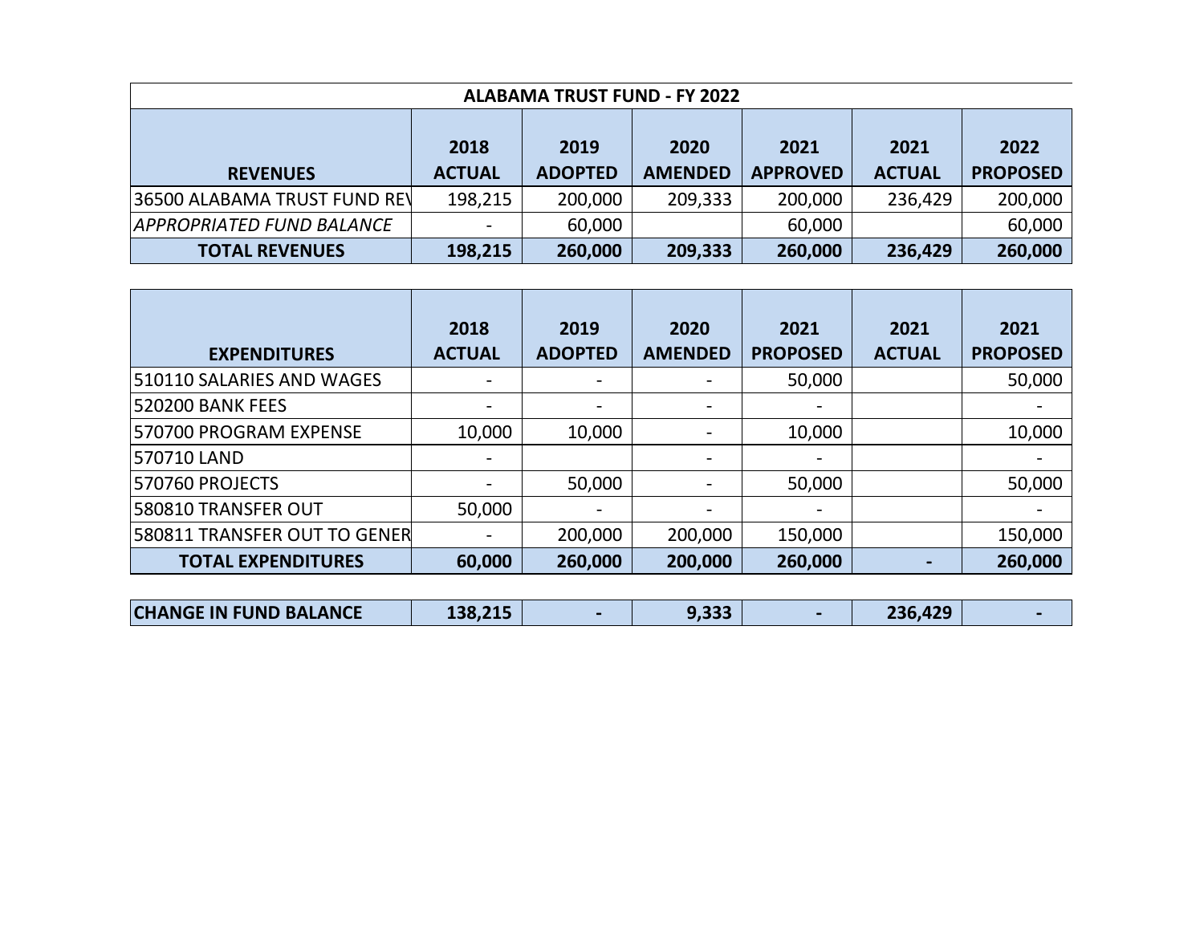**ALABAMA TRUST FUND - FY 2022**

| REVENUES | 2018 ACTUAL | 2019 ADOPTED | 2020 AMENDED | 2021 APPROVED | 2021 ACTUAL | 2022 PROPOSED |
|---|---|---|---|---|---|---|
| 36500 ALABAMA TRUST FUND REV | 198,215 | 200,000 | 209,333 | 200,000 | 236,429 | 200,000 |
| *APPROPRIATED FUND BALANCE* | - | 60,000 | | 60,000 | | 60,000 |
| **TOTAL REVENUES** | **198,215** | **260,000** | **209,333** | **260,000** | **236,429** | **260,000** |

| EXPENDITURES | 2018 ACTUAL | 2019 ADOPTED | 2020 AMENDED | 2021 PROPOSED | 2021 ACTUAL | 2021 PROPOSED |
|---|---|---|---|---|---|---|
| 510110 SALARIES AND WAGES | - | - | - | 50,000 | | 50,000 |
| 520200 BANK FEES | - | - | - | - | | - |
| 570700 PROGRAM EXPENSE | 10,000 | 10,000 | - | 10,000 | | 10,000 |
| 570710 LAND | - | | - | - | | - |
| 570760 PROJECTS | - | 50,000 | - | 50,000 | | 50,000 |
| 580810 TRANSFER OUT | 50,000 | - | - | - | | - |
| 580811 TRANSFER OUT TO GENER | - | 200,000 | 200,000 | 150,000 | | 150,000 |
| **TOTAL EXPENDITURES** | **60,000** | **260,000** | **200,000** | **260,000** | **-** | **260,000** |

| | | | | | | |
|---|---|---|---|---|---|---|
| **CHANGE IN FUND BALANCE** | **138,215** | **-** | **9,333** | **-** | **236,429** | **-** |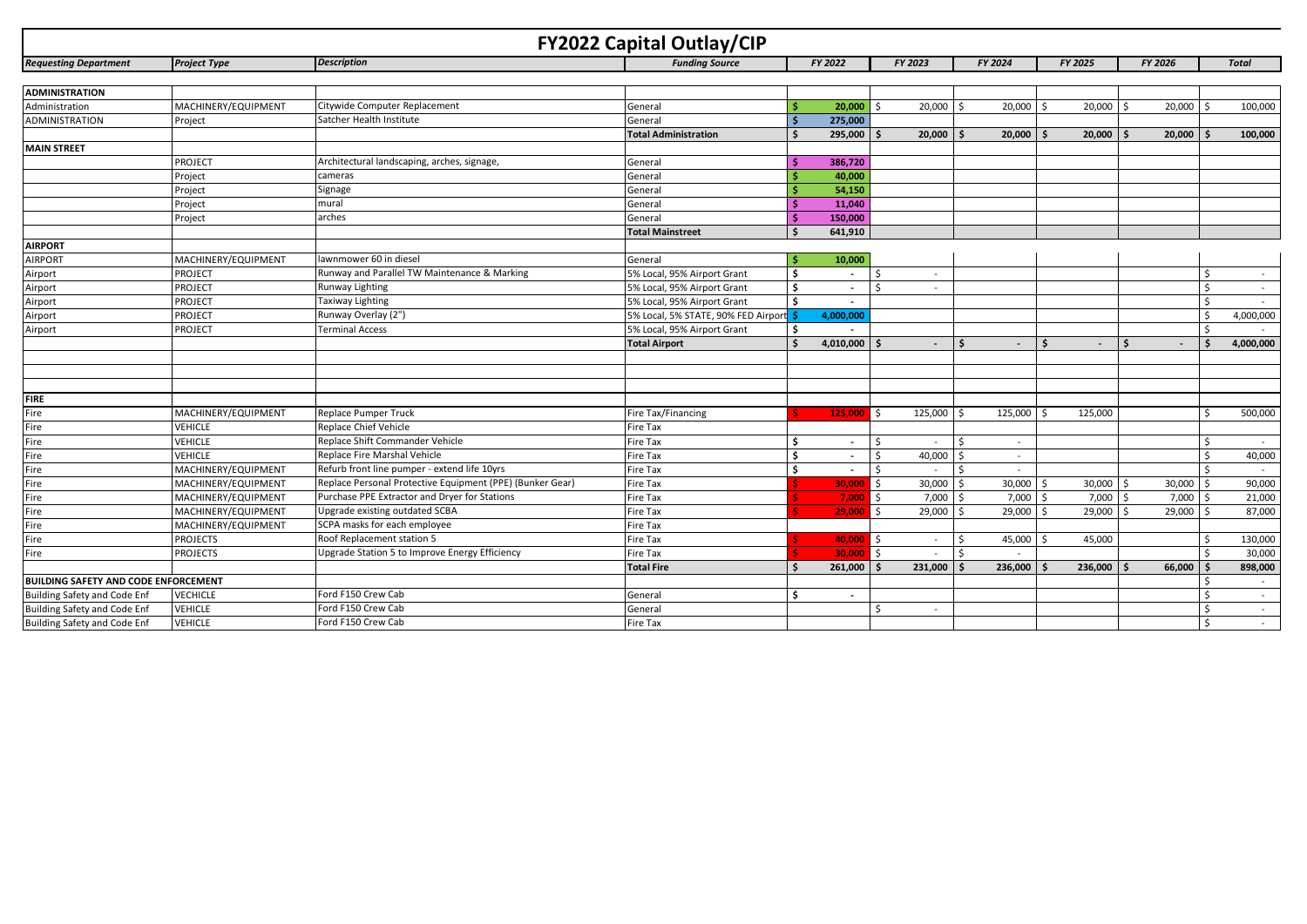# FY2022 Capital Outlay/CIP

| *Requesting Department* | *Project Type* | *Description* | *Funding Source* | *FY 2022* | *FY 2023* | *FY 2024* | *FY 2025* | *FY 2026* | *Total* |
|---|---|---|---|---|---|---|---|---|---|
| **ADMINISTRATION** | | | | | | | | | |
| Administration | MACHINERY/EQUIPMENT | Citywide Computer Replacement | General | $ 20,000 | $ 20,000 | $ 20,000 | $ 20,000 | $ 20,000 | $ 100,000 |
| ADMINISTRATION | Project | Satcher Health Institute | General | $ 275,000 | | | | | |
| | | | **Total Administration** | **$ 295,000** | **$ 20,000** | **$ 20,000** | **$ 20,000** | **$ 20,000** | **$ 100,000** |
| **MAIN STREET** | | | | | | | | | |
| | PROJECT | Architectural landscaping, arches, signage, | General | $ 386,720 | | | | | |
| | Project | cameras | General | $ 40,000 | | | | | |
| | Project | Signage | General | $ 54,150 | | | | | |
| | Project | mural | General | $ 11,040 | | | | | |
| | Project | arches | General | $ 150,000 | | | | | |
| | | | **Total Mainstreet** | **$ 641,910** | | | | | |
| **AIRPORT** | | | | | | | | | |
| AIRPORT | MACHINERY/EQUIPMENT | lawnmower 60 in diesel | General | $ 10,000 | | | | | |
| Airport | PROJECT | Runway and Parallel TW Maintenance & Marking | 5% Local, 95% Airport Grant | $ - | $ - | | | | $ - |
| Airport | PROJECT | Runway Lighting | 5% Local, 95% Airport Grant | $ - | $ - | | | | $ - |
| Airport | PROJECT | Taxiway Lighting | 5% Local, 95% Airport Grant | $ - | | | | | $ - |
| Airport | PROJECT | Runway Overlay (2") | 5% Local, 5% STATE, 90% FED Airport | $ 4,000,000 | | | | | $ 4,000,000 |
| Airport | PROJECT | Terminal Access | 5% Local, 95% Airport Grant | $ - | | | | | $ - |
| | | | **Total Airport** | **$ 4,010,000** | **$ -** | **$ -** | **$ -** | **$ -** | **$ 4,000,000** |
| | | | | | | | | | |
| | | | | | | | | | |
| | | | | | | | | | |
| **FIRE** | | | | | | | | | |
| Fire | MACHINERY/EQUIPMENT | Replace Pumper Truck | Fire Tax/Financing | $ 125,000 | $ 125,000 | $ 125,000 | $ 125,000 | | $ 500,000 |
| Fire | VEHICLE | Replace Chief Vehicle | Fire Tax | | | | | | |
| Fire | VEHICLE | Replace Shift Commander Vehicle | Fire Tax | $ - | $ - | $ - | | | $ - |
| Fire | VEHICLE | Replace Fire Marshal Vehicle | Fire Tax | $ - | $ 40,000 | $ - | | | $ 40,000 |
| Fire | MACHINERY/EQUIPMENT | Refurb front line pumper - extend life 10yrs | Fire Tax | $ - | $ - | $ - | | | $ - |
| Fire | MACHINERY/EQUIPMENT | Replace Personal Protective Equipment (PPE) (Bunker Gear) | Fire Tax | $ 30,000 | $ 30,000 | $ 30,000 | $ 30,000 | $ 30,000 | $ 90,000 |
| Fire | MACHINERY/EQUIPMENT | Purchase PPE Extractor and Dryer for Stations | Fire Tax | $ 7,000 | $ 7,000 | $ 7,000 | $ 7,000 | $ 7,000 | $ 21,000 |
| Fire | MACHINERY/EQUIPMENT | Upgrade existing outdated SCBA | Fire Tax | $ 29,000 | $ 29,000 | $ 29,000 | $ 29,000 | $ 29,000 | $ 87,000 |
| Fire | MACHINERY/EQUIPMENT | SCPA masks for each employee | Fire Tax | | | | | | |
| Fire | PROJECTS | Roof Replacement station 5 | Fire Tax | $ 40,000 | $ - | $ 45,000 | $ 45,000 | | $ 130,000 |
| Fire | PROJECTS | Upgrade Station 5 to Improve Energy Efficiency | Fire Tax | $ 30,000 | $ - | $ - | | | $ 30,000 |
| | | | **Total Fire** | **$ 261,000** | **$ 231,000** | **$ 236,000** | **$ 236,000** | **$ 66,000** | **$ 898,000** |
| **BUILDING SAFETY AND CODE ENFORCEMENT** | | | | | | | | | $ - |
| Building Safety and Code Enf | VECHICLE | Ford F150 Crew Cab | General | $ - | | | | | $ - |
| Building Safety and Code Enf | VEHICLE | Ford F150 Crew Cab | General | | $ - | | | | $ - |
| Building Safety and Code Enf | VEHICLE | Ford F150 Crew Cab | Fire Tax | | | | | | $ - |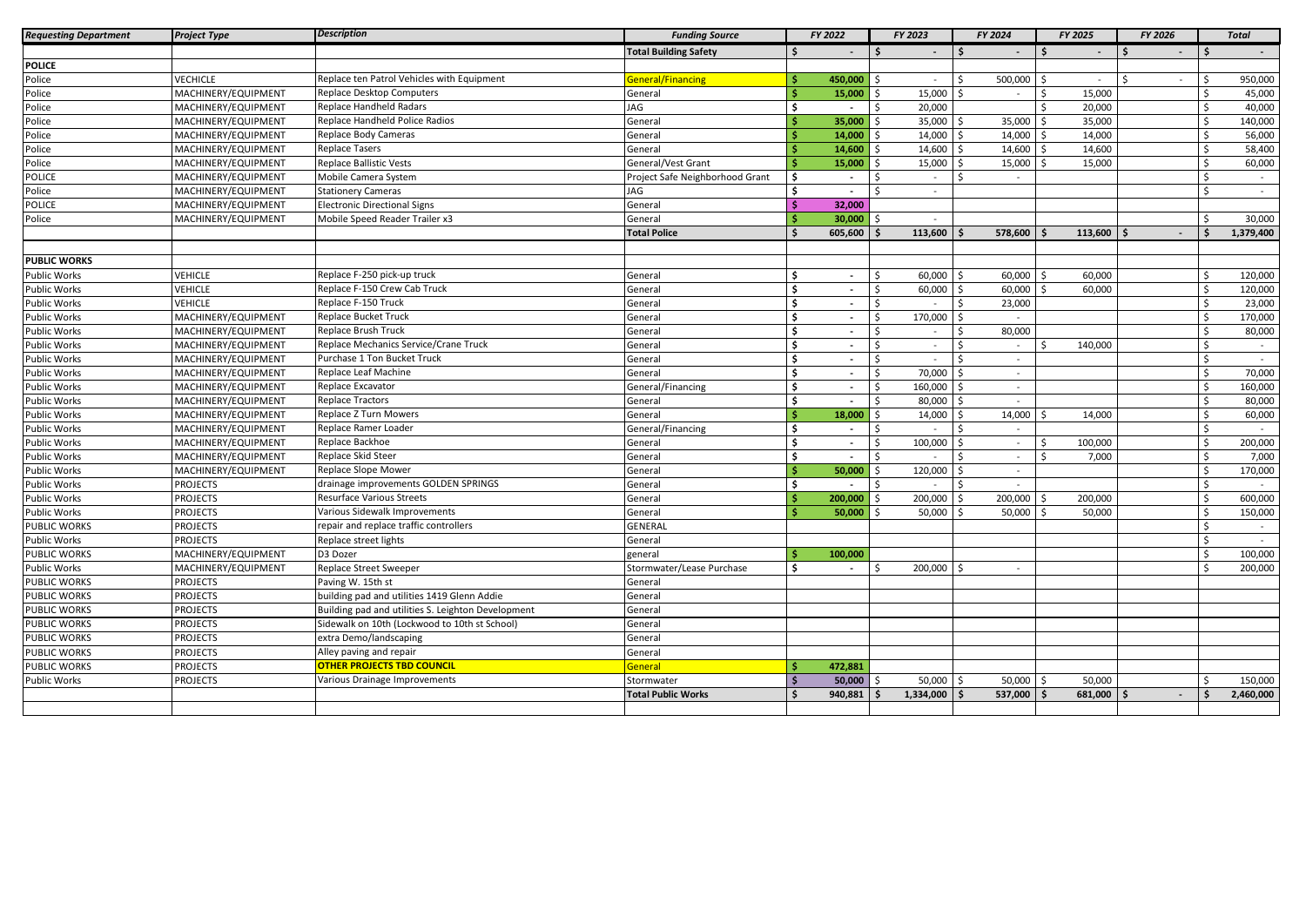| Requesting Department | Project Type | Description | Funding Source | FY 2022 | FY 2023 | FY 2024 | FY 2025 | FY 2026 | Total |
|---|---|---|---|---|---|---|---|---|---|
| | | | **Total Building Safety** | **$ -** | **$ -** | **$ -** | **$ -** | **$ -** | **$ -** |
| **POLICE** | | | | | | | | | |
| Police | VECHICLE | Replace ten Patrol Vehicles with Equipment | General/Financing | **$ 450,000** | $ - | $ 500,000 | $ - | $ - | $ 950,000 |
| Police | MACHINERY/EQUIPMENT | Replace Desktop Computers | General | **$ 15,000** | $ 15,000 | $ - | $ 15,000 | | $ 45,000 |
| Police | MACHINERY/EQUIPMENT | Replace Handheld Radars | JAG | **$ -** | $ 20,000 | | $ 20,000 | | $ 40,000 |
| Police | MACHINERY/EQUIPMENT | Replace Handheld Police Radios | General | **$ 35,000** | $ 35,000 | $ 35,000 | $ 35,000 | | $ 140,000 |
| Police | MACHINERY/EQUIPMENT | Replace Body Cameras | General | **$ 14,000** | $ 14,000 | $ 14,000 | $ 14,000 | | $ 56,000 |
| Police | MACHINERY/EQUIPMENT | Replace Tasers | General | **$ 14,600** | $ 14,600 | $ 14,600 | $ 14,600 | | $ 58,400 |
| Police | MACHINERY/EQUIPMENT | Replace Ballistic Vests | General/Vest Grant | **$ 15,000** | $ 15,000 | $ 15,000 | $ 15,000 | | $ 60,000 |
| POLICE | MACHINERY/EQUIPMENT | Mobile Camera System | Project Safe Neighborhood Grant | **$ -** | $ - | $ - | | | $ - |
| Police | MACHINERY/EQUIPMENT | Stationery Cameras | JAG | **$ -** | $ - | | | | $ - |
| POLICE | MACHINERY/EQUIPMENT | Electronic Directional Signs | General | **$ 32,000** | | | | | |
| Police | MACHINERY/EQUIPMENT | Mobile Speed Reader Trailer x3 | General | **$ 30,000** | $ - | | | | $ 30,000 |
| | | | **Total Police** | **$ 605,600** | **$ 113,600** | **$ 578,600** | **$ 113,600** | **$ -** | **$ 1,379,400** |
| | | | | | | | | | |
| **PUBLIC WORKS** | | | | | | | | | |
| Public Works | VEHICLE | Replace F-250 pick-up truck | General | **$ -** | $ 60,000 | $ 60,000 | $ 60,000 | | $ 120,000 |
| Public Works | VEHICLE | Replace F-150 Crew Cab Truck | General | **$ -** | $ 60,000 | $ 60,000 | $ 60,000 | | $ 120,000 |
| Public Works | VEHICLE | Replace F-150 Truck | General | **$ -** | $ - | $ 23,000 | | | $ 23,000 |
| Public Works | MACHINERY/EQUIPMENT | Replace Bucket Truck | General | **$ -** | $ 170,000 | $ - | | | $ 170,000 |
| Public Works | MACHINERY/EQUIPMENT | Replace Brush Truck | General | **$ -** | $ - | $ 80,000 | | | $ 80,000 |
| Public Works | MACHINERY/EQUIPMENT | Replace Mechanics Service/Crane Truck | General | **$ -** | $ - | $ - | $ 140,000 | | $ - |
| Public Works | MACHINERY/EQUIPMENT | Purchase 1 Ton Bucket Truck | General | **$ -** | $ - | $ - | | | $ - |
| Public Works | MACHINERY/EQUIPMENT | Replace Leaf Machine | General | **$ -** | $ 70,000 | $ - | | | $ 70,000 |
| Public Works | MACHINERY/EQUIPMENT | Replace Excavator | General/Financing | **$ -** | $ 160,000 | $ - | | | $ 160,000 |
| Public Works | MACHINERY/EQUIPMENT | Replace Tractors | General | **$ -** | $ 80,000 | $ - | | | $ 80,000 |
| Public Works | MACHINERY/EQUIPMENT | Replace Z Turn Mowers | General | **$ 18,000** | $ 14,000 | $ 14,000 | $ 14,000 | | $ 60,000 |
| Public Works | MACHINERY/EQUIPMENT | Replace Ramer Loader | General/Financing | **$ -** | $ - | $ - | | | $ - |
| Public Works | MACHINERY/EQUIPMENT | Replace Backhoe | General | **$ -** | $ 100,000 | $ - | $ 100,000 | | $ 200,000 |
| Public Works | MACHINERY/EQUIPMENT | Replace Skid Steer | General | **$ -** | $ - | $ - | $ 7,000 | | $ 7,000 |
| Public Works | MACHINERY/EQUIPMENT | Replace Slope Mower | General | **$ 50,000** | $ 120,000 | $ - | | | $ 170,000 |
| Public Works | PROJECTS | drainage improvements GOLDEN SPRINGS | General | **$ -** | $ - | $ - | | | $ - |
| Public Works | PROJECTS | Resurface Various Streets | General | **$ 200,000** | $ 200,000 | $ 200,000 | $ 200,000 | | $ 600,000 |
| Public Works | PROJECTS | Various Sidewalk Improvements | General | **$ 50,000** | $ 50,000 | $ 50,000 | $ 50,000 | | $ 150,000 |
| PUBLIC WORKS | PROJECTS | repair and replace traffic controllers | GENERAL | | | | | | $ - |
| Public Works | PROJECTS | Replace street lights | General | | | | | | $ - |
| PUBLIC WORKS | MACHINERY/EQUIPMENT | D3 Dozer | general | **$ 100,000** | | | | | $ 100,000 |
| Public Works | MACHINERY/EQUIPMENT | Replace Street Sweeper | Stormwater/Lease Purchase | **$ -** | $ 200,000 | $ - | | | $ 200,000 |
| PUBLIC WORKS | PROJECTS | Paving W. 15th st | General | | | | | | |
| PUBLIC WORKS | PROJECTS | building pad and utilities 1419 Glenn Addie | General | | | | | | |
| PUBLIC WORKS | PROJECTS | Building pad and utilities S. Leighton Development | General | | | | | | |
| PUBLIC WORKS | PROJECTS | Sidewalk on 10th (Lockwood to 10th st School) | General | | | | | | |
| PUBLIC WORKS | PROJECTS | extra Demo/landscaping | General | | | | | | |
| PUBLIC WORKS | PROJECTS | Alley paving and repair | General | | | | | | |
| PUBLIC WORKS | PROJECTS | **OTHER PROJECTS TBD COUNCIL** | General | **$ 472,881** | | | | | |
| Public Works | PROJECTS | Various Drainage Improvements | Stormwater | **$ 50,000** | $ 50,000 | $ 50,000 | $ 50,000 | | $ 150,000 |
| | | | **Total Public Works** | **$ 940,881** | **$ 1,334,000** | **$ 537,000** | **$ 681,000** | **$ -** | **$ 2,460,000** |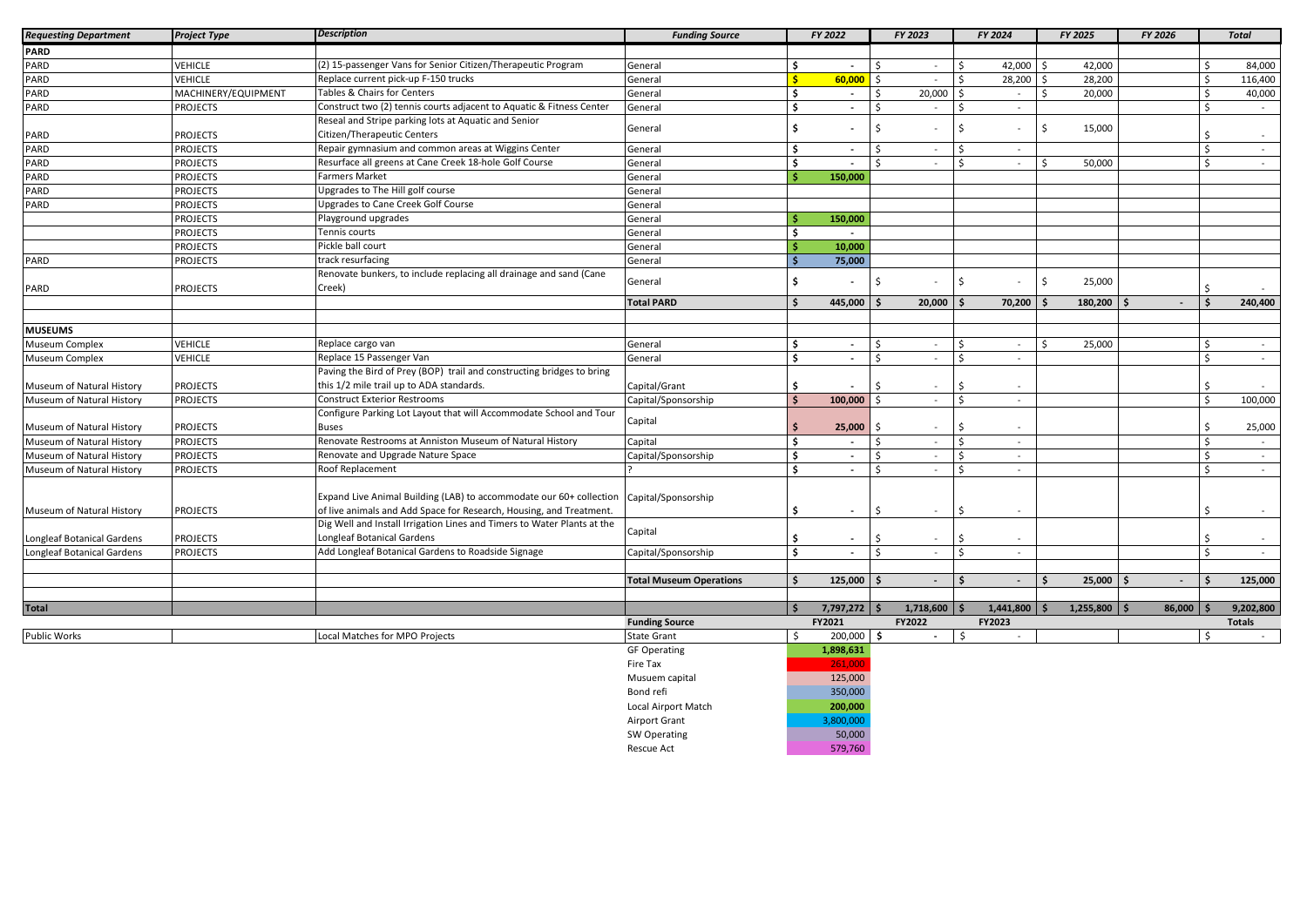| Requesting Department | Project Type | Description | Funding Source | FY 2022 | FY 2023 | FY 2024 | FY 2025 | FY 2026 | Total |
|---|---|---|---|---|---|---|---|---|---|
| **PARD** | | | | | | | | | |
| PARD | VEHICLE | (2) 15-passenger Vans for Senior Citizen/Therapeutic Program | General | $ - | $ - | $ 42,000 | $ 42,000 | | $ 84,000 |
| PARD | VEHICLE | Replace current pick-up F-150 trucks | General | $ 60,000 | $ - | $ 28,200 | $ 28,200 | | $ 116,400 |
| PARD | MACHINERY/EQUIPMENT | Tables & Chairs for Centers | General | $ - | $ 20,000 | $ - | $ 20,000 | | $ 40,000 |
| PARD | PROJECTS | Construct two (2) tennis courts adjacent to Aquatic & Fitness Center | General | $ - | $ - | $ - | | | $ - |
| PARD | PROJECTS | Reseal and Stripe parking lots at Aquatic and Senior Citizen/Therapeutic Centers | General | $ - | $ - | $ - | $ 15,000 | | $ - |
| PARD | PROJECTS | Repair gymnasium and common areas at Wiggins Center | General | $ - | $ - | $ - | | | $ - |
| PARD | PROJECTS | Resurface all greens at Cane Creek 18-hole Golf Course | General | $ - | $ - | $ - | $ 50,000 | | $ - |
| PARD | PROJECTS | Farmers Market | General | $ 150,000 | | | | | |
| PARD | PROJECTS | Upgrades to The Hill golf course | General | | | | | | |
| PARD | PROJECTS | Upgrades to Cane Creek Golf Course | General | | | | | | |
| | PROJECTS | Playground upgrades | General | $ 150,000 | | | | | |
| | PROJECTS | Tennis courts | General | $ - | | | | | |
| | PROJECTS | Pickle ball court | General | $ 10,000 | | | | | |
| PARD | PROJECTS | track resurfacing | General | $ 75,000 | | | | | |
| PARD | PROJECTS | Renovate bunkers, to include replacing all drainage and sand (Cane Creek) | General | $ - | $ - | $ - | $ 25,000 | | $ - |
| | | | **Total PARD** | **$ 445,000** | **$ 20,000** | **$ 70,200** | **$ 180,200** | **$ -** | **$ 240,400** |
| | | | | | | | | | |
| **MUSEUMS** | | | | | | | | | |
| Museum Complex | VEHICLE | Replace cargo van | General | $ - | $ - | $ - | $ 25,000 | | $ - |
| Museum Complex | VEHICLE | Replace 15 Passenger Van | General | $ - | $ - | $ - | | | $ - |
| Museum of Natural History | PROJECTS | Paving the Bird of Prey (BOP) trail and constructing bridges to bring this 1/2 mile trail up to ADA standards. | Capital/Grant | $ - | $ - | $ - | | | $ - |
| Museum of Natural History | PROJECTS | Construct Exterior Restrooms | Capital/Sponsorship | $ 100,000 | $ - | $ - | | | $ 100,000 |
| Museum of Natural History | PROJECTS | Configure Parking Lot Layout that will Accommodate School and Tour Buses | Capital | $ 25,000 | $ - | $ - | | | $ 25,000 |
| Museum of Natural History | PROJECTS | Renovate Restrooms at Anniston Museum of Natural History | Capital | $ - | $ - | $ - | | | $ - |
| Museum of Natural History | PROJECTS | Renovate and Upgrade Nature Space | Capital/Sponsorship | $ - | $ - | $ - | | | $ - |
| Museum of Natural History | PROJECTS | Roof Replacement | ? | $ - | $ - | $ - | | | $ - |
| Museum of Natural History | PROJECTS | Expand Live Animal Building (LAB) to accommodate our 60+ collection of live animals and Add Space for Research, Housing, and Treatment. | Capital/Sponsorship | $ - | $ - | $ - | | | $ - |
| Longleaf Botanical Gardens | PROJECTS | Dig Well and Install Irrigation Lines and Timers to Water Plants at the Longleaf Botanical Gardens | Capital | $ - | $ - | $ - | | | $ - |
| Longleaf Botanical Gardens | PROJECTS | Add Longleaf Botanical Gardens to Roadside Signage | Capital/Sponsorship | $ - | $ - | $ - | | | $ - |
| | | | | | | | | | |
| | | | **Total Museum Operations** | **$ 125,000** | **$ -** | **$ -** | **$ 25,000** | **$ -** | **$ 125,000** |
| | | | | | | | | | |
| **Total** | | | | **$ 7,797,272** | **$ 1,718,600** | **$ 1,441,800** | **$ 1,255,800** | **$ 86,000** | **$ 9,202,800** |
| | | | **Funding Source** | **FY2021** | **FY2022** | **FY2023** | | | **Totals** |
| Public Works | | Local Matches for MPO Projects | State Grant | $ 200,000 | $ - | $ - | | | $ - |
| | | | GF Operating | 1,898,631 | | | | | |
| | | | Fire Tax | 261,000 | | | | | |
| | | | Musuem capital | 125,000 | | | | | |
| | | | Bond refi | 350,000 | | | | | |
| | | | Local Airport Match | 200,000 | | | | | |
| | | | Airport Grant | 3,800,000 | | | | | |
| | | | SW Operating | 50,000 | | | | | |
| | | | Rescue Act | 579,760 | | | | | |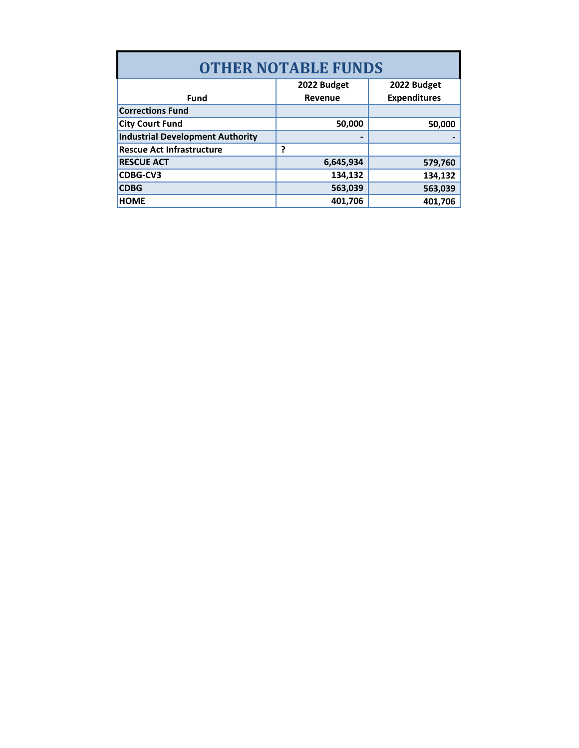# OTHER NOTABLE FUNDS

| Fund | 2022 Budget Revenue | 2022 Budget Expenditures |
|---|---|---|
| Corrections Fund | | |
| City Court Fund | 50,000 | 50,000 |
| Industrial Development Authority | - | - |
| Rescue Act Infrastructure | ? | |
| RESCUE ACT | 6,645,934 | 579,760 |
| CDBG-CV3 | 134,132 | 134,132 |
| CDBG | 563,039 | 563,039 |
| HOME | 401,706 | 401,706 |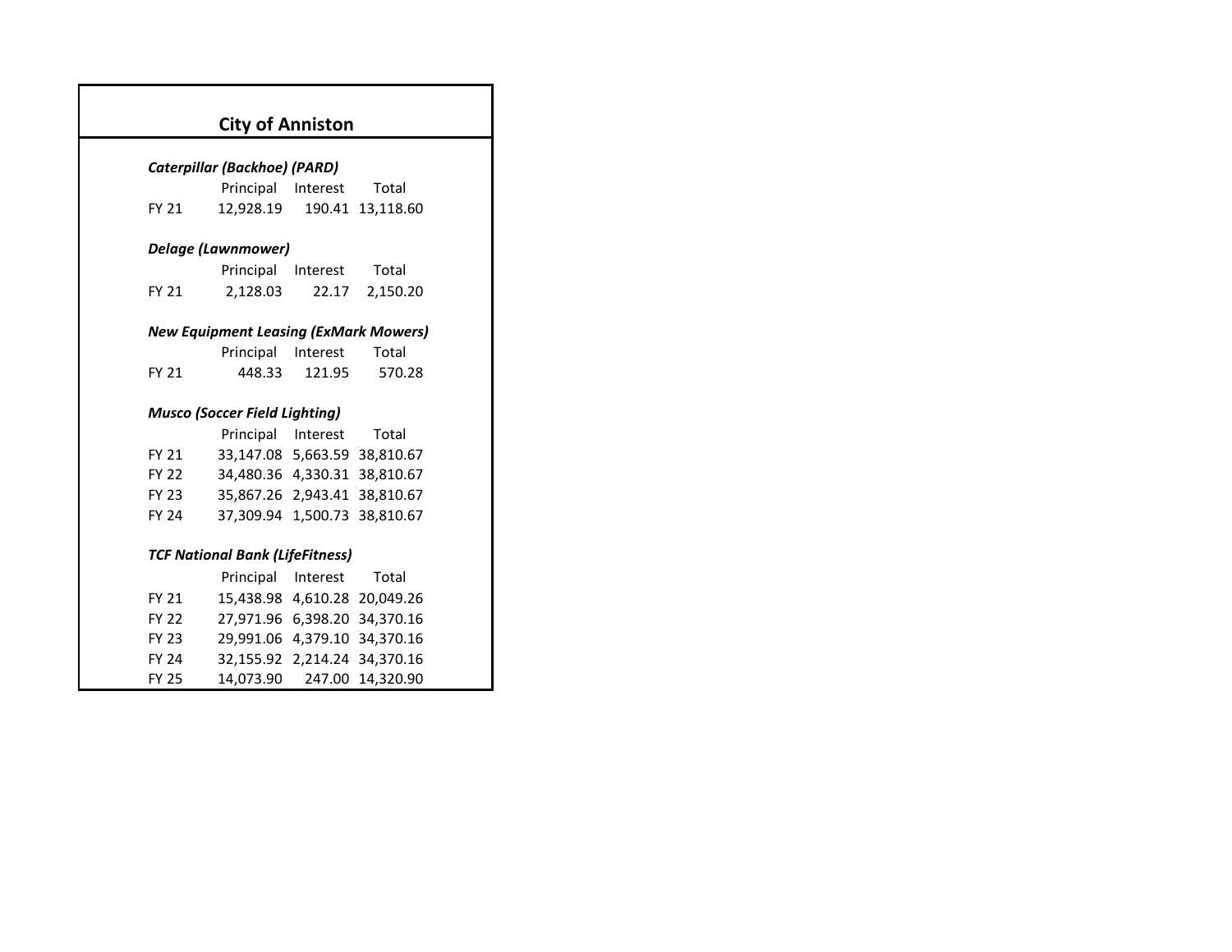# City of Anniston

***Caterpillar (Backhoe) (PARD)***

| | Principal | Interest | Total |
|---|---|---|---|
| FY 21 | 12,928.19 | 190.41 | 13,118.60 |

***Delage (Lawnmower)***

| | Principal | Interest | Total |
|---|---|---|---|
| FY 21 | 2,128.03 | 22.17 | 2,150.20 |

***New Equipment Leasing (ExMark Mowers)***

| | Principal | Interest | Total |
|---|---|---|---|
| FY 21 | 448.33 | 121.95 | 570.28 |

***Musco (Soccer Field Lighting)***

| | Principal | Interest | Total |
|---|---|---|---|
| FY 21 | 33,147.08 | 5,663.59 | 38,810.67 |
| FY 22 | 34,480.36 | 4,330.31 | 38,810.67 |
| FY 23 | 35,867.26 | 2,943.41 | 38,810.67 |
| FY 24 | 37,309.94 | 1,500.73 | 38,810.67 |

***TCF National Bank (LifeFitness)***

| | Principal | Interest | Total |
|---|---|---|---|
| FY 21 | 15,438.98 | 4,610.28 | 20,049.26 |
| FY 22 | 27,971.96 | 6,398.20 | 34,370.16 |
| FY 23 | 29,991.06 | 4,379.10 | 34,370.16 |
| FY 24 | 32,155.92 | 2,214.24 | 34,370.16 |
| FY 25 | 14,073.90 | 247.00 | 14,320.90 |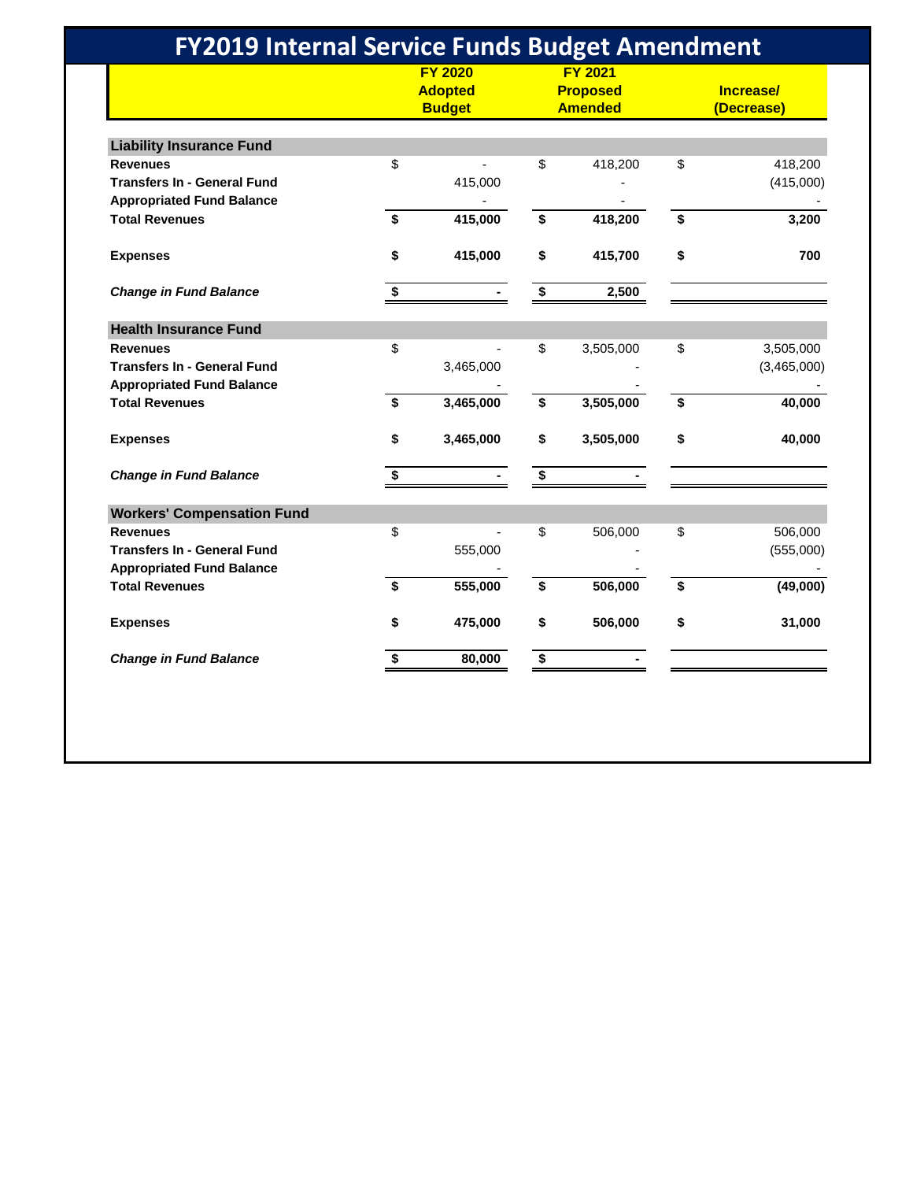# FY2019 Internal Service Funds Budget Amendment

| | FY 2020 Adopted Budget | FY 2021 Proposed Amended | Increase/ (Decrease) |
|---|---|---|---|
| **Liability Insurance Fund** | | | |
| **Revenues** | $ - | $ 418,200 | $ 418,200 |
| **Transfers In - General Fund** | 415,000 | - | (415,000) |
| **Appropriated Fund Balance** | - | - | - |
| **Total Revenues** | **$ 415,000** | **$ 418,200** | **$ 3,200** |
| **Expenses** | **$ 415,000** | **$ 415,700** | **$ 700** |
| ***Change in Fund Balance*** | **$ -** | **$ 2,500** | |
| **Health Insurance Fund** | | | |
| **Revenues** | $ - | $ 3,505,000 | $ 3,505,000 |
| **Transfers In - General Fund** | 3,465,000 | - | (3,465,000) |
| **Appropriated Fund Balance** | - | - | - |
| **Total Revenues** | **$ 3,465,000** | **$ 3,505,000** | **$ 40,000** |
| **Expenses** | **$ 3,465,000** | **$ 3,505,000** | **$ 40,000** |
| ***Change in Fund Balance*** | **$ -** | **$ -** | |
| **Workers' Compensation Fund** | | | |
| **Revenues** | $ - | $ 506,000 | $ 506,000 |
| **Transfers In - General Fund** | 555,000 | - | (555,000) |
| **Appropriated Fund Balance** | - | - | - |
| **Total Revenues** | **$ 555,000** | **$ 506,000** | **$ (49,000)** |
| **Expenses** | **$ 475,000** | **$ 506,000** | **$ 31,000** |
| ***Change in Fund Balance*** | **$ 80,000** | **$ -** | |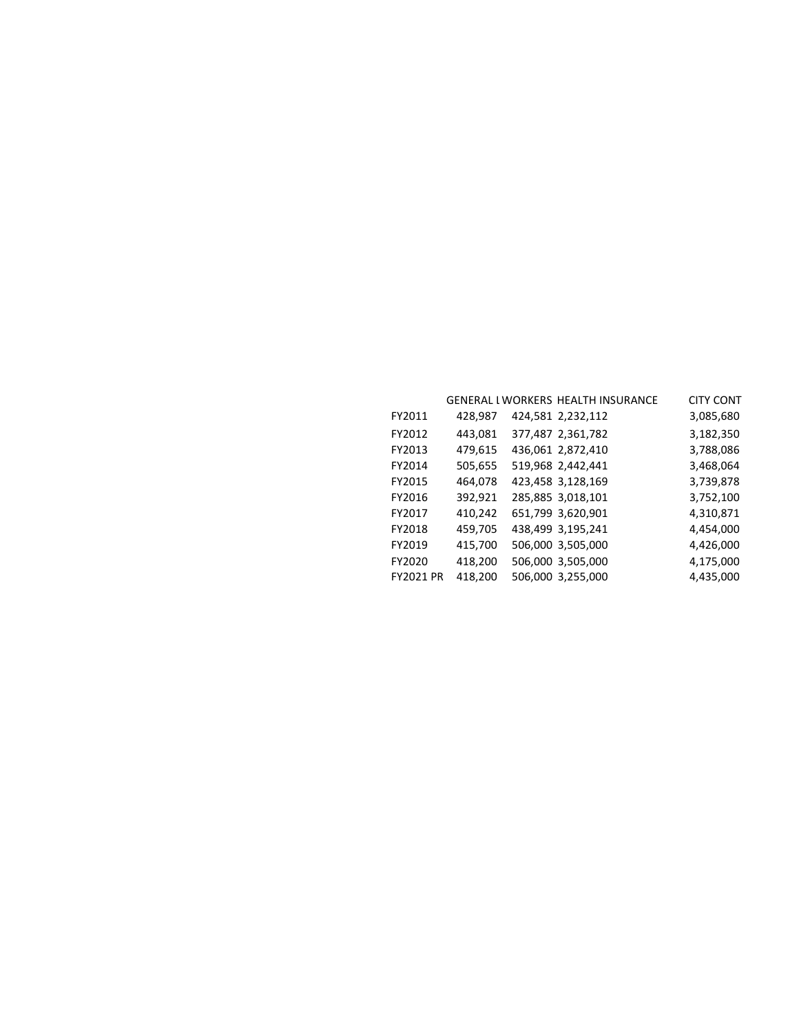| | GENERAL L | WORKERS | HEALTH INSURANCE | CITY CONT |
|---|---|---|---|---|
| FY2011 | 428,987 | 424,581 | 2,232,112 | 3,085,680 |
| FY2012 | 443,081 | 377,487 | 2,361,782 | 3,182,350 |
| FY2013 | 479,615 | 436,061 | 2,872,410 | 3,788,086 |
| FY2014 | 505,655 | 519,968 | 2,442,441 | 3,468,064 |
| FY2015 | 464,078 | 423,458 | 3,128,169 | 3,739,878 |
| FY2016 | 392,921 | 285,885 | 3,018,101 | 3,752,100 |
| FY2017 | 410,242 | 651,799 | 3,620,901 | 4,310,871 |
| FY2018 | 459,705 | 438,499 | 3,195,241 | 4,454,000 |
| FY2019 | 415,700 | 506,000 | 3,505,000 | 4,426,000 |
| FY2020 | 418,200 | 506,000 | 3,505,000 | 4,175,000 |
| FY2021 PR | 418,200 | 506,000 | 3,255,000 | 4,435,000 |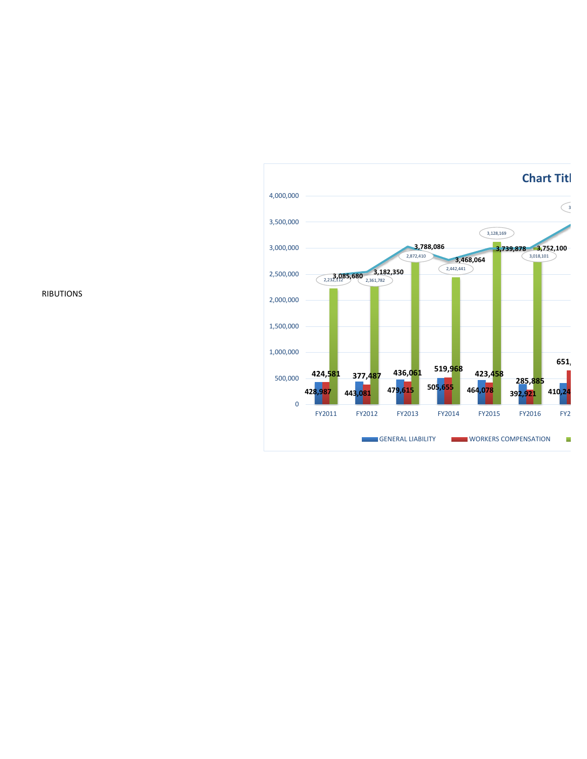RIBUTIONS

Chart Titl

| | FY2011 | FY2012 | FY2013 | FY2014 | FY2015 | FY2016 | FY2 |
|---|---|---|---|---|---|---|---|
| GENERAL LIABILITY | 428,987 | 443,081 | 479,615 | 505,655 | 464,078 | 392,921 | 410,24 |
| WORKERS COMPENSATION | 424,581 | 377,487 | 436,061 | 519,968 | 423,458 | 285,885 | 651, |
| | 2,232,112 | 2,361,782 | 2,872,410 | 2,442,441 | 3,128,169 | 3,018,101 | 3 |
| | 3,085,680 | 3,182,350 | 3,788,086 | 3,468,064 | 3,739,878 | 3,752,100 | |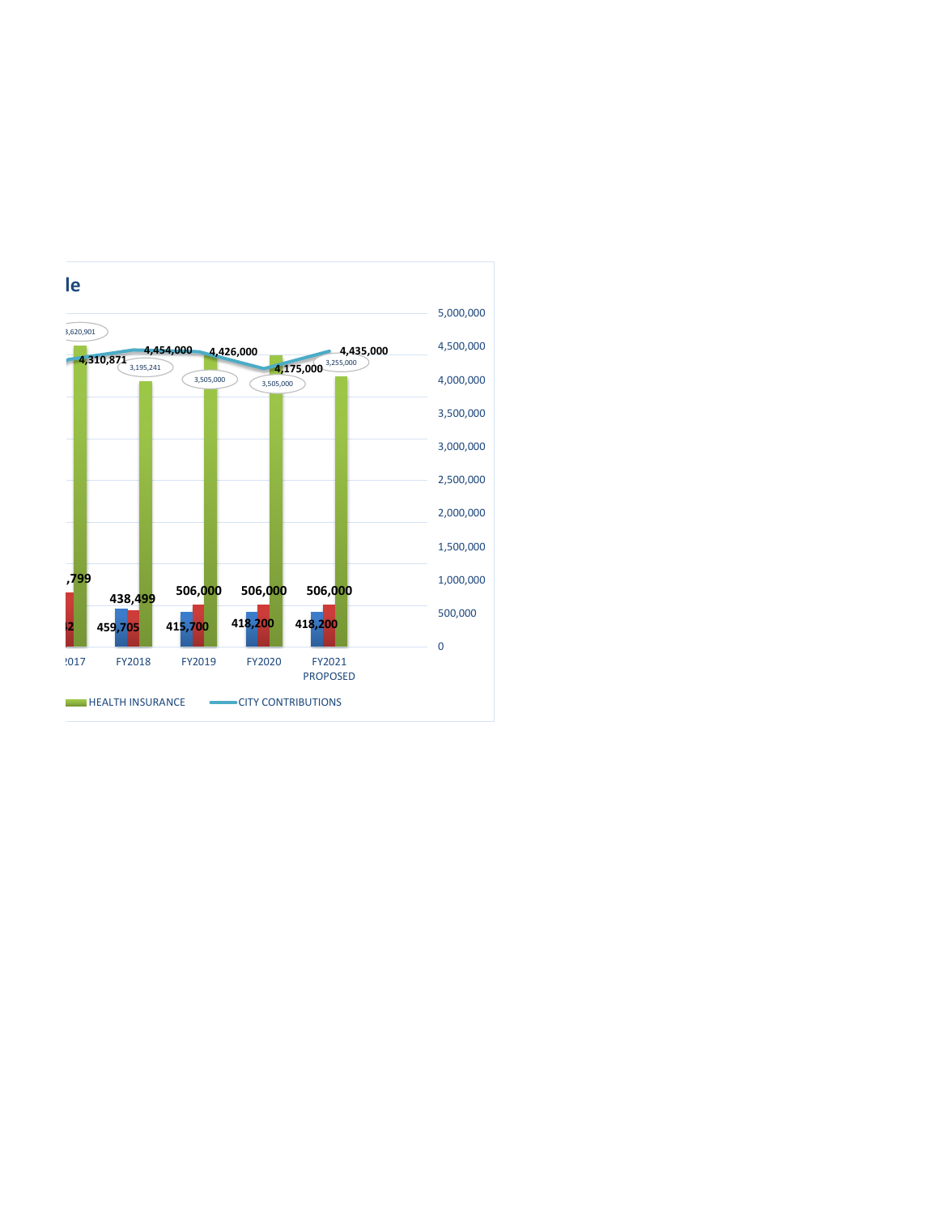## le

| | 2017 | FY2018 | FY2019 | FY2020 | FY2021 PROPOSED |
|---|---|---|---|---|---|
| CITY CONTRIBUTIONS | 4,310,871 | 4,454,000 | 4,426,000 | 4,175,000 | 4,435,000 |
| HEALTH INSURANCE | 3,620,901 | 3,195,241 | 3,505,000 | 3,505,000 | 3,255,000 |
| | ,799 | 438,499 | 506,000 | 506,000 | 506,000 |
| | 2 | 459,705 | 415,700 | 418,200 | 418,200 |

HEALTH INSURANCE — CITY CONTRIBUTIONS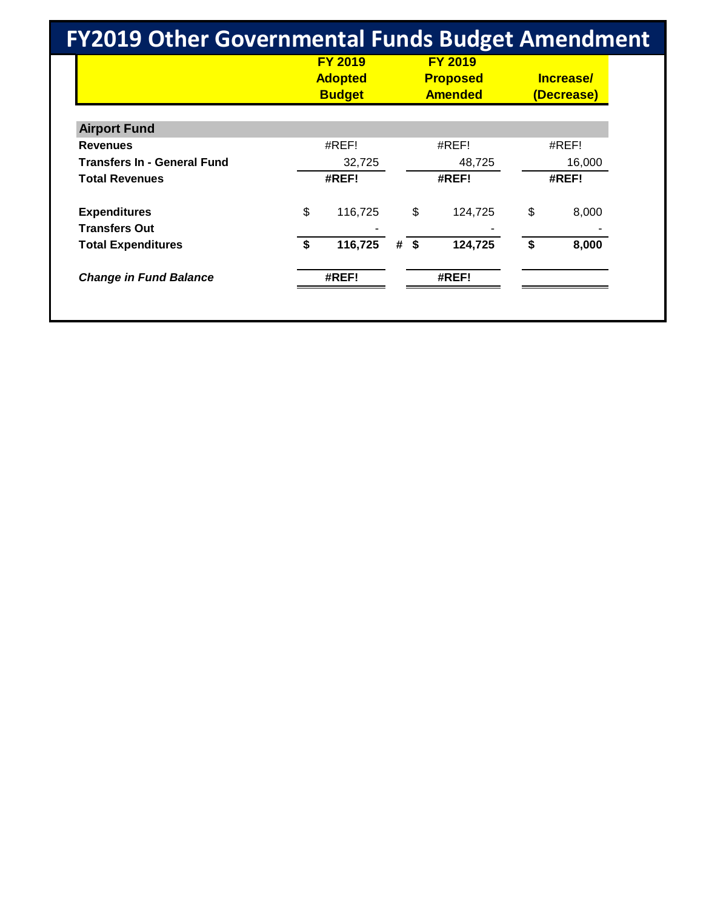# FY2019 Other Governmental Funds Budget Amendment

| | FY 2019 Adopted Budget | | FY 2019 Proposed Amended | Increase/ (Decrease) |
|---|---|---|---|---|
| **Airport Fund** | | | | |
| **Revenues** | #REF! | | #REF! | #REF! |
| **Transfers In - General Fund** | 32,725 | | 48,725 | 16,000 |
| **Total Revenues** | **#REF!** | | **#REF!** | **#REF!** |
| | | | | |
| **Expenditures** | $ 116,725 | | $ 124,725 | $ 8,000 |
| **Transfers Out** | - | | - | - |
| **Total Expenditures** | **$ 116,725** | **#** | **$ 124,725** | **$ 8,000** |
| | | | | |
| ***Change in Fund Balance*** | **#REF!** | | **#REF!** | |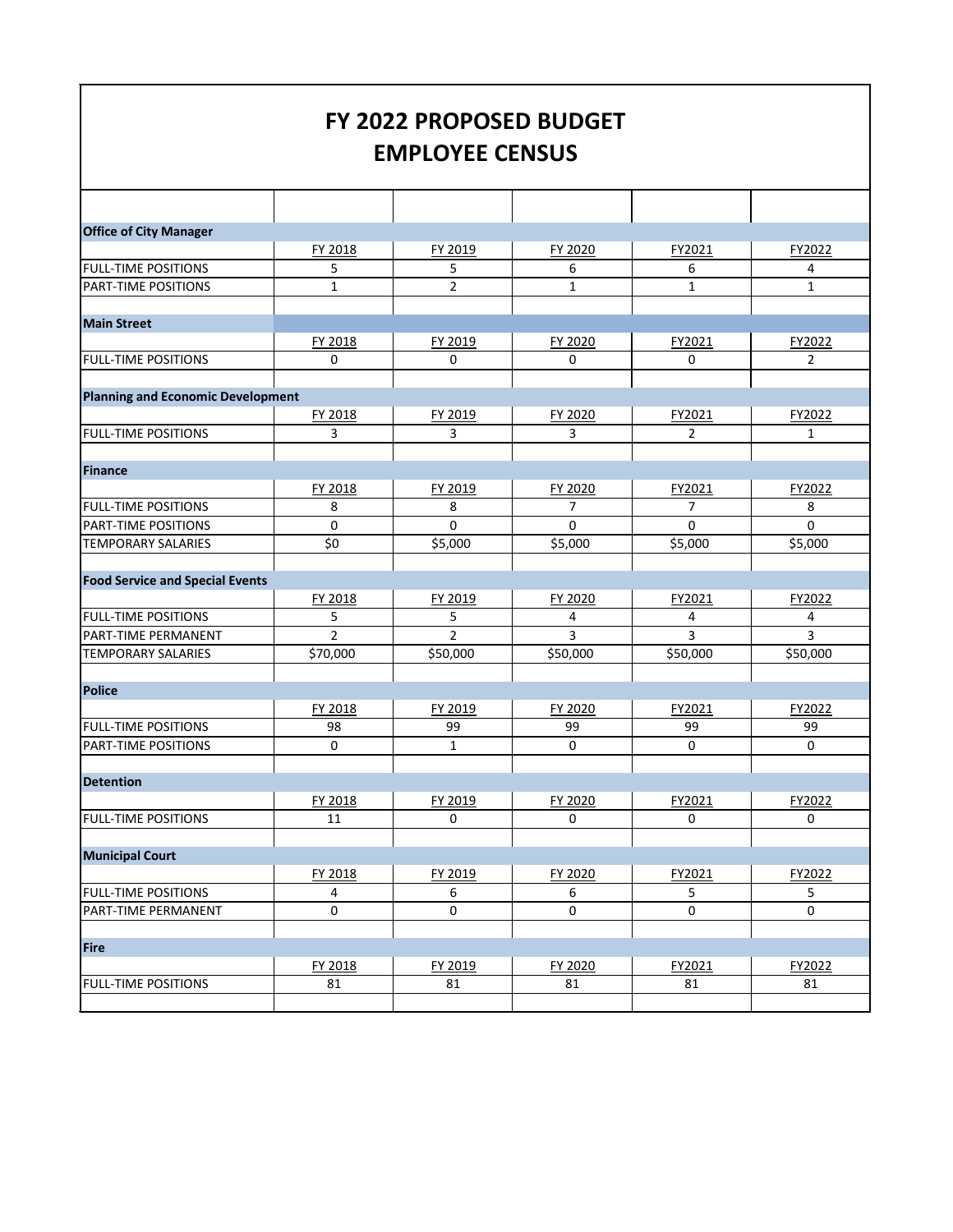# FY 2022 PROPOSED BUDGET
# EMPLOYEE CENSUS

| | | | | | |
|---|---|---|---|---|---|
| **Office of City Manager** | | | | | |
| | FY 2018 | FY 2019 | FY 2020 | FY2021 | FY2022 |
| FULL-TIME POSITIONS | 5 | 5 | 6 | 6 | 4 |
| PART-TIME POSITIONS | 1 | 2 | 1 | 1 | 1 |
| | | | | | |
| **Main Street** | | | | | |
| | FY 2018 | FY 2019 | FY 2020 | FY2021 | FY2022 |
| FULL-TIME POSITIONS | 0 | 0 | 0 | 0 | 2 |
| | | | | | |
| **Planning and Economic Development** | | | | | |
| | FY 2018 | FY 2019 | FY 2020 | FY2021 | FY2022 |
| FULL-TIME POSITIONS | 3 | 3 | 3 | 2 | 1 |
| | | | | | |
| **Finance** | | | | | |
| | FY 2018 | FY 2019 | FY 2020 | FY2021 | FY2022 |
| FULL-TIME POSITIONS | 8 | 8 | 7 | 7 | 8 |
| PART-TIME POSITIONS | 0 | 0 | 0 | 0 | 0 |
| TEMPORARY SALARIES | $0 | $5,000 | $5,000 | $5,000 | $5,000 |
| | | | | | |
| **Food Service and Special Events** | | | | | |
| | FY 2018 | FY 2019 | FY 2020 | FY2021 | FY2022 |
| FULL-TIME POSITIONS | 5 | 5 | 4 | 4 | 4 |
| PART-TIME PERMANENT | 2 | 2 | 3 | 3 | 3 |
| TEMPORARY SALARIES | $70,000 | $50,000 | $50,000 | $50,000 | $50,000 |
| | | | | | |
| **Police** | | | | | |
| | FY 2018 | FY 2019 | FY 2020 | FY2021 | FY2022 |
| FULL-TIME POSITIONS | 98 | 99 | 99 | 99 | 99 |
| PART-TIME POSITIONS | 0 | 1 | 0 | 0 | 0 |
| | | | | | |
| **Detention** | | | | | |
| | FY 2018 | FY 2019 | FY 2020 | FY2021 | FY2022 |
| FULL-TIME POSITIONS | 11 | 0 | 0 | 0 | 0 |
| | | | | | |
| **Municipal Court** | | | | | |
| | FY 2018 | FY 2019 | FY 2020 | FY2021 | FY2022 |
| FULL-TIME POSITIONS | 4 | 6 | 6 | 5 | 5 |
| PART-TIME PERMANENT | 0 | 0 | 0 | 0 | 0 |
| | | | | | |
| **Fire** | | | | | |
| | FY 2018 | FY 2019 | FY 2020 | FY2021 | FY2022 |
| FULL-TIME POSITIONS | 81 | 81 | 81 | 81 | 81 |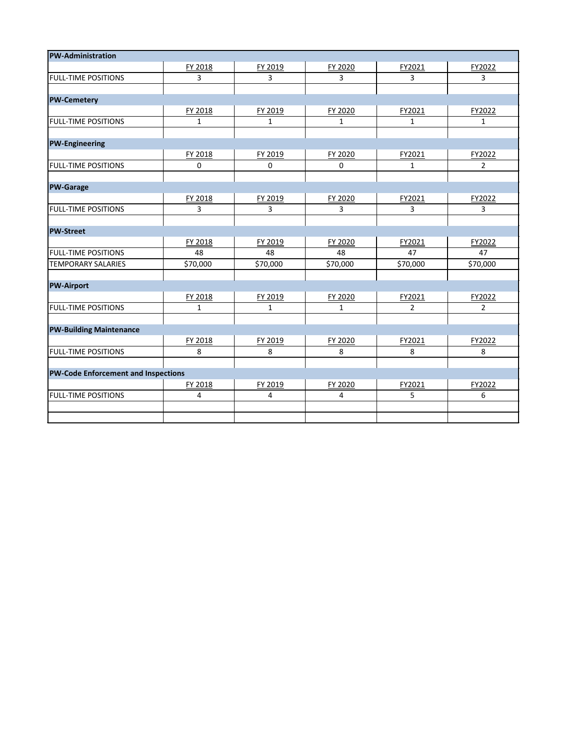| PW-Administration | | | | | |
|---|---|---|---|---|---|
| | FY 2018 | FY 2019 | FY 2020 | FY2021 | FY2022 |
| FULL-TIME POSITIONS | 3 | 3 | 3 | 3 | 3 |

| PW-Cemetery | | | | | |
|---|---|---|---|---|---|
| | FY 2018 | FY 2019 | FY 2020 | FY2021 | FY2022 |
| FULL-TIME POSITIONS | 1 | 1 | 1 | 1 | 1 |

| PW-Engineering | | | | | |
|---|---|---|---|---|---|
| | FY 2018 | FY 2019 | FY 2020 | FY2021 | FY2022 |
| FULL-TIME POSITIONS | 0 | 0 | 0 | 1 | 2 |

| PW-Garage | | | | | |
|---|---|---|---|---|---|
| | FY 2018 | FY 2019 | FY 2020 | FY2021 | FY2022 |
| FULL-TIME POSITIONS | 3 | 3 | 3 | 3 | 3 |

| PW-Street | | | | | |
|---|---|---|---|---|---|
| | FY 2018 | FY 2019 | FY 2020 | FY2021 | FY2022 |
| FULL-TIME POSITIONS | 48 | 48 | 48 | 47 | 47 |
| TEMPORARY SALARIES | $70,000 | $70,000 | $70,000 | $70,000 | $70,000 |

| PW-Airport | | | | | |
|---|---|---|---|---|---|
| | FY 2018 | FY 2019 | FY 2020 | FY2021 | FY2022 |
| FULL-TIME POSITIONS | 1 | 1 | 1 | 2 | 2 |

| PW-Building Maintenance | | | | | |
|---|---|---|---|---|---|
| | FY 2018 | FY 2019 | FY 2020 | FY2021 | FY2022 |
| FULL-TIME POSITIONS | 8 | 8 | 8 | 8 | 8 |

| PW-Code Enforcement and Inspections | | | | | |
|---|---|---|---|---|---|
| | FY 2018 | FY 2019 | FY 2020 | FY2021 | FY2022 |
| FULL-TIME POSITIONS | 4 | 4 | 4 | 5 | 6 |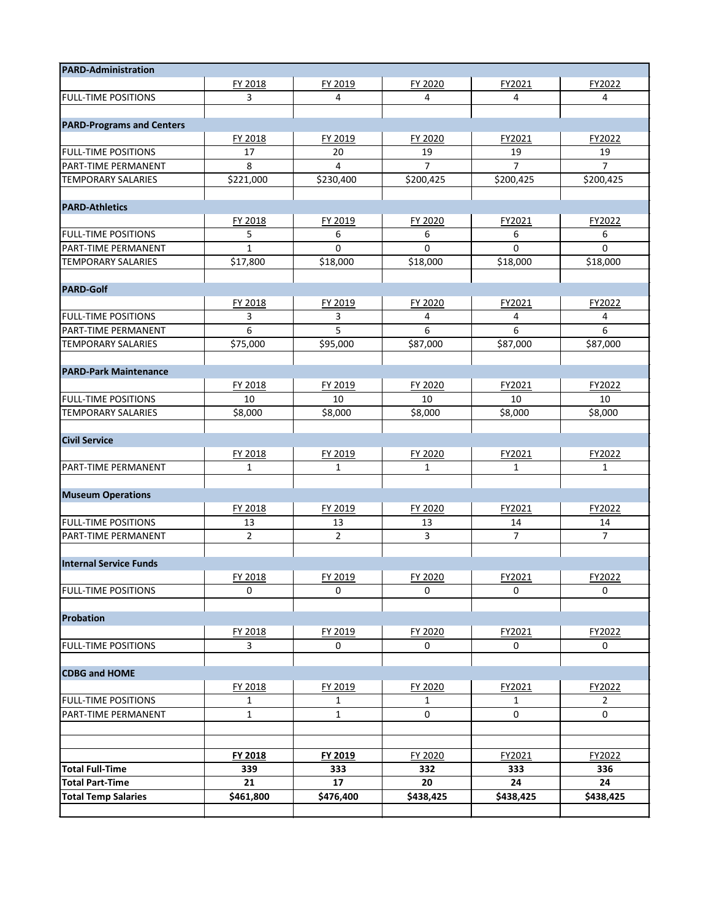| PARD-Administration | | | | | |
|---|---|---|---|---|---|
| | FY 2018 | FY 2019 | FY 2020 | FY2021 | FY2022 |
| FULL-TIME POSITIONS | 3 | 4 | 4 | 4 | 4 |

| PARD-Programs and Centers | | | | | |
|---|---|---|---|---|---|
| | FY 2018 | FY 2019 | FY 2020 | FY2021 | FY2022 |
| FULL-TIME POSITIONS | 17 | 20 | 19 | 19 | 19 |
| PART-TIME PERMANENT | 8 | 4 | 7 | 7 | 7 |
| TEMPORARY SALARIES | $221,000 | $230,400 | $200,425 | $200,425 | $200,425 |

| PARD-Athletics | | | | | |
|---|---|---|---|---|---|
| | FY 2018 | FY 2019 | FY 2020 | FY2021 | FY2022 |
| FULL-TIME POSITIONS | 5 | 6 | 6 | 6 | 6 |
| PART-TIME PERMANENT | 1 | 0 | 0 | 0 | 0 |
| TEMPORARY SALARIES | $17,800 | $18,000 | $18,000 | $18,000 | $18,000 |

| PARD-Golf | | | | | |
|---|---|---|---|---|---|
| | FY 2018 | FY 2019 | FY 2020 | FY2021 | FY2022 |
| FULL-TIME POSITIONS | 3 | 3 | 4 | 4 | 4 |
| PART-TIME PERMANENT | 6 | 5 | 6 | 6 | 6 |
| TEMPORARY SALARIES | $75,000 | $95,000 | $87,000 | $87,000 | $87,000 |

| PARD-Park Maintenance | | | | | |
|---|---|---|---|---|---|
| | FY 2018 | FY 2019 | FY 2020 | FY2021 | FY2022 |
| FULL-TIME POSITIONS | 10 | 10 | 10 | 10 | 10 |
| TEMPORARY SALARIES | $8,000 | $8,000 | $8,000 | $8,000 | $8,000 |

| Civil Service | | | | | |
|---|---|---|---|---|---|
| | FY 2018 | FY 2019 | FY 2020 | FY2021 | FY2022 |
| PART-TIME PERMANENT | 1 | 1 | 1 | 1 | 1 |

| Museum Operations | | | | | |
|---|---|---|---|---|---|
| | FY 2018 | FY 2019 | FY 2020 | FY2021 | FY2022 |
| FULL-TIME POSITIONS | 13 | 13 | 13 | 14 | 14 |
| PART-TIME PERMANENT | 2 | 2 | 3 | 7 | 7 |

| Internal Service Funds | | | | | |
|---|---|---|---|---|---|
| | FY 2018 | FY 2019 | FY 2020 | FY2021 | FY2022 |
| FULL-TIME POSITIONS | 0 | 0 | 0 | 0 | 0 |

| Probation | | | | | |
|---|---|---|---|---|---|
| | FY 2018 | FY 2019 | FY 2020 | FY2021 | FY2022 |
| FULL-TIME POSITIONS | 3 | 0 | 0 | 0 | 0 |

| CDBG and HOME | | | | | |
|---|---|---|---|---|---|
| | FY 2018 | FY 2019 | FY 2020 | FY2021 | FY2022 |
| FULL-TIME POSITIONS | 1 | 1 | 1 | 1 | 2 |
| PART-TIME PERMANENT | 1 | 1 | 0 | 0 | 0 |

| | | | | | |
|---|---|---|---|---|---|
| | **FY 2018** | **FY 2019** | FY 2020 | FY2021 | FY2022 |
| **Total Full-Time** | **339** | **333** | **332** | **333** | **336** |
| **Total Part-Time** | **21** | **17** | **20** | **24** | **24** |
| **Total Temp Salaries** | **$461,800** | **$476,400** | **$438,425** | **$438,425** | **$438,425** |